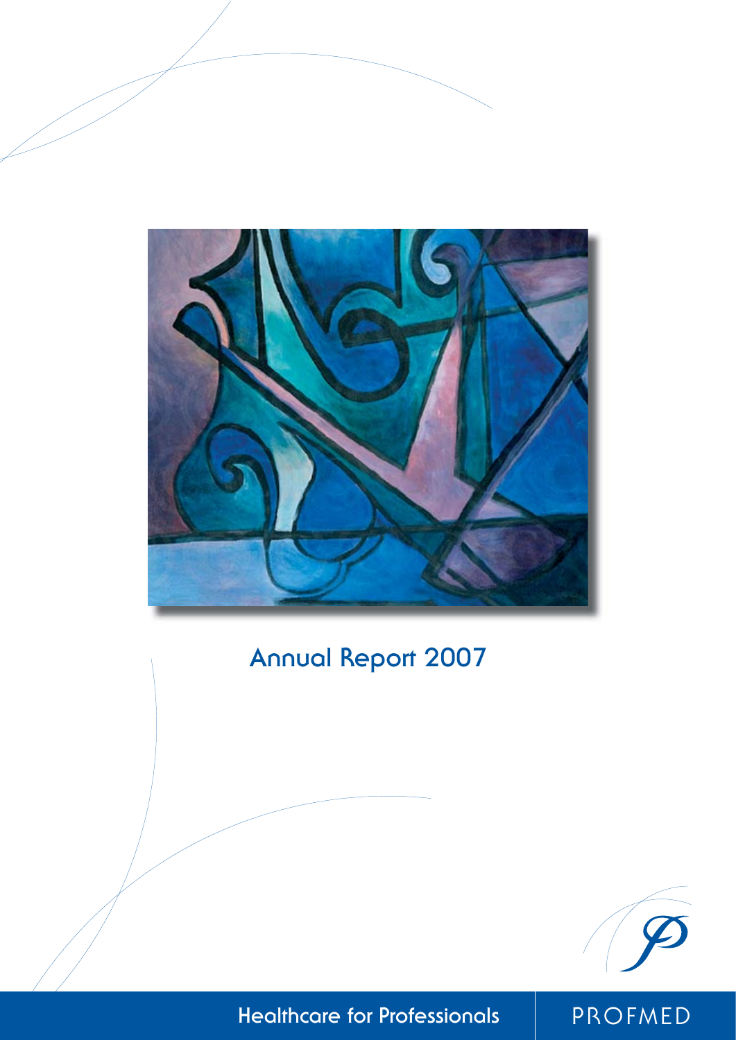# Annual Report 2007

Healthcare for Professionals

PROFMED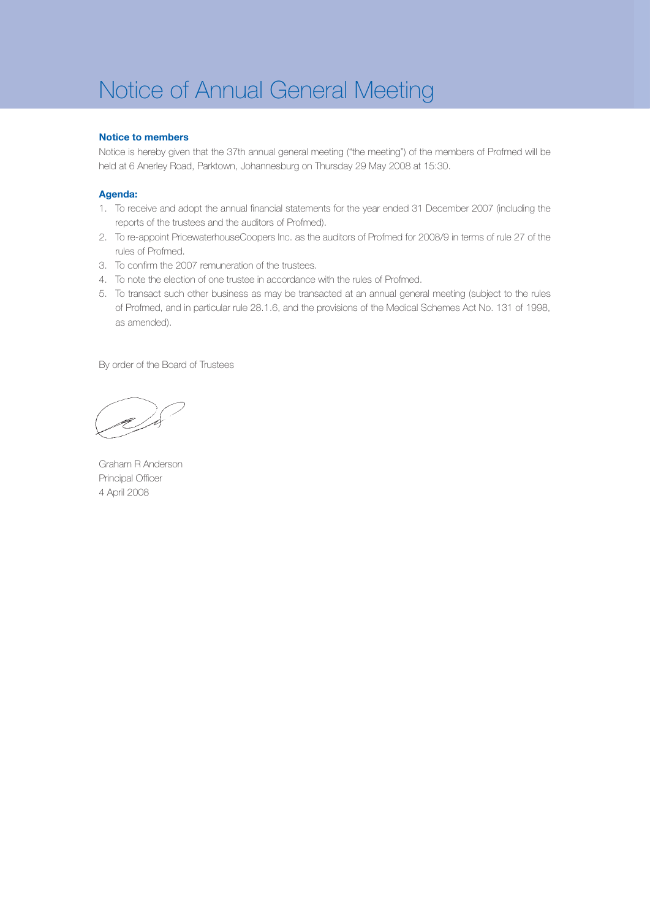# Notice of Annual General Meeting

**Notice to members**

Notice is hereby given that the 37th annual general meeting ("the meeting") of the members of Profmed will be held at 6 Anerley Road, Parktown, Johannesburg on Thursday 29 May 2008 at 15:30.

**Agenda:**

1. To receive and adopt the annual financial statements for the year ended 31 December 2007 (including the reports of the trustees and the auditors of Profmed).
2. To re-appoint PricewaterhouseCoopers Inc. as the auditors of Profmed for 2008/9 in terms of rule 27 of the rules of Profmed.
3. To confirm the 2007 remuneration of the trustees.
4. To note the election of one trustee in accordance with the rules of Profmed.
5. To transact such other business as may be transacted at an annual general meeting (subject to the rules of Profmed, and in particular rule 28.1.6, and the provisions of the Medical Schemes Act No. 131 of 1998, as amended).

By order of the Board of Trustees

Graham R Anderson
Principal Officer
4 April 2008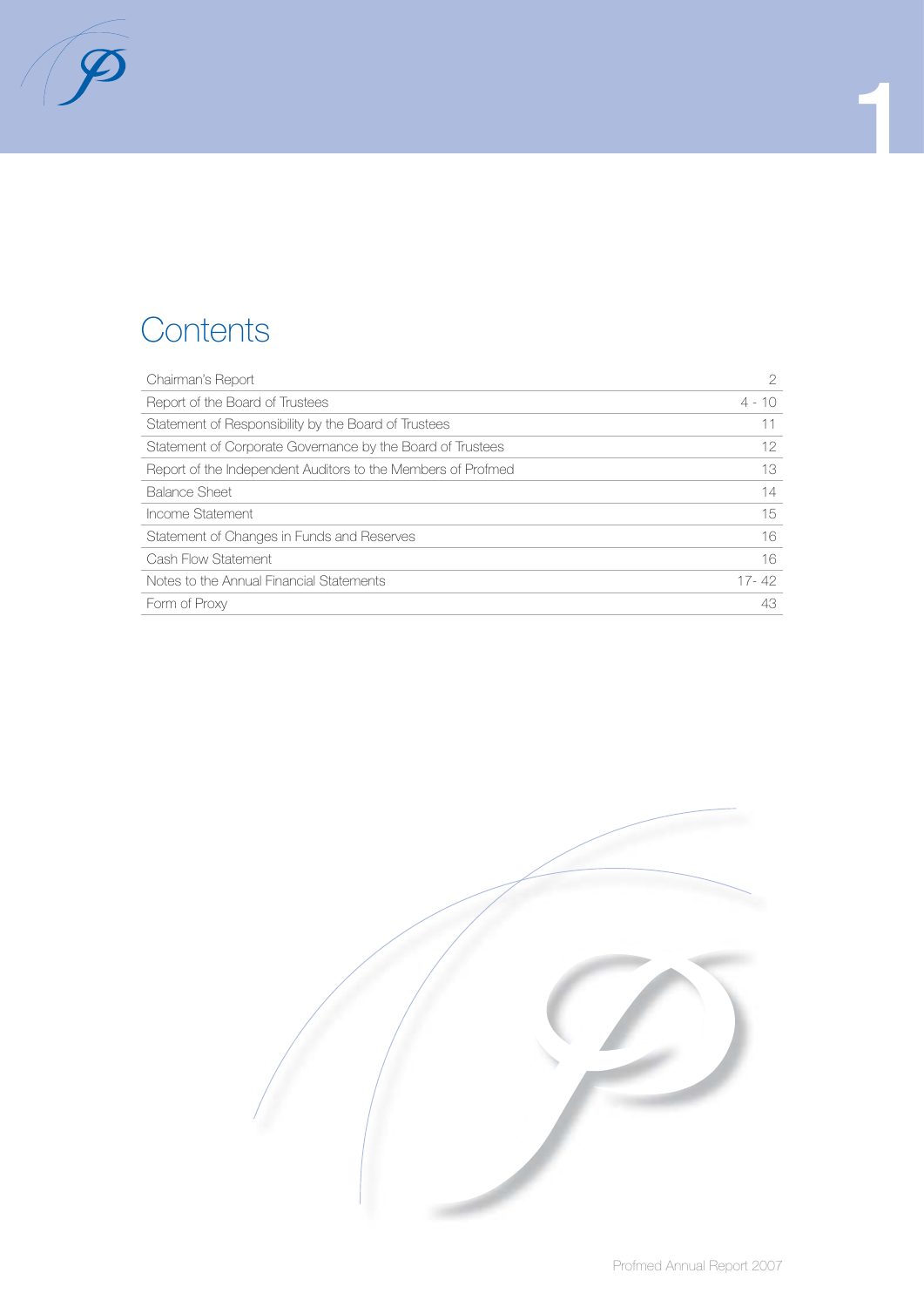# Contents

| | |
|---|---|
| Chairman's Report | 2 |
| Report of the Board of Trustees | 4 - 10 |
| Statement of Responsibility by the Board of Trustees | 11 |
| Statement of Corporate Governance by the Board of Trustees | 12 |
| Report of the Independent Auditors to the Members of Profmed | 13 |
| Balance Sheet | 14 |
| Income Statement | 15 |
| Statement of Changes in Funds and Reserves | 16 |
| Cash Flow Statement | 16 |
| Notes to the Annual Financial Statements | 17- 42 |
| Form of Proxy | 43 |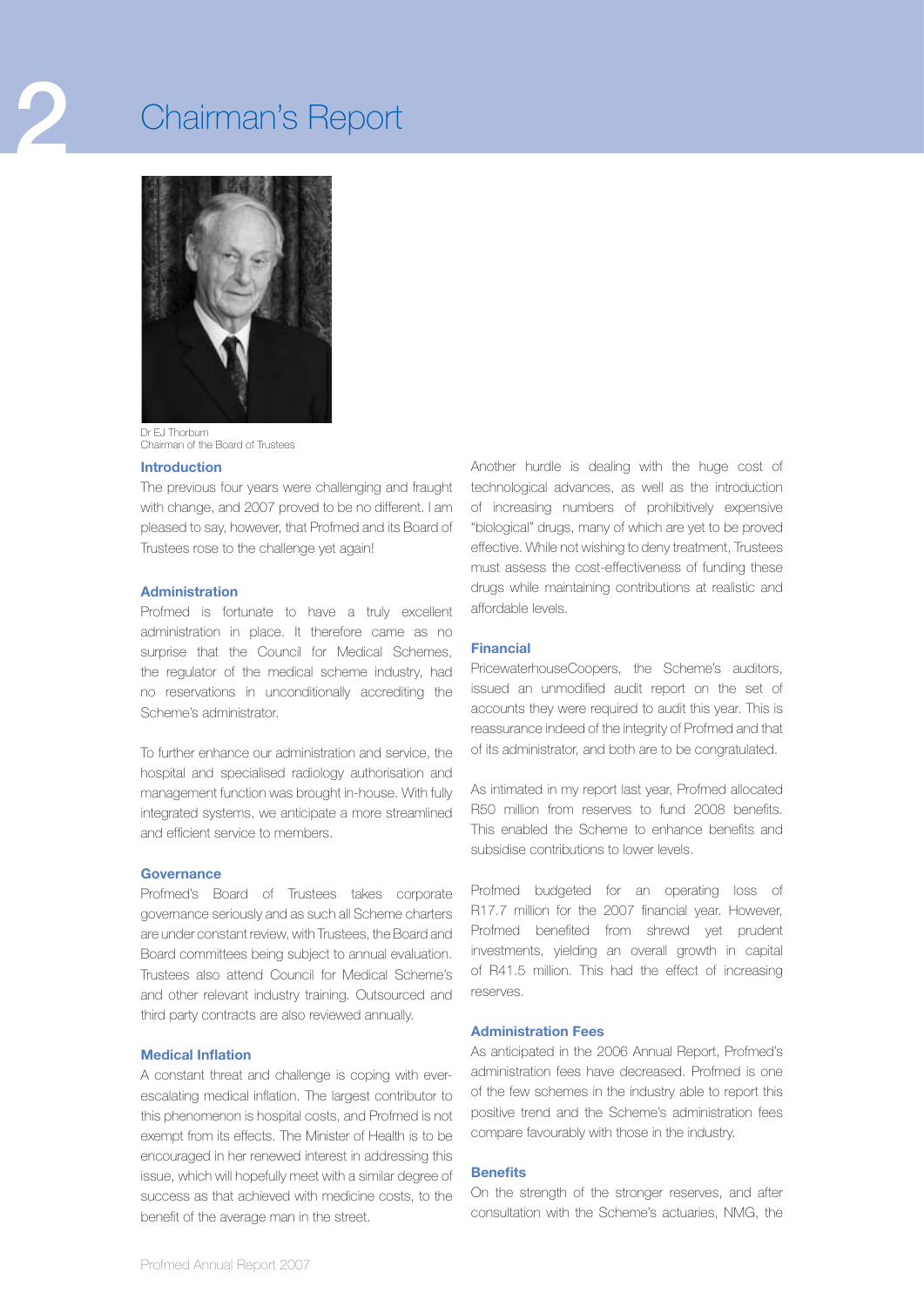# 2 Chairman's Report

Dr EJ Thorburn
Chairman of the Board of Trustees

### Introduction

The previous four years were challenging and fraught with change, and 2007 proved to be no different. I am pleased to say, however, that Profmed and its Board of Trustees rose to the challenge yet again!

### Administration

Profmed is fortunate to have a truly excellent administration in place. It therefore came as no surprise that the Council for Medical Schemes, the regulator of the medical scheme industry, had no reservations in unconditionally accrediting the Scheme's administrator.

To further enhance our administration and service, the hospital and specialised radiology authorisation and management function was brought in-house. With fully integrated systems, we anticipate a more streamlined and efficient service to members.

### Governance

Profmed's Board of Trustees takes corporate governance seriously and as such all Scheme charters are under constant review, with Trustees, the Board and Board committees being subject to annual evaluation. Trustees also attend Council for Medical Scheme's and other relevant industry training. Outsourced and third party contracts are also reviewed annually.

### Medical Inflation

A constant threat and challenge is coping with ever-escalating medical inflation. The largest contributor to this phenomenon is hospital costs, and Profmed is not exempt from its effects. The Minister of Health is to be encouraged in her renewed interest in addressing this issue, which will hopefully meet with a similar degree of success as that achieved with medicine costs, to the benefit of the average man in the street.

Another hurdle is dealing with the huge cost of technological advances, as well as the introduction of increasing numbers of prohibitively expensive "biological" drugs, many of which are yet to be proved effective. While not wishing to deny treatment, Trustees must assess the cost-effectiveness of funding these drugs while maintaining contributions at realistic and affordable levels.

### Financial

PricewaterhouseCoopers, the Scheme's auditors, issued an unmodified audit report on the set of accounts they were required to audit this year. This is reassurance indeed of the integrity of Profmed and that of its administrator, and both are to be congratulated.

As intimated in my report last year, Profmed allocated R50 million from reserves to fund 2008 benefits. This enabled the Scheme to enhance benefits and subsidise contributions to lower levels.

Profmed budgeted for an operating loss of R17.7 million for the 2007 financial year. However, Profmed benefited from shrewd yet prudent investments, yielding an overall growth in capital of R41.5 million. This had the effect of increasing reserves.

### Administration Fees

As anticipated in the 2006 Annual Report, Profmed's administration fees have decreased. Profmed is one of the few schemes in the industry able to report this positive trend and the Scheme's administration fees compare favourably with those in the industry.

### Benefits

On the strength of the stronger reserves, and after consultation with the Scheme's actuaries, NMG, the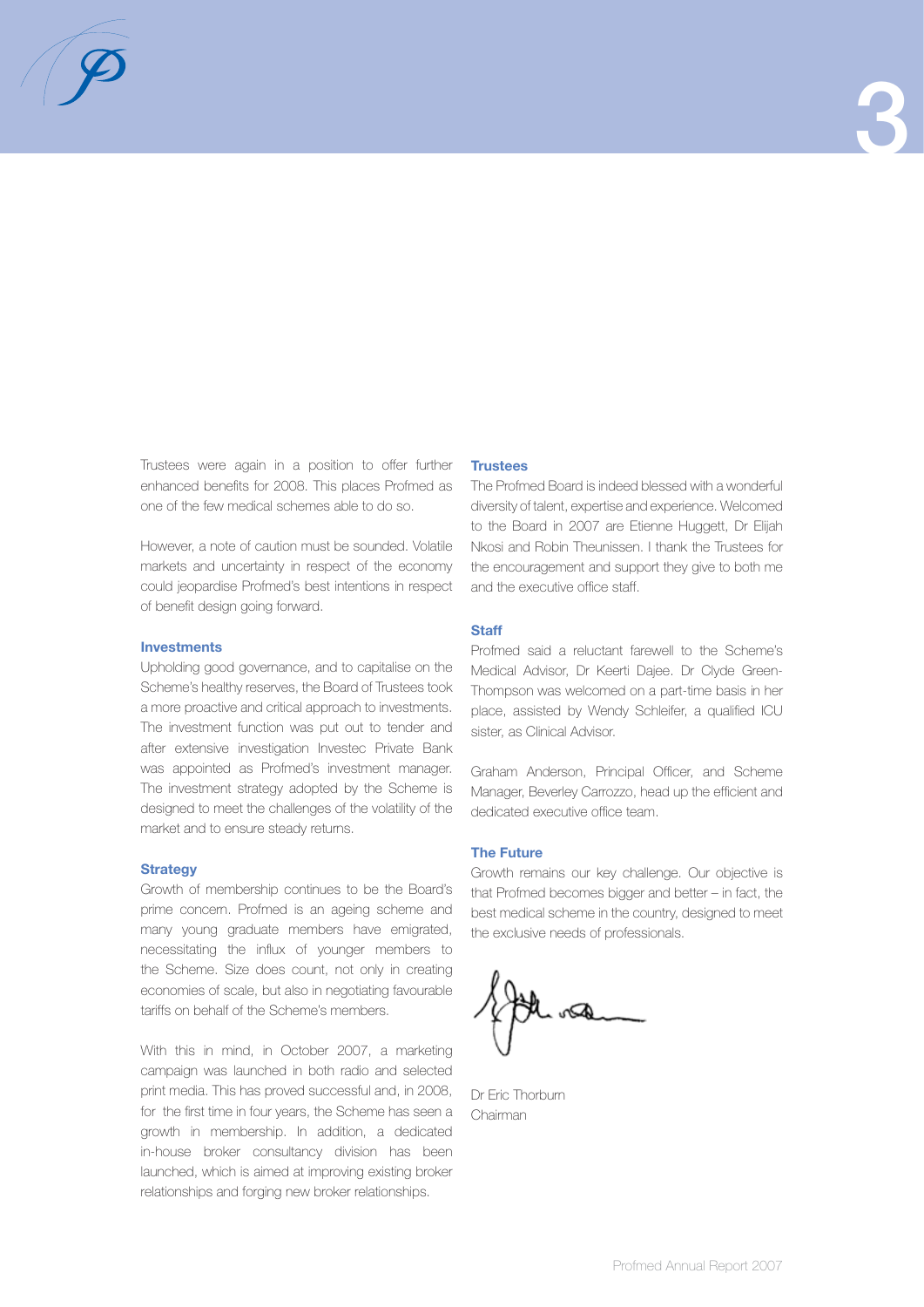Trustees were again in a position to offer further enhanced benefits for 2008. This places Profmed as one of the few medical schemes able to do so.

However, a note of caution must be sounded. Volatile markets and uncertainty in respect of the economy could jeopardise Profmed's best intentions in respect of benefit design going forward.

### Investments

Upholding good governance, and to capitalise on the Scheme's healthy reserves, the Board of Trustees took a more proactive and critical approach to investments. The investment function was put out to tender and after extensive investigation Investec Private Bank was appointed as Profmed's investment manager. The investment strategy adopted by the Scheme is designed to meet the challenges of the volatility of the market and to ensure steady returns.

### Strategy

Growth of membership continues to be the Board's prime concern. Profmed is an ageing scheme and many young graduate members have emigrated, necessitating the influx of younger members to the Scheme. Size does count, not only in creating economies of scale, but also in negotiating favourable tariffs on behalf of the Scheme's members.

With this in mind, in October 2007, a marketing campaign was launched in both radio and selected print media. This has proved successful and, in 2008, for the first time in four years, the Scheme has seen a growth in membership. In addition, a dedicated in-house broker consultancy division has been launched, which is aimed at improving existing broker relationships and forging new broker relationships.

### Trustees

The Profmed Board is indeed blessed with a wonderful diversity of talent, expertise and experience. Welcomed to the Board in 2007 are Etienne Huggett, Dr Elijah Nkosi and Robin Theunissen. I thank the Trustees for the encouragement and support they give to both me and the executive office staff.

### Staff

Profmed said a reluctant farewell to the Scheme's Medical Advisor, Dr Keerti Dajee. Dr Clyde Green-Thompson was welcomed on a part-time basis in her place, assisted by Wendy Schleifer, a qualified ICU sister, as Clinical Advisor.

Graham Anderson, Principal Officer, and Scheme Manager, Beverley Carrozzo, head up the efficient and dedicated executive office team.

### The Future

Growth remains our key challenge. Our objective is that Profmed becomes bigger and better – in fact, the best medical scheme in the country, designed to meet the exclusive needs of professionals.

Dr Eric Thorburn
Chairman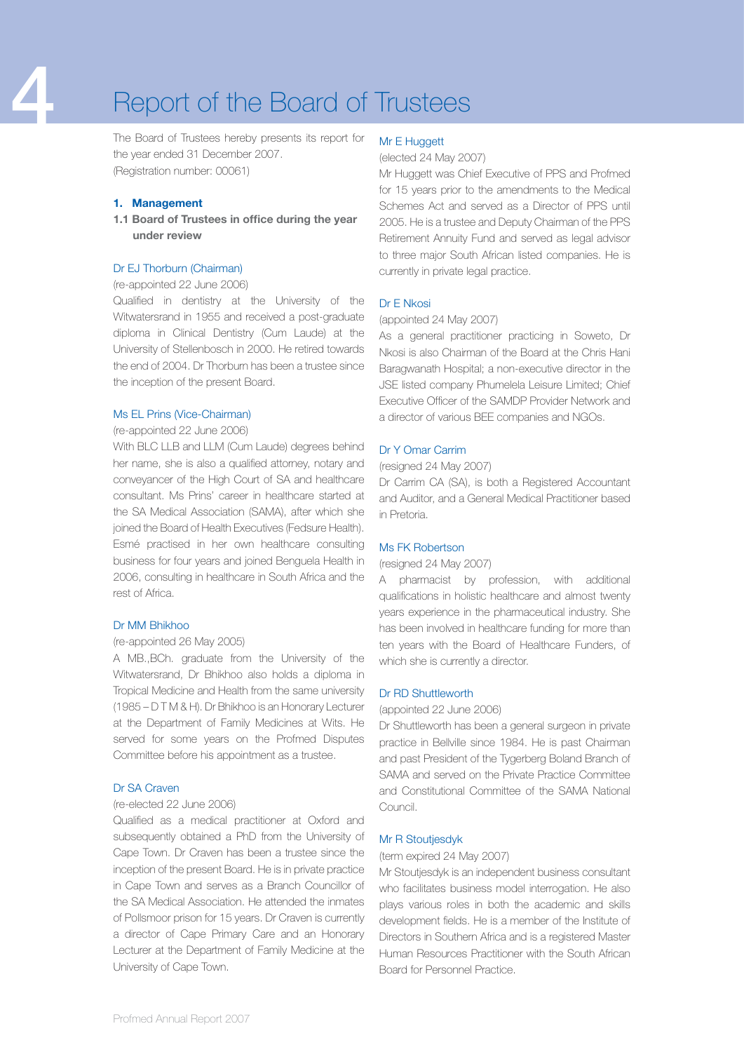# 4 Report of the Board of Trustees

The Board of Trustees hereby presents its report for the year ended 31 December 2007.
(Registration number: 00061)

## 1. Management

### 1.1 Board of Trustees in office during the year under review

**Dr EJ Thorburn (Chairman)**
(re-appointed 22 June 2006)
Qualified in dentistry at the University of the Witwatersrand in 1955 and received a post-graduate diploma in Clinical Dentistry (Cum Laude) at the University of Stellenbosch in 2000. He retired towards the end of 2004. Dr Thorburn has been a trustee since the inception of the present Board.

**Ms EL Prins (Vice-Chairman)**
(re-appointed 22 June 2006)
With BLC LLB and LLM (Cum Laude) degrees behind her name, she is also a qualified attorney, notary and conveyancer of the High Court of SA and healthcare consultant. Ms Prins' career in healthcare started at the SA Medical Association (SAMA), after which she joined the Board of Health Executives (Fedsure Health). Esmé practised in her own healthcare consulting business for four years and joined Benguela Health in 2006, consulting in healthcare in South Africa and the rest of Africa.

**Dr MM Bhikhoo**
(re-appointed 26 May 2005)
A MB.,BCh. graduate from the University of the Witwatersrand, Dr Bhikhoo also holds a diploma in Tropical Medicine and Health from the same university (1985 – D T M & H). Dr Bhikhoo is an Honorary Lecturer at the Department of Family Medicines at Wits. He served for some years on the Profmed Disputes Committee before his appointment as a trustee.

**Dr SA Craven**
(re-elected 22 June 2006)
Qualified as a medical practitioner at Oxford and subsequently obtained a PhD from the University of Cape Town. Dr Craven has been a trustee since the inception of the present Board. He is in private practice in Cape Town and serves as a Branch Councillor of the SA Medical Association. He attended the inmates of Pollsmoor prison for 15 years. Dr Craven is currently a director of Cape Primary Care and an Honorary Lecturer at the Department of Family Medicine at the University of Cape Town.

**Mr E Huggett**
(elected 24 May 2007)
Mr Huggett was Chief Executive of PPS and Profmed for 15 years prior to the amendments to the Medical Schemes Act and served as a Director of PPS until 2005. He is a trustee and Deputy Chairman of the PPS Retirement Annuity Fund and served as legal advisor to three major South African listed companies. He is currently in private legal practice.

**Dr E Nkosi**
(appointed 24 May 2007)
As a general practitioner practicing in Soweto, Dr Nkosi is also Chairman of the Board at the Chris Hani Baragwanath Hospital; a non-executive director in the JSE listed company Phumelela Leisure Limited; Chief Executive Officer of the SAMDP Provider Network and a director of various BEE companies and NGOs.

**Dr Y Omar Carrim**
(resigned 24 May 2007)
Dr Carrim CA (SA), is both a Registered Accountant and Auditor, and a General Medical Practitioner based in Pretoria.

**Ms FK Robertson**
(resigned 24 May 2007)
A pharmacist by profession, with additional qualifications in holistic healthcare and almost twenty years experience in the pharmaceutical industry. She has been involved in healthcare funding for more than ten years with the Board of Healthcare Funders, of which she is currently a director.

**Dr RD Shuttleworth**
(appointed 22 June 2006)
Dr Shuttleworth has been a general surgeon in private practice in Bellville since 1984. He is past Chairman and past President of the Tygerberg Boland Branch of SAMA and served on the Private Practice Committee and Constitutional Committee of the SAMA National Council.

**Mr R Stoutjesdyk**
(term expired 24 May 2007)
Mr Stoutjesdyk is an independent business consultant who facilitates business model interrogation. He also plays various roles in both the academic and skills development fields. He is a member of the Institute of Directors in Southern Africa and is a registered Master Human Resources Practitioner with the South African Board for Personnel Practice.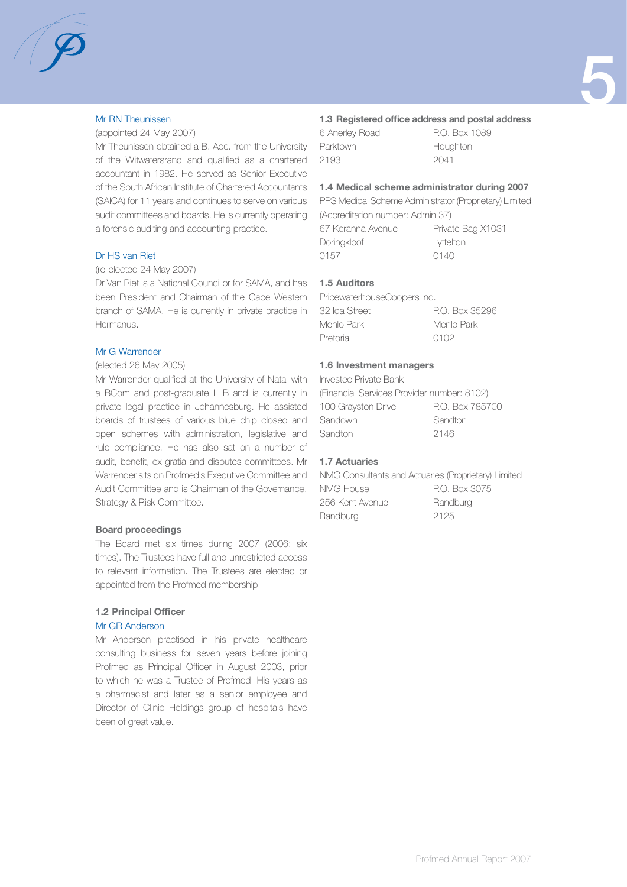Mr RN Theunissen

(appointed 24 May 2007)

Mr Theunissen obtained a B. Acc. from the University of the Witwatersrand and qualified as a chartered accountant in 1982. He served as Senior Executive of the South African Institute of Chartered Accountants (SAICA) for 11 years and continues to serve on various audit committees and boards. He is currently operating a forensic auditing and accounting practice.

Dr HS van Riet

(re-elected 24 May 2007)

Dr Van Riet is a National Councillor for SAMA, and has been President and Chairman of the Cape Western branch of SAMA. He is currently in private practice in Hermanus.

Mr G Warrender

(elected 26 May 2005)

Mr Warrender qualified at the University of Natal with a BCom and post-graduate LLB and is currently in private legal practice in Johannesburg. He assisted boards of trustees of various blue chip closed and open schemes with administration, legislative and rule compliance. He has also sat on a number of audit, benefit, ex-gratia and disputes committees. Mr Warrender sits on Profmed's Executive Committee and Audit Committee and is Chairman of the Governance, Strategy & Risk Committee.

**Board proceedings**

The Board met six times during 2007 (2006: six times). The Trustees have full and unrestricted access to relevant information. The Trustees are elected or appointed from the Profmed membership.

### 1.2 Principal Officer

Mr GR Anderson

Mr Anderson practised in his private healthcare consulting business for seven years before joining Profmed as Principal Officer in August 2003, prior to which he was a Trustee of Profmed. His years as a pharmacist and later as a senior employee and Director of Clinic Holdings group of hospitals have been of great value.

### 1.3 Registered office address and postal address

| | |
|---|---|
| 6 Anerley Road | P.O. Box 1089 |
| Parktown | Houghton |
| 2193 | 2041 |

### 1.4 Medical scheme administrator during 2007

PPS Medical Scheme Administrator (Proprietary) Limited
(Accreditation number: Admin 37)

| | |
|---|---|
| 67 Koranna Avenue | Private Bag X1031 |
| Doringkloof | Lyttelton |
| 0157 | 0140 |

### 1.5 Auditors

PricewaterhouseCoopers Inc.

| | |
|---|---|
| 32 Ida Street | P.O. Box 35296 |
| Menlo Park | Menlo Park |
| Pretoria | 0102 |

### 1.6 Investment managers

Investec Private Bank
(Financial Services Provider number: 8102)

| | |
|---|---|
| 100 Grayston Drive | P.O. Box 785700 |
| Sandown | Sandton |
| Sandton | 2146 |

### 1.7 Actuaries

NMG Consultants and Actuaries (Proprietary) Limited

| | |
|---|---|
| NMG House | P.O. Box 3075 |
| 256 Kent Avenue | Randburg |
| Randburg | 2125 |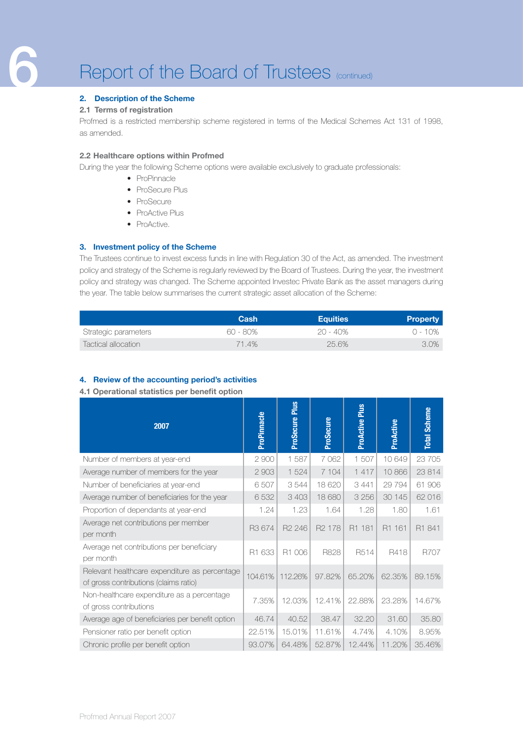# Report of the Board of Trustees (continued)

## 2. Description of the Scheme

### 2.1 Terms of registration

Profmed is a restricted membership scheme registered in terms of the Medical Schemes Act 131 of 1998, as amended.

### 2.2 Healthcare options within Profmed

During the year the following Scheme options were available exclusively to graduate professionals:

- ProPinnacle
- ProSecure Plus
- ProSecure
- ProActive Plus
- ProActive.

## 3. Investment policy of the Scheme

The Trustees continue to invest excess funds in line with Regulation 30 of the Act, as amended. The investment policy and strategy of the Scheme is regularly reviewed by the Board of Trustees. During the year, the investment policy and strategy was changed. The Scheme appointed Investec Private Bank as the asset managers during the year. The table below summarises the current strategic asset allocation of the Scheme:

| | Cash | Equities | Property |
|---|---|---|---|
| Strategic parameters | 60 - 80% | 20 - 40% | 0 - 10% |
| Tactical allocation | 71.4% | 25.6% | 3.0% |

## 4. Review of the accounting period's activities

### 4.1 Operational statistics per benefit option

| 2007 | ProPinnacle | ProSecure Plus | ProSecure | ProActive Plus | ProActive | Total Scheme |
|---|---|---|---|---|---|---|
| Number of members at year-end | 2 900 | 1 587 | 7 062 | 1 507 | 10 649 | 23 705 |
| Average number of members for the year | 2 903 | 1 524 | 7 104 | 1 417 | 10 866 | 23 814 |
| Number of beneficiaries at year-end | 6 507 | 3 544 | 18 620 | 3 441 | 29 794 | 61 906 |
| Average number of beneficiaries for the year | 6 532 | 3 403 | 18 680 | 3 256 | 30 145 | 62 016 |
| Proportion of dependants at year-end | 1.24 | 1.23 | 1.64 | 1.28 | 1.80 | 1.61 |
| Average net contributions per member per month | R3 674 | R2 246 | R2 178 | R1 181 | R1 161 | R1 841 |
| Average net contributions per beneficiary per month | R1 633 | R1 006 | R828 | R514 | R418 | R707 |
| Relevant healthcare expenditure as percentage of gross contributions (claims ratio) | 104.61% | 112.26% | 97.82% | 65.20% | 62.35% | 89.15% |
| Non-healthcare expenditure as a percentage of gross contributions | 7.35% | 12.03% | 12.41% | 22.88% | 23.28% | 14.67% |
| Average age of beneficiaries per benefit option | 46.74 | 40.52 | 38.47 | 32.20 | 31.60 | 35.80 |
| Pensioner ratio per benefit option | 22.51% | 15.01% | 11.61% | 4.74% | 4.10% | 8.95% |
| Chronic profile per benefit option | 93.07% | 64.48% | 52.87% | 12.44% | 11.20% | 35.46% |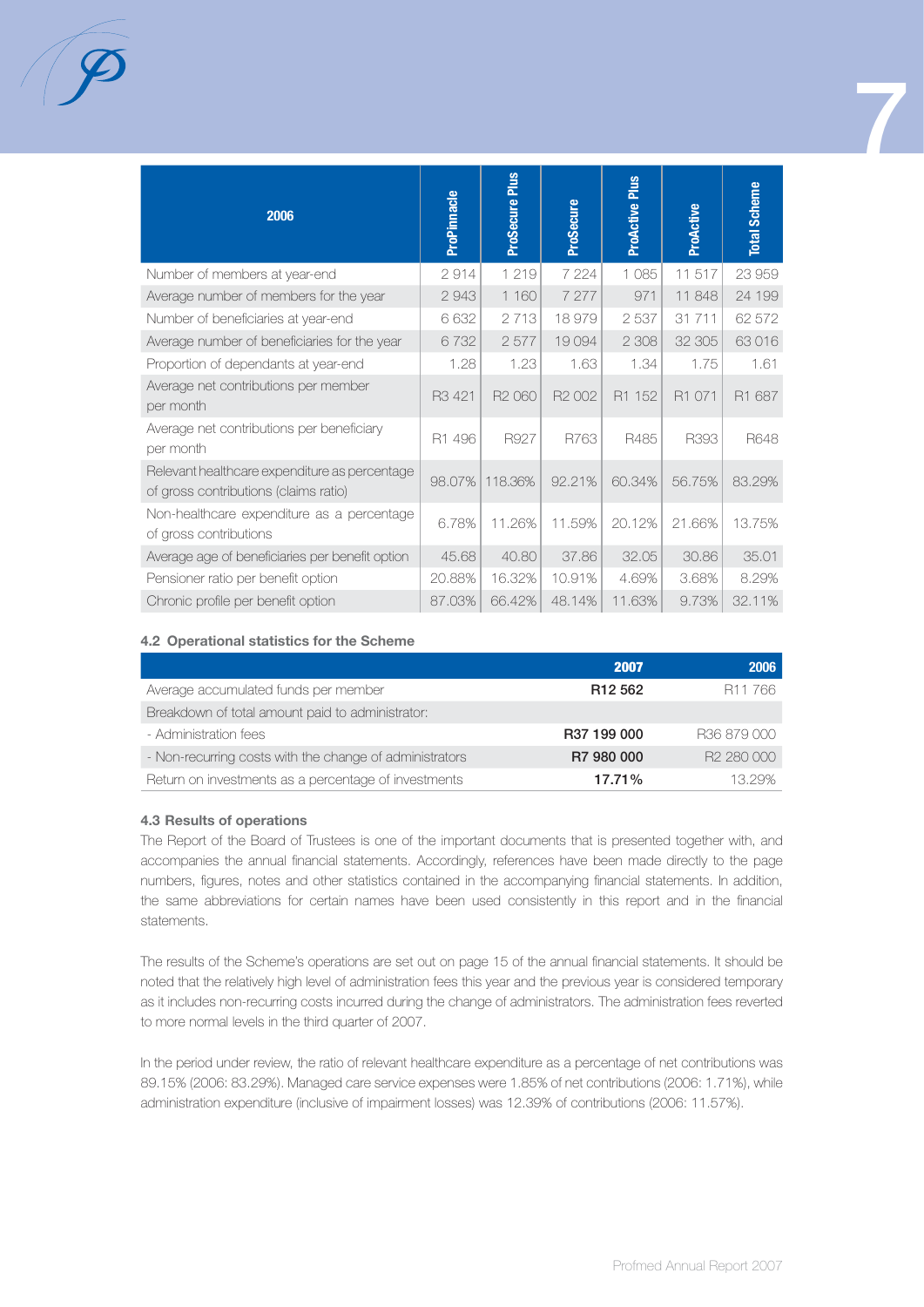| 2006 | ProPinnacle | ProSecure Plus | ProSecure | ProActive Plus | ProActive | Total Scheme |
|---|---|---|---|---|---|---|
| Number of members at year-end | 2 914 | 1 219 | 7 224 | 1 085 | 11 517 | 23 959 |
| Average number of members for the year | 2 943 | 1 160 | 7 277 | 971 | 11 848 | 24 199 |
| Number of beneficiaries at year-end | 6 632 | 2 713 | 18 979 | 2 537 | 31 711 | 62 572 |
| Average number of beneficiaries for the year | 6 732 | 2 577 | 19 094 | 2 308 | 32 305 | 63 016 |
| Proportion of dependants at year-end | 1.28 | 1.23 | 1.63 | 1.34 | 1.75 | 1.61 |
| Average net contributions per member per month | R3 421 | R2 060 | R2 002 | R1 152 | R1 071 | R1 687 |
| Average net contributions per beneficiary per month | R1 496 | R927 | R763 | R485 | R393 | R648 |
| Relevant healthcare expenditure as percentage of gross contributions (claims ratio) | 98.07% | 118.36% | 92.21% | 60.34% | 56.75% | 83.29% |
| Non-healthcare expenditure as a percentage of gross contributions | 6.78% | 11.26% | 11.59% | 20.12% | 21.66% | 13.75% |
| Average age of beneficiaries per benefit option | 45.68 | 40.80 | 37.86 | 32.05 | 30.86 | 35.01 |
| Pensioner ratio per benefit option | 20.88% | 16.32% | 10.91% | 4.69% | 3.68% | 8.29% |
| Chronic profile per benefit option | 87.03% | 66.42% | 48.14% | 11.63% | 9.73% | 32.11% |

#### 4.2 Operational statistics for the Scheme

| | 2007 | 2006 |
|---|---|---|
| Average accumulated funds per member | **R12 562** | R11 766 |
| Breakdown of total amount paid to administrator: | | |
| - Administration fees | **R37 199 000** | R36 879 000 |
| - Non-recurring costs with the change of administrators | **R7 980 000** | R2 280 000 |
| Return on investments as a percentage of investments | **17.71%** | 13.29% |

#### 4.3 Results of operations

The Report of the Board of Trustees is one of the important documents that is presented together with, and accompanies the annual financial statements. Accordingly, references have been made directly to the page numbers, figures, notes and other statistics contained in the accompanying financial statements. In addition, the same abbreviations for certain names have been used consistently in this report and in the financial statements.

The results of the Scheme's operations are set out on page 15 of the annual financial statements. It should be noted that the relatively high level of administration fees this year and the previous year is considered temporary as it includes non-recurring costs incurred during the change of administrators. The administration fees reverted to more normal levels in the third quarter of 2007.

In the period under review, the ratio of relevant healthcare expenditure as a percentage of net contributions was 89.15% (2006: 83.29%). Managed care service expenses were 1.85% of net contributions (2006: 1.71%), while administration expenditure (inclusive of impairment losses) was 12.39% of contributions (2006: 11.57%).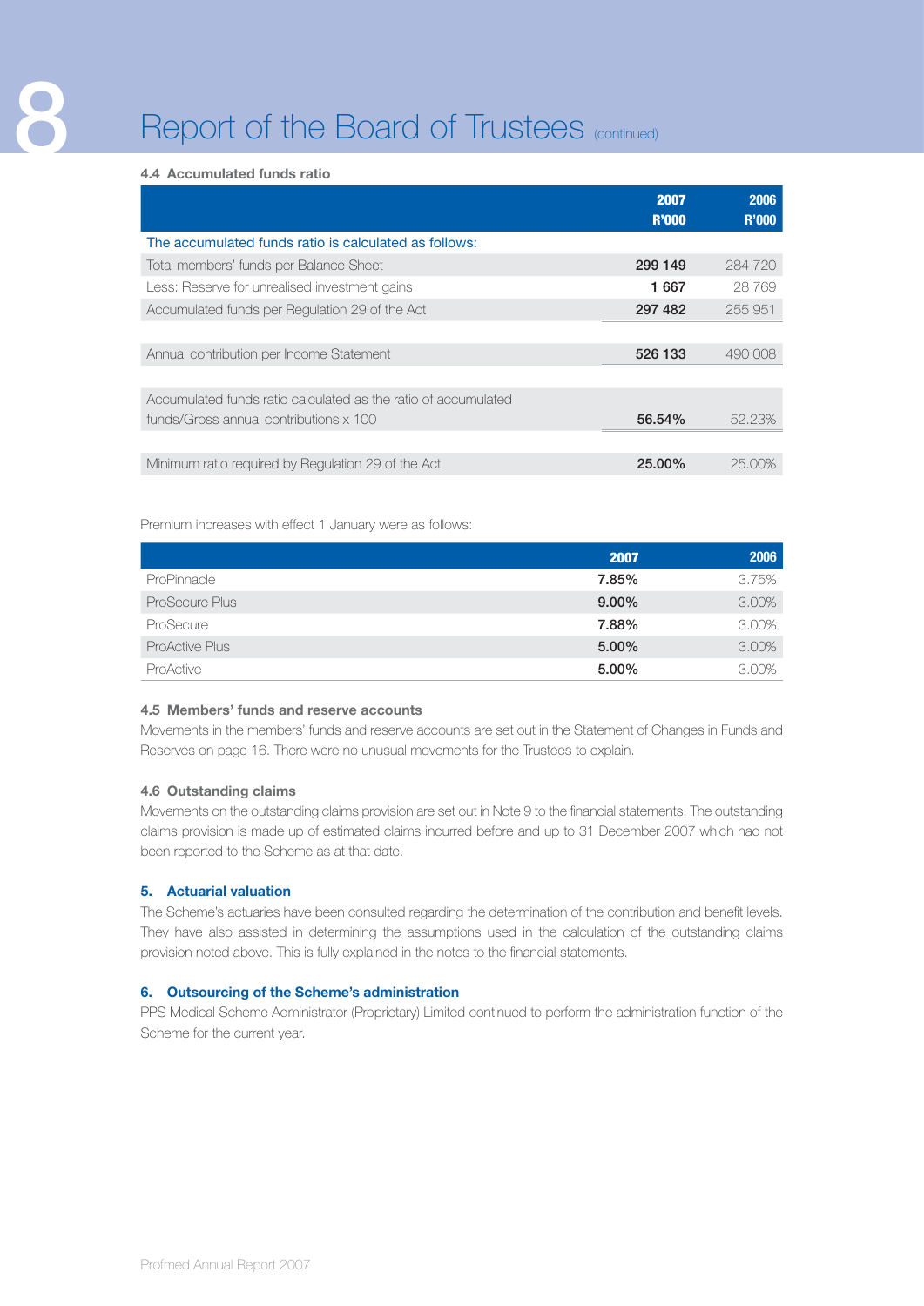# Report of the Board of Trustees (continued)

### 4.4 Accumulated funds ratio

| | 2007 R'000 | 2006 R'000 |
|---|---|---|
| The accumulated funds ratio is calculated as follows: | | |
| Total members' funds per Balance Sheet | **299 149** | 284 720 |
| Less: Reserve for unrealised investment gains | **1 667** | 28 769 |
| Accumulated funds per Regulation 29 of the Act | **297 482** | 255 951 |
| Annual contribution per Income Statement | **526 133** | 490 008 |
| Accumulated funds ratio calculated as the ratio of accumulated funds/Gross annual contributions x 100 | **56.54%** | 52.23% |
| Minimum ratio required by Regulation 29 of the Act | **25.00%** | 25.00% |

Premium increases with effect 1 January were as follows:

| | 2007 | 2006 |
|---|---|---|
| ProPinnacle | **7.85%** | 3.75% |
| ProSecure Plus | **9.00%** | 3.00% |
| ProSecure | **7.88%** | 3.00% |
| ProActive Plus | **5.00%** | 3.00% |
| ProActive | **5.00%** | 3.00% |

### 4.5 Members' funds and reserve accounts

Movements in the members' funds and reserve accounts are set out in the Statement of Changes in Funds and Reserves on page 16. There were no unusual movements for the Trustees to explain.

### 4.6 Outstanding claims

Movements on the outstanding claims provision are set out in Note 9 to the financial statements. The outstanding claims provision is made up of estimated claims incurred before and up to 31 December 2007 which had not been reported to the Scheme as at that date.

## 5. Actuarial valuation

The Scheme's actuaries have been consulted regarding the determination of the contribution and benefit levels. They have also assisted in determining the assumptions used in the calculation of the outstanding claims provision noted above. This is fully explained in the notes to the financial statements.

## 6. Outsourcing of the Scheme's administration

PPS Medical Scheme Administrator (Proprietary) Limited continued to perform the administration function of the Scheme for the current year.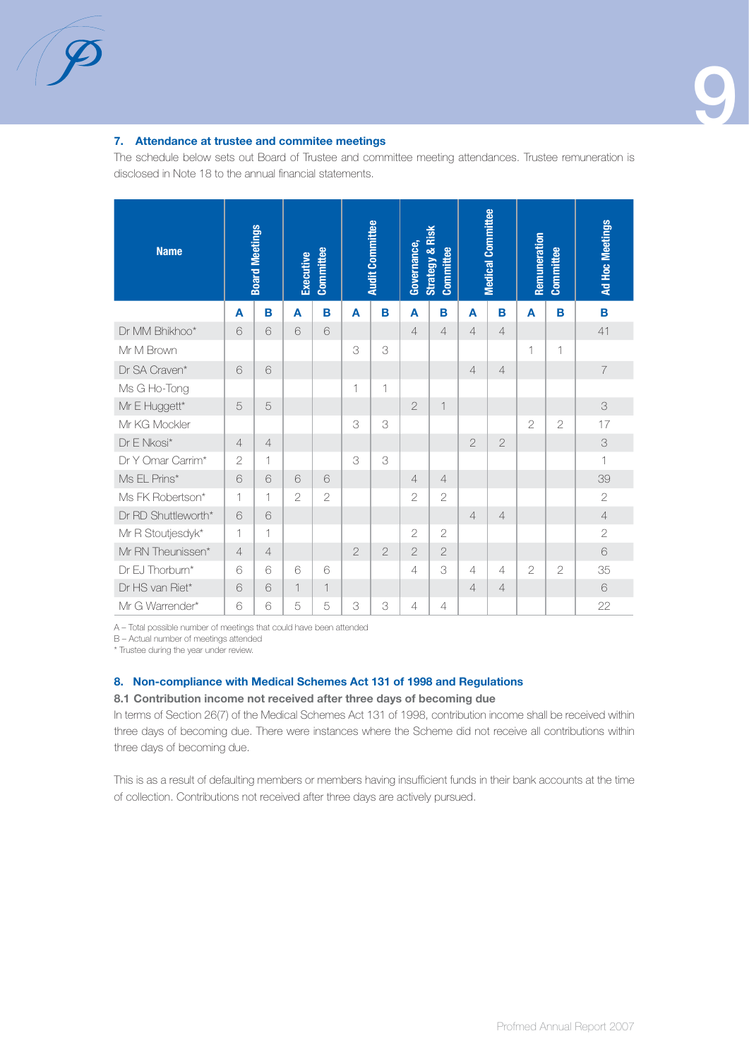## 7. Attendance at trustee and commitee meetings

The schedule below sets out Board of Trustee and committee meeting attendances. Trustee remuneration is disclosed in Note 18 to the annual financial statements.

| Name | Board Meetings | | Executive Committee | | Audit Committee | | Governance, Strategy & Risk Committee | | Medical Committee | | Remuneration Committee | | Ad Hoc Meetings |
|---|---|---|---|---|---|---|---|---|---|---|---|---|---|
| | A | B | A | B | A | B | A | B | A | B | A | B | B |
| Dr MM Bhikhoo* | 6 | 6 | 6 | 6 | | | 4 | 4 | 4 | 4 | | | 41 |
| Mr M Brown | | | | | 3 | 3 | | | | | 1 | 1 | |
| Dr SA Craven* | 6 | 6 | | | | | | | 4 | 4 | | | 7 |
| Ms G Ho-Tong | | | | | 1 | 1 | | | | | | | |
| Mr E Huggett* | 5 | 5 | | | | | 2 | 1 | | | | | 3 |
| Mr KG Mockler | | | | | 3 | 3 | | | | | 2 | 2 | 17 |
| Dr E Nkosi* | 4 | 4 | | | | | | | 2 | 2 | | | 3 |
| Dr Y Omar Carrim* | 2 | 1 | | | 3 | 3 | | | | | | | 1 |
| Ms EL Prins* | 6 | 6 | 6 | 6 | | | 4 | 4 | | | | | 39 |
| Ms FK Robertson* | 1 | 1 | 2 | 2 | | | 2 | 2 | | | | | 2 |
| Dr RD Shuttleworth* | 6 | 6 | | | | | | | 4 | 4 | | | 4 |
| Mr R Stoutjesdyk* | 1 | 1 | | | | | 2 | 2 | | | | | 2 |
| Mr RN Theunissen* | 4 | 4 | | | 2 | 2 | 2 | 2 | | | | | 6 |
| Dr EJ Thorburn* | 6 | 6 | 6 | 6 | | | 4 | 3 | 4 | 4 | 2 | 2 | 35 |
| Dr HS van Riet* | 6 | 6 | 1 | 1 | | | | | 4 | 4 | | | 6 |
| Mr G Warrender* | 6 | 6 | 5 | 5 | 3 | 3 | 4 | 4 | | | | | 22 |

A – Total possible number of meetings that could have been attended
B – Actual number of meetings attended
* Trustee during the year under review.

## 8. Non-compliance with Medical Schemes Act 131 of 1998 and Regulations

### 8.1 Contribution income not received after three days of becoming due

In terms of Section 26(7) of the Medical Schemes Act 131 of 1998, contribution income shall be received within three days of becoming due. There were instances where the Scheme did not receive all contributions within three days of becoming due.

This is as a result of defaulting members or members having insufficient funds in their bank accounts at the time of collection. Contributions not received after three days are actively pursued.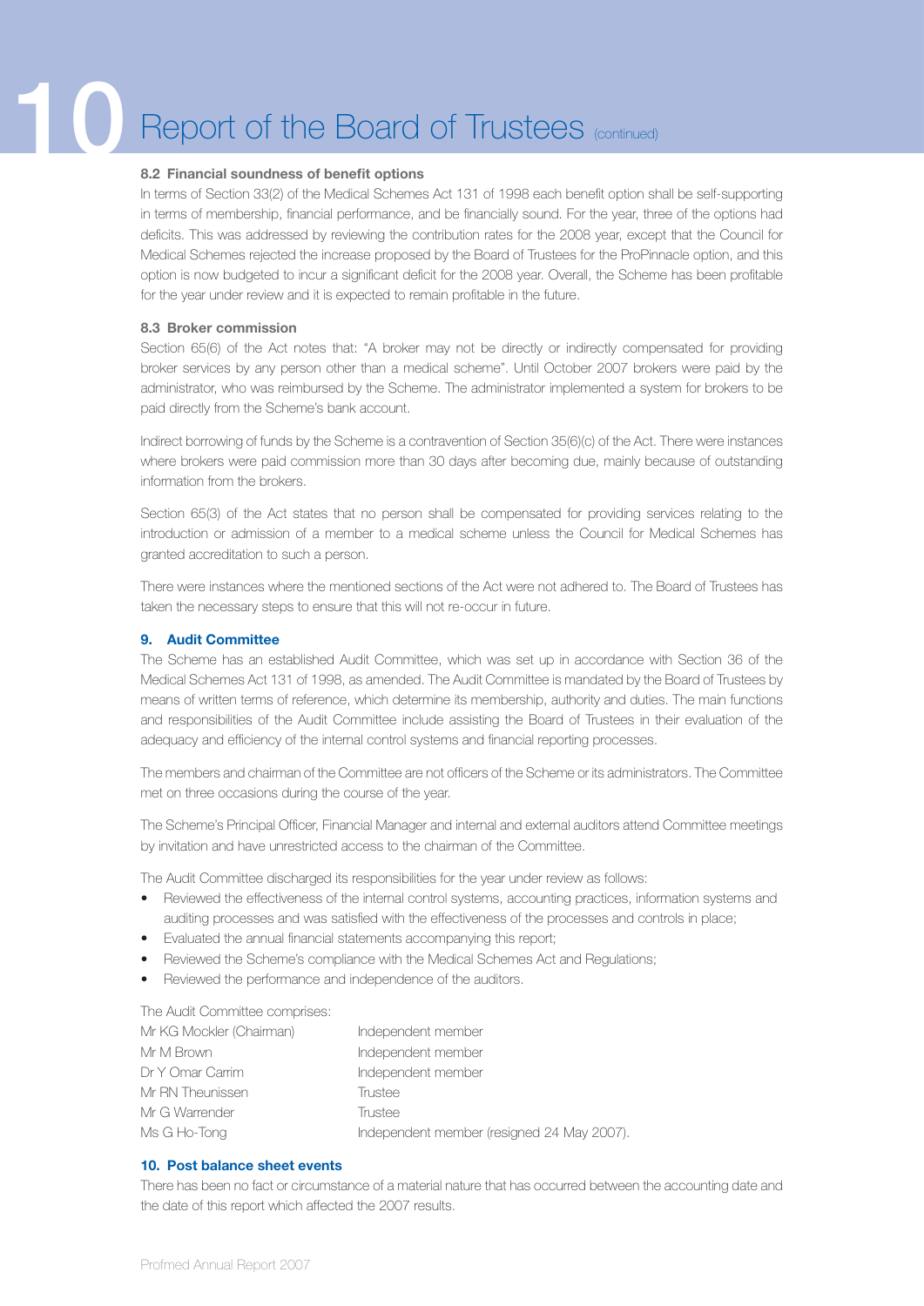# 10 Report of the Board of Trustees (continued)

### 8.2 Financial soundness of benefit options

In terms of Section 33(2) of the Medical Schemes Act 131 of 1998 each benefit option shall be self-supporting in terms of membership, financial performance, and be financially sound. For the year, three of the options had deficits. This was addressed by reviewing the contribution rates for the 2008 year, except that the Council for Medical Schemes rejected the increase proposed by the Board of Trustees for the ProPinnacle option, and this option is now budgeted to incur a significant deficit for the 2008 year. Overall, the Scheme has been profitable for the year under review and it is expected to remain profitable in the future.

### 8.3 Broker commission

Section 65(6) of the Act notes that: "A broker may not be directly or indirectly compensated for providing broker services by any person other than a medical scheme". Until October 2007 brokers were paid by the administrator, who was reimbursed by the Scheme. The administrator implemented a system for brokers to be paid directly from the Scheme's bank account.

Indirect borrowing of funds by the Scheme is a contravention of Section 35(6)(c) of the Act. There were instances where brokers were paid commission more than 30 days after becoming due, mainly because of outstanding information from the brokers.

Section 65(3) of the Act states that no person shall be compensated for providing services relating to the introduction or admission of a member to a medical scheme unless the Council for Medical Schemes has granted accreditation to such a person.

There were instances where the mentioned sections of the Act were not adhered to. The Board of Trustees has taken the necessary steps to ensure that this will not re-occur in future.

## 9. Audit Committee

The Scheme has an established Audit Committee, which was set up in accordance with Section 36 of the Medical Schemes Act 131 of 1998, as amended. The Audit Committee is mandated by the Board of Trustees by means of written terms of reference, which determine its membership, authority and duties. The main functions and responsibilities of the Audit Committee include assisting the Board of Trustees in their evaluation of the adequacy and efficiency of the internal control systems and financial reporting processes.

The members and chairman of the Committee are not officers of the Scheme or its administrators. The Committee met on three occasions during the course of the year.

The Scheme's Principal Officer, Financial Manager and internal and external auditors attend Committee meetings by invitation and have unrestricted access to the chairman of the Committee.

The Audit Committee discharged its responsibilities for the year under review as follows:

- Reviewed the effectiveness of the internal control systems, accounting practices, information systems and auditing processes and was satisfied with the effectiveness of the processes and controls in place;
- Evaluated the annual financial statements accompanying this report;
- Reviewed the Scheme's compliance with the Medical Schemes Act and Regulations;
- Reviewed the performance and independence of the auditors.

The Audit Committee comprises:

| | |
|---|---|
| Mr KG Mockler (Chairman) | Independent member |
| Mr M Brown | Independent member |
| Dr Y Omar Carrim | Independent member |
| Mr RN Theunissen | Trustee |
| Mr G Warrender | Trustee |
| Ms G Ho-Tong | Independent member (resigned 24 May 2007). |

## 10. Post balance sheet events

There has been no fact or circumstance of a material nature that has occurred between the accounting date and the date of this report which affected the 2007 results.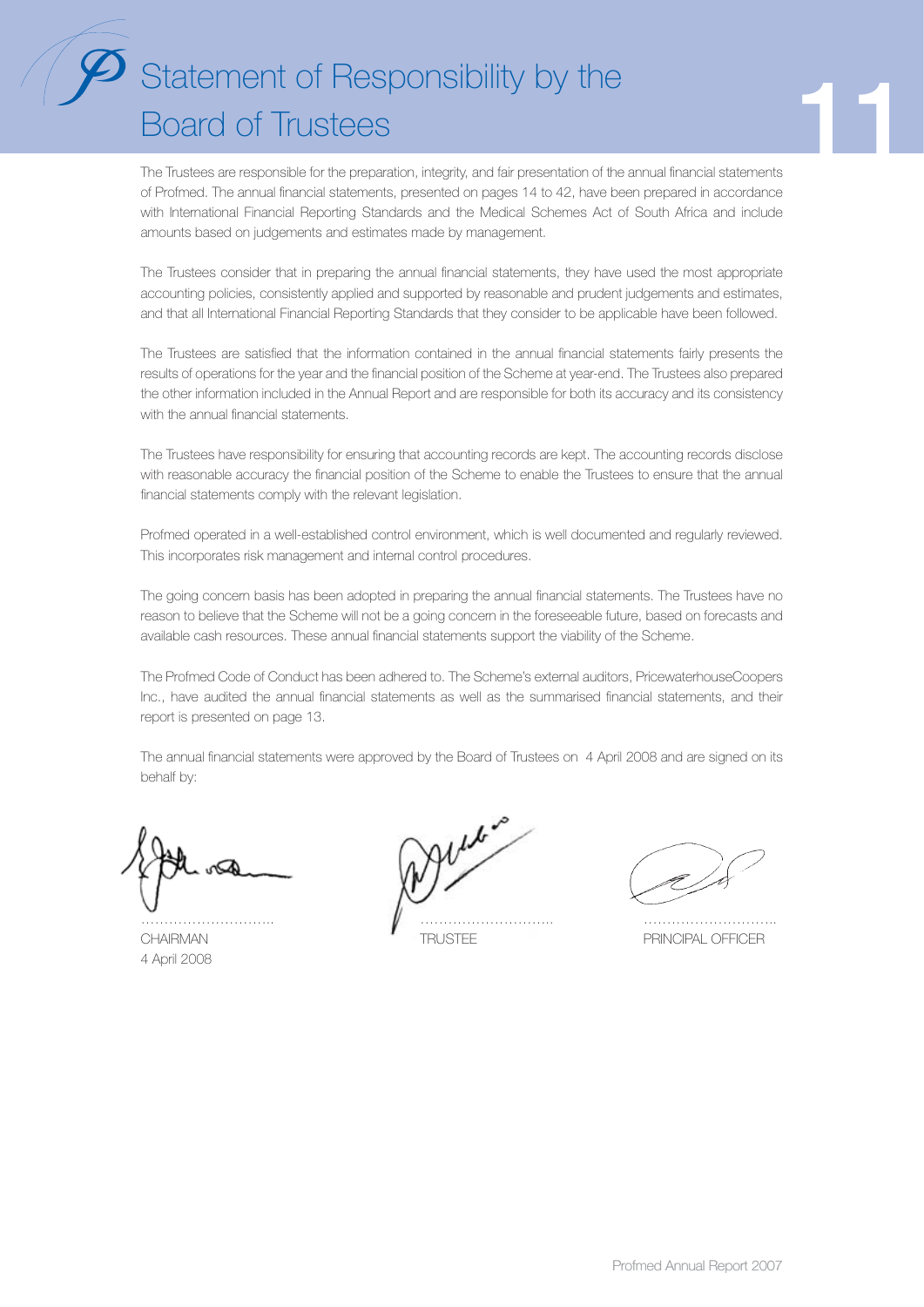# Statement of Responsibility by the Board of Trustees

The Trustees are responsible for the preparation, integrity, and fair presentation of the annual financial statements of Profmed. The annual financial statements, presented on pages 14 to 42, have been prepared in accordance with International Financial Reporting Standards and the Medical Schemes Act of South Africa and include amounts based on judgements and estimates made by management.

The Trustees consider that in preparing the annual financial statements, they have used the most appropriate accounting policies, consistently applied and supported by reasonable and prudent judgements and estimates, and that all International Financial Reporting Standards that they consider to be applicable have been followed.

The Trustees are satisfied that the information contained in the annual financial statements fairly presents the results of operations for the year and the financial position of the Scheme at year-end. The Trustees also prepared the other information included in the Annual Report and are responsible for both its accuracy and its consistency with the annual financial statements.

The Trustees have responsibility for ensuring that accounting records are kept. The accounting records disclose with reasonable accuracy the financial position of the Scheme to enable the Trustees to ensure that the annual financial statements comply with the relevant legislation.

Profmed operated in a well-established control environment, which is well documented and regularly reviewed. This incorporates risk management and internal control procedures.

The going concern basis has been adopted in preparing the annual financial statements. The Trustees have no reason to believe that the Scheme will not be a going concern in the foreseeable future, based on forecasts and available cash resources. These annual financial statements support the viability of the Scheme.

The Profmed Code of Conduct has been adhered to. The Scheme's external auditors, PricewaterhouseCoopers Inc., have audited the annual financial statements as well as the summarised financial statements, and their report is presented on page 13.

The annual financial statements were approved by the Board of Trustees on 4 April 2008 and are signed on its behalf by:

| ……………………….. | ……………………….. | ……………………….. |
|---|---|---|
| CHAIRMAN | TRUSTEE | PRINCIPAL OFFICER |
| 4 April 2008 | | |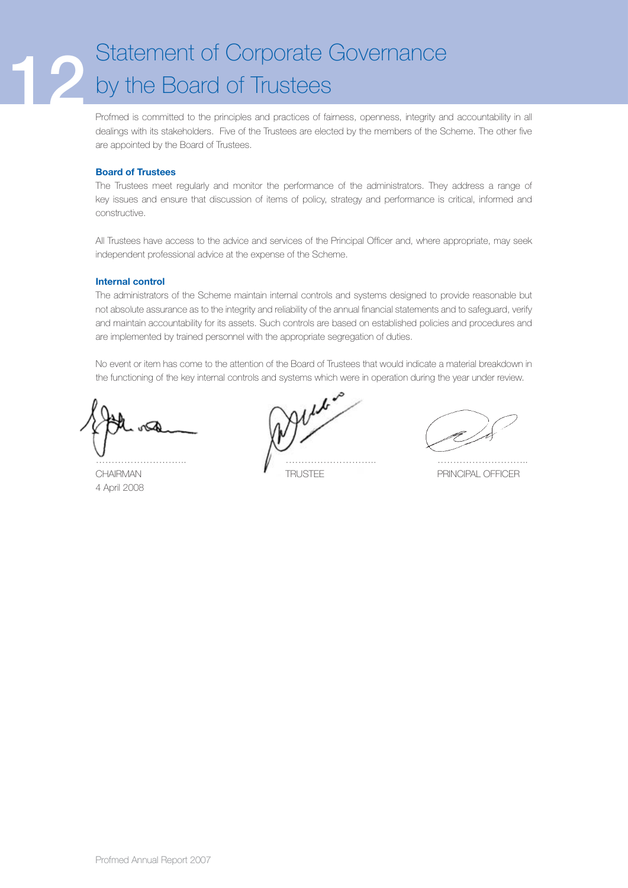# 12 Statement of Corporate Governance by the Board of Trustees

Profmed is committed to the principles and practices of fairness, openness, integrity and accountability in all dealings with its stakeholders. Five of the Trustees are elected by the members of the Scheme. The other five are appointed by the Board of Trustees.

**Board of Trustees**

The Trustees meet regularly and monitor the performance of the administrators. They address a range of key issues and ensure that discussion of items of policy, strategy and performance is critical, informed and constructive.

All Trustees have access to the advice and services of the Principal Officer and, where appropriate, may seek independent professional advice at the expense of the Scheme.

**Internal control**

The administrators of the Scheme maintain internal controls and systems designed to provide reasonable but not absolute assurance as to the integrity and reliability of the annual financial statements and to safeguard, verify and maintain accountability for its assets. Such controls are based on established policies and procedures and are implemented by trained personnel with the appropriate segregation of duties.

No event or item has come to the attention of the Board of Trustees that would indicate a material breakdown in the functioning of the key internal controls and systems which were in operation during the year under review.

………………………
CHAIRMAN
4 April 2008

………………………
TRUSTEE

………………………
PRINCIPAL OFFICER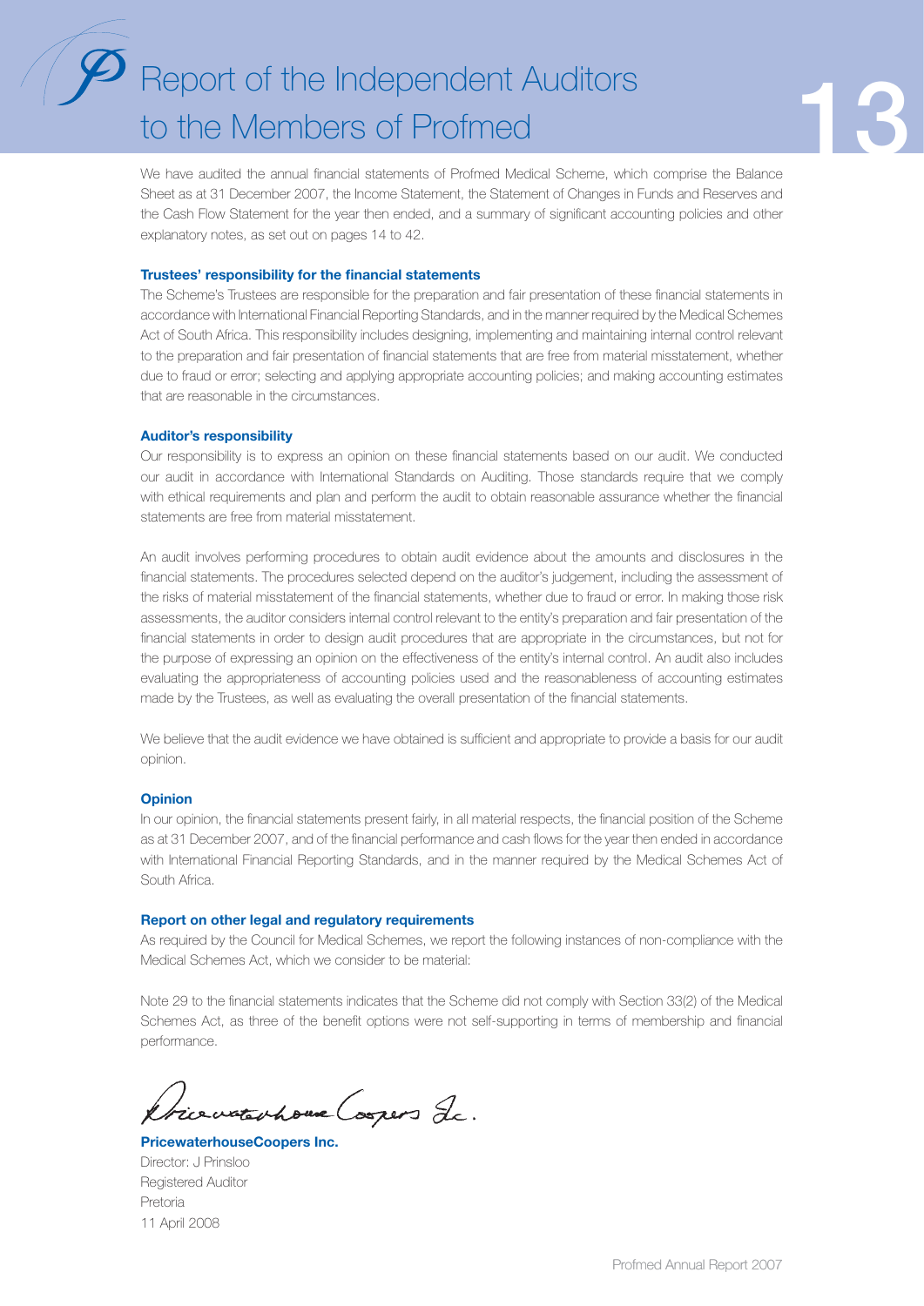# Report of the Independent Auditors to the Members of Profmed

We have audited the annual financial statements of Profmed Medical Scheme, which comprise the Balance Sheet as at 31 December 2007, the Income Statement, the Statement of Changes in Funds and Reserves and the Cash Flow Statement for the year then ended, and a summary of significant accounting policies and other explanatory notes, as set out on pages 14 to 42.

### Trustees' responsibility for the financial statements

The Scheme's Trustees are responsible for the preparation and fair presentation of these financial statements in accordance with International Financial Reporting Standards, and in the manner required by the Medical Schemes Act of South Africa. This responsibility includes designing, implementing and maintaining internal control relevant to the preparation and fair presentation of financial statements that are free from material misstatement, whether due to fraud or error; selecting and applying appropriate accounting policies; and making accounting estimates that are reasonable in the circumstances.

### Auditor's responsibility

Our responsibility is to express an opinion on these financial statements based on our audit. We conducted our audit in accordance with International Standards on Auditing. Those standards require that we comply with ethical requirements and plan and perform the audit to obtain reasonable assurance whether the financial statements are free from material misstatement.

An audit involves performing procedures to obtain audit evidence about the amounts and disclosures in the financial statements. The procedures selected depend on the auditor's judgement, including the assessment of the risks of material misstatement of the financial statements, whether due to fraud or error. In making those risk assessments, the auditor considers internal control relevant to the entity's preparation and fair presentation of the financial statements in order to design audit procedures that are appropriate in the circumstances, but not for the purpose of expressing an opinion on the effectiveness of the entity's internal control. An audit also includes evaluating the appropriateness of accounting policies used and the reasonableness of accounting estimates made by the Trustees, as well as evaluating the overall presentation of the financial statements.

We believe that the audit evidence we have obtained is sufficient and appropriate to provide a basis for our audit opinion.

### Opinion

In our opinion, the financial statements present fairly, in all material respects, the financial position of the Scheme as at 31 December 2007, and of the financial performance and cash flows for the year then ended in accordance with International Financial Reporting Standards, and in the manner required by the Medical Schemes Act of South Africa.

### Report on other legal and regulatory requirements

As required by the Council for Medical Schemes, we report the following instances of non-compliance with the Medical Schemes Act, which we consider to be material:

Note 29 to the financial statements indicates that the Scheme did not comply with Section 33(2) of the Medical Schemes Act, as three of the benefit options were not self-supporting in terms of membership and financial performance.

PricewaterhouseCoopers Inc.

**PricewaterhouseCoopers Inc.**
Director: J Prinsloo
Registered Auditor
Pretoria
11 April 2008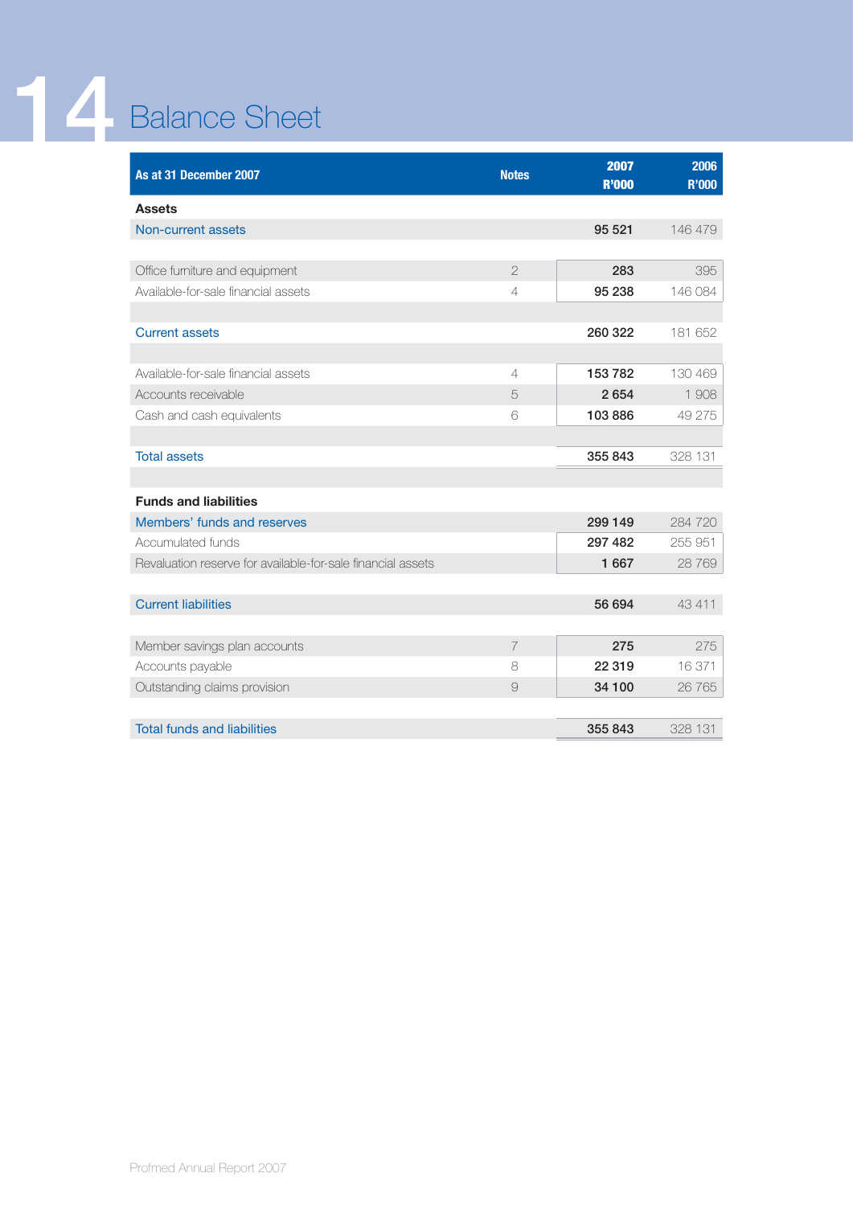# 14 Balance Sheet

| As at 31 December 2007 | Notes | 2007 R'000 | 2006 R'000 |
|---|---|---|---|
| **Assets** | | | |
| Non-current assets | | 95 521 | 146 479 |
| Office furniture and equipment | 2 | 283 | 395 |
| Available-for-sale financial assets | 4 | 95 238 | 146 084 |
| Current assets | | 260 322 | 181 652 |
| Available-for-sale financial assets | 4 | 153 782 | 130 469 |
| Accounts receivable | 5 | 2 654 | 1 908 |
| Cash and cash equivalents | 6 | 103 886 | 49 275 |
| Total assets | | 355 843 | 328 131 |
| **Funds and liabilities** | | | |
| Members' funds and reserves | | 299 149 | 284 720 |
| Accumulated funds | | 297 482 | 255 951 |
| Revaluation reserve for available-for-sale financial assets | | 1 667 | 28 769 |
| Current liabilities | | 56 694 | 43 411 |
| Member savings plan accounts | 7 | 275 | 275 |
| Accounts payable | 8 | 22 319 | 16 371 |
| Outstanding claims provision | 9 | 34 100 | 26 765 |
| Total funds and liabilities | | 355 843 | 328 131 |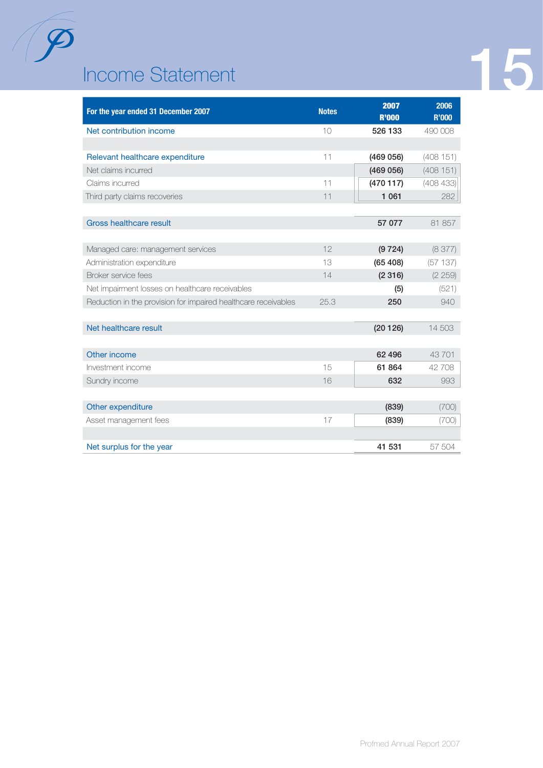# Income Statement

| For the year ended 31 December 2007 | Notes | 2007 R'000 | 2006 R'000 |
|---|---|---|---|
| Net contribution income | 10 | 526 133 | 490 008 |
| | | | |
| Relevant healthcare expenditure | 11 | (469 056) | (408 151) |
| Net claims incurred | | (469 056) | (408 151) |
| Claims incurred | 11 | (470 117) | (408 433) |
| Third party claims recoveries | 11 | 1 061 | 282 |
| | | | |
| Gross healthcare result | | 57 077 | 81 857 |
| | | | |
| Managed care: management services | 12 | (9 724) | (8 377) |
| Administration expenditure | 13 | (65 408) | (57 137) |
| Broker service fees | 14 | (2 316) | (2 259) |
| Net impairment losses on healthcare receivables | | (5) | (521) |
| Reduction in the provision for impaired healthcare receivables | 25.3 | 250 | 940 |
| | | | |
| Net healthcare result | | (20 126) | 14 503 |
| | | | |
| Other income | | 62 496 | 43 701 |
| Investment income | 15 | 61 864 | 42 708 |
| Sundry income | 16 | 632 | 993 |
| | | | |
| Other expenditure | | (839) | (700) |
| Asset management fees | 17 | (839) | (700) |
| | | | |
| Net surplus for the year | | 41 531 | 57 504 |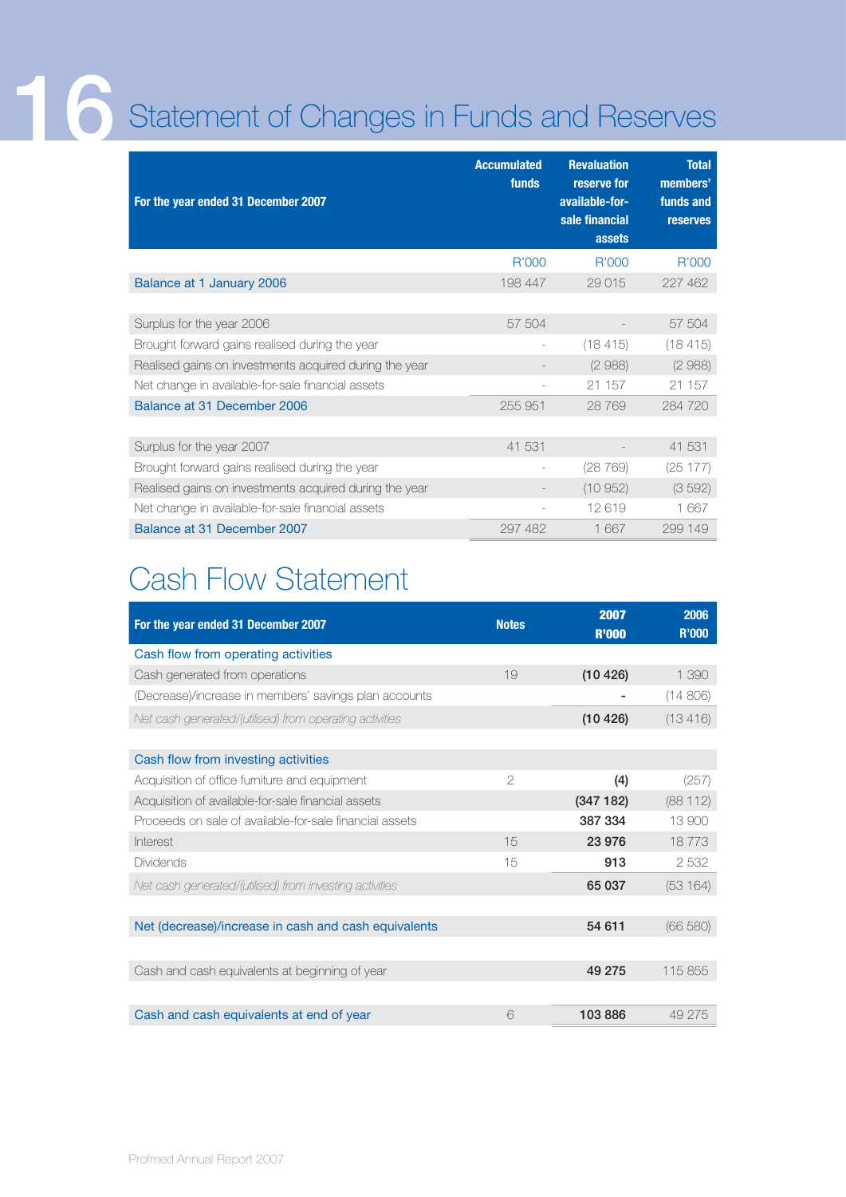# Statement of Changes in Funds and Reserves

| For the year ended 31 December 2007 | Accumulated funds | Revaluation reserve for available-for-sale financial assets | Total members' funds and reserves |
|---|---|---|---|
| | R'000 | R'000 | R'000 |
| Balance at 1 January 2006 | 198 447 | 29 015 | 227 462 |
| | | | |
| Surplus for the year 2006 | 57 504 | - | 57 504 |
| Brought forward gains realised during the year | - | (18 415) | (18 415) |
| Realised gains on investments acquired during the year | - | (2 988) | (2 988) |
| Net change in available-for-sale financial assets | - | 21 157 | 21 157 |
| Balance at 31 December 2006 | 255 951 | 28 769 | 284 720 |
| | | | |
| Surplus for the year 2007 | 41 531 | - | 41 531 |
| Brought forward gains realised during the year | - | (28 769) | (25 177) |
| Realised gains on investments acquired during the year | - | (10 952) | (3 592) |
| Net change in available-for-sale financial assets | - | 12 619 | 1 667 |
| Balance at 31 December 2007 | 297 482 | 1 667 | 299 149 |

# Cash Flow Statement

| For the year ended 31 December 2007 | Notes | 2007 R'000 | 2006 R'000 |
|---|---|---|---|
| Cash flow from operating activities | | | |
| Cash generated from operations | 19 | **(10 426)** | 1 390 |
| (Decrease)/increase in members' savings plan accounts | | **-** | (14 806) |
| *Net cash generated/(utilised) from operating activities* | | **(10 426)** | (13 416) |
| | | | |
| Cash flow from investing activities | | | |
| Acquisition of office furniture and equipment | 2 | **(4)** | (257) |
| Acquisition of available-for-sale financial assets | | **(347 182)** | (88 112) |
| Proceeds on sale of available-for-sale financial assets | | **387 334** | 13 900 |
| Interest | 15 | **23 976** | 18 773 |
| Dividends | 15 | **913** | 2 532 |
| *Net cash generated/(utilised) from investing activities* | | **65 037** | (53 164) |
| | | | |
| Net (decrease)/increase in cash and cash equivalents | | **54 611** | (66 580) |
| | | | |
| Cash and cash equivalents at beginning of year | | **49 275** | 115 855 |
| | | | |
| Cash and cash equivalents at end of year | 6 | **103 886** | 49 275 |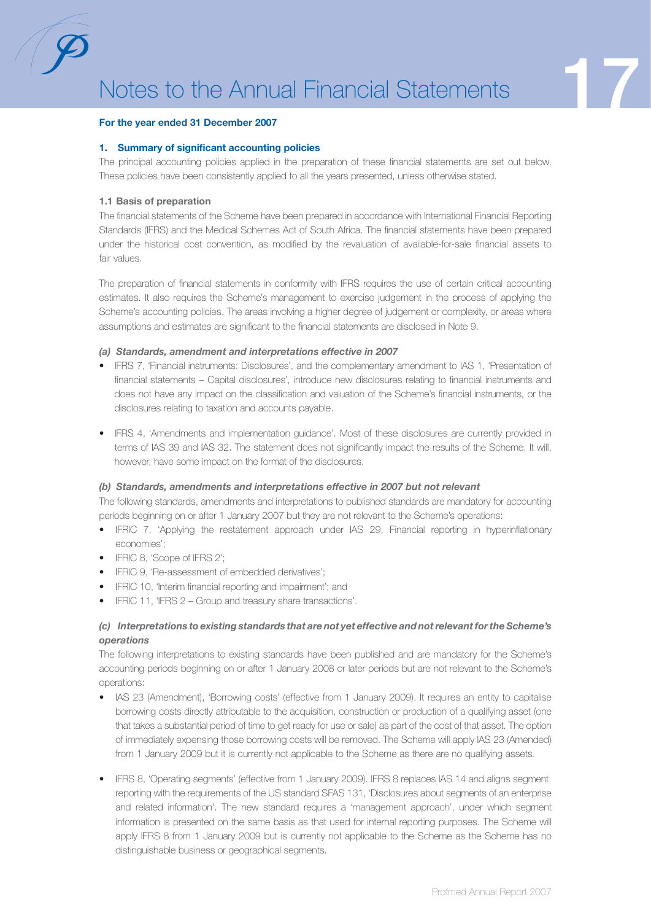# Notes to the Annual Financial Statements

**For the year ended 31 December 2007**

## 1. Summary of significant accounting policies

The principal accounting policies applied in the preparation of these financial statements are set out below. These policies have been consistently applied to all the years presented, unless otherwise stated.

### 1.1 Basis of preparation

The financial statements of the Scheme have been prepared in accordance with International Financial Reporting Standards (IFRS) and the Medical Schemes Act of South Africa. The financial statements have been prepared under the historical cost convention, as modified by the revaluation of available-for-sale financial assets to fair values.

The preparation of financial statements in conformity with IFRS requires the use of certain critical accounting estimates. It also requires the Scheme's management to exercise judgement in the process of applying the Scheme's accounting policies. The areas involving a higher degree of judgement or complexity, or areas where assumptions and estimates are significant to the financial statements are disclosed in Note 9.

***(a) Standards, amendment and interpretations effective in 2007***

- IFRS 7, 'Financial instruments: Disclosures', and the complementary amendment to IAS 1, 'Presentation of financial statements – Capital disclosures', introduce new disclosures relating to financial instruments and does not have any impact on the classification and valuation of the Scheme's financial instruments, or the disclosures relating to taxation and accounts payable.
- IFRS 4, 'Amendments and implementation guidance'. Most of these disclosures are currently provided in terms of IAS 39 and IAS 32. The statement does not significantly impact the results of the Scheme. It will, however, have some impact on the format of the disclosures.

***(b) Standards, amendments and interpretations effective in 2007 but not relevant***

The following standards, amendments and interpretations to published standards are mandatory for accounting periods beginning on or after 1 January 2007 but they are not relevant to the Scheme's operations:

- IFRIC 7, 'Applying the restatement approach under IAS 29, Financial reporting in hyperinflationary economies';
- IFRIC 8, 'Scope of IFRS 2';
- IFRIC 9, 'Re-assessment of embedded derivatives';
- IFRIC 10, 'Interim financial reporting and impairment'; and
- IFRIC 11, 'IFRS 2 – Group and treasury share transactions'.

***(c) Interpretations to existing standards that are not yet effective and not relevant for the Scheme's operations***

The following interpretations to existing standards have been published and are mandatory for the Scheme's accounting periods beginning on or after 1 January 2008 or later periods but are not relevant to the Scheme's operations:

- IAS 23 (Amendment), 'Borrowing costs' (effective from 1 January 2009). It requires an entity to capitalise borrowing costs directly attributable to the acquisition, construction or production of a qualifying asset (one that takes a substantial period of time to get ready for use or sale) as part of the cost of that asset. The option of immediately expensing those borrowing costs will be removed. The Scheme will apply IAS 23 (Amended) from 1 January 2009 but it is currently not applicable to the Scheme as there are no qualifying assets.
- IFRS 8, 'Operating segments' (effective from 1 January 2009). IFRS 8 replaces IAS 14 and aligns segment reporting with the requirements of the US standard SFAS 131, 'Disclosures about segments of an enterprise and related information'. The new standard requires a 'management approach', under which segment information is presented on the same basis as that used for internal reporting purposes. The Scheme will apply IFRS 8 from 1 January 2009 but is currently not applicable to the Scheme as the Scheme has no distinguishable business or geographical segments.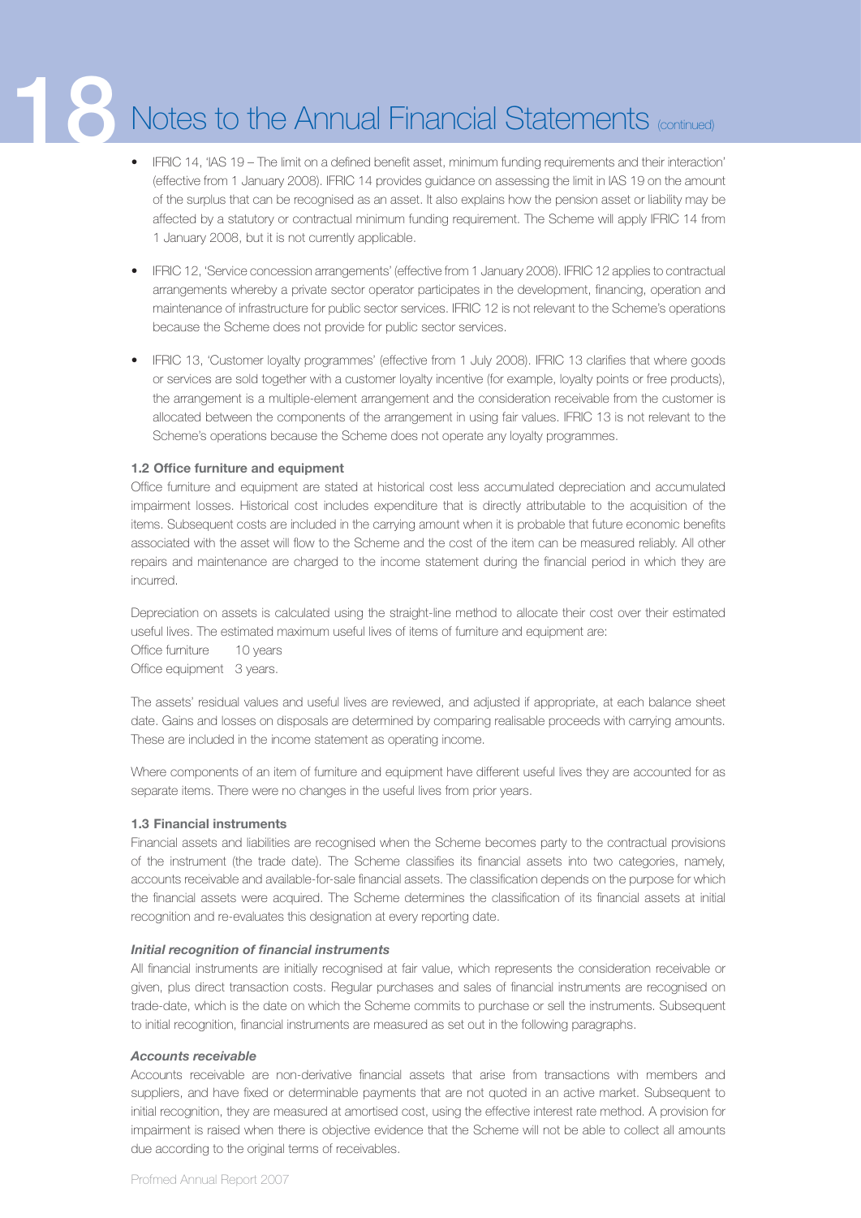- IFRIC 14, 'IAS 19 – The limit on a defined benefit asset, minimum funding requirements and their interaction' (effective from 1 January 2008). IFRIC 14 provides guidance on assessing the limit in IAS 19 on the amount of the surplus that can be recognised as an asset. It also explains how the pension asset or liability may be affected by a statutory or contractual minimum funding requirement. The Scheme will apply IFRIC 14 from 1 January 2008, but it is not currently applicable.

- IFRIC 12, 'Service concession arrangements' (effective from 1 January 2008). IFRIC 12 applies to contractual arrangements whereby a private sector operator participates in the development, financing, operation and maintenance of infrastructure for public sector services. IFRIC 12 is not relevant to the Scheme's operations because the Scheme does not provide for public sector services.

- IFRIC 13, 'Customer loyalty programmes' (effective from 1 July 2008). IFRIC 13 clarifies that where goods or services are sold together with a customer loyalty incentive (for example, loyalty points or free products), the arrangement is a multiple-element arrangement and the consideration receivable from the customer is allocated between the components of the arrangement in using fair values. IFRIC 13 is not relevant to the Scheme's operations because the Scheme does not operate any loyalty programmes.

**1.2 Office furniture and equipment**

Office furniture and equipment are stated at historical cost less accumulated depreciation and accumulated impairment losses. Historical cost includes expenditure that is directly attributable to the acquisition of the items. Subsequent costs are included in the carrying amount when it is probable that future economic benefits associated with the asset will flow to the Scheme and the cost of the item can be measured reliably. All other repairs and maintenance are charged to the income statement during the financial period in which they are incurred.

Depreciation on assets is calculated using the straight-line method to allocate their cost over their estimated useful lives. The estimated maximum useful lives of items of furniture and equipment are:

Office furniture 10 years
Office equipment 3 years.

The assets' residual values and useful lives are reviewed, and adjusted if appropriate, at each balance sheet date. Gains and losses on disposals are determined by comparing realisable proceeds with carrying amounts. These are included in the income statement as operating income.

Where components of an item of furniture and equipment have different useful lives they are accounted for as separate items. There were no changes in the useful lives from prior years.

**1.3 Financial instruments**

Financial assets and liabilities are recognised when the Scheme becomes party to the contractual provisions of the instrument (the trade date). The Scheme classifies its financial assets into two categories, namely, accounts receivable and available-for-sale financial assets. The classification depends on the purpose for which the financial assets were acquired. The Scheme determines the classification of its financial assets at initial recognition and re-evaluates this designation at every reporting date.

***Initial recognition of financial instruments***

All financial instruments are initially recognised at fair value, which represents the consideration receivable or given, plus direct transaction costs. Regular purchases and sales of financial instruments are recognised on trade-date, which is the date on which the Scheme commits to purchase or sell the instruments. Subsequent to initial recognition, financial instruments are measured as set out in the following paragraphs.

***Accounts receivable***

Accounts receivable are non-derivative financial assets that arise from transactions with members and suppliers, and have fixed or determinable payments that are not quoted in an active market. Subsequent to initial recognition, they are measured at amortised cost, using the effective interest rate method. A provision for impairment is raised when there is objective evidence that the Scheme will not be able to collect all amounts due according to the original terms of receivables.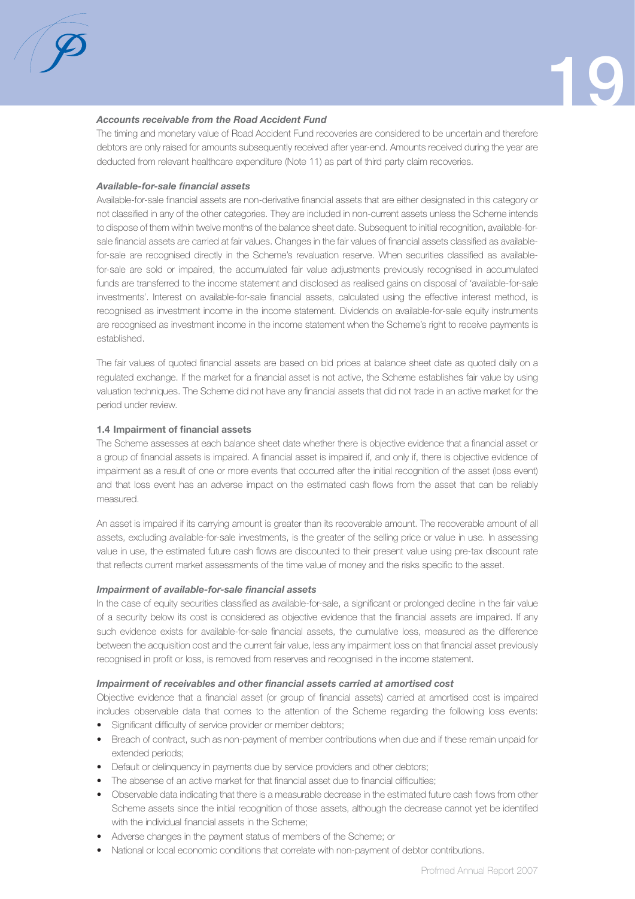***Accounts receivable from the Road Accident Fund***

The timing and monetary value of Road Accident Fund recoveries are considered to be uncertain and therefore debtors are only raised for amounts subsequently received after year-end. Amounts received during the year are deducted from relevant healthcare expenditure (Note 11) as part of third party claim recoveries.

***Available-for-sale financial assets***

Available-for-sale financial assets are non-derivative financial assets that are either designated in this category or not classified in any of the other categories. They are included in non-current assets unless the Scheme intends to dispose of them within twelve months of the balance sheet date. Subsequent to initial recognition, available-for-sale financial assets are carried at fair values. Changes in the fair values of financial assets classified as available-for-sale are recognised directly in the Scheme's revaluation reserve. When securities classified as available-for-sale are sold or impaired, the accumulated fair value adjustments previously recognised in accumulated funds are transferred to the income statement and disclosed as realised gains on disposal of 'available-for-sale investments'. Interest on available-for-sale financial assets, calculated using the effective interest method, is recognised as investment income in the income statement. Dividends on available-for-sale equity instruments are recognised as investment income in the income statement when the Scheme's right to receive payments is established.

The fair values of quoted financial assets are based on bid prices at balance sheet date as quoted daily on a regulated exchange. If the market for a financial asset is not active, the Scheme establishes fair value by using valuation techniques. The Scheme did not have any financial assets that did not trade in an active market for the period under review.

**1.4 Impairment of financial assets**

The Scheme assesses at each balance sheet date whether there is objective evidence that a financial asset or a group of financial assets is impaired. A financial asset is impaired if, and only if, there is objective evidence of impairment as a result of one or more events that occurred after the initial recognition of the asset (loss event) and that loss event has an adverse impact on the estimated cash flows from the asset that can be reliably measured.

An asset is impaired if its carrying amount is greater than its recoverable amount. The recoverable amount of all assets, excluding available-for-sale investments, is the greater of the selling price or value in use. In assessing value in use, the estimated future cash flows are discounted to their present value using pre-tax discount rate that reflects current market assessments of the time value of money and the risks specific to the asset.

***Impairment of available-for-sale financial assets***

In the case of equity securities classified as available-for-sale, a significant or prolonged decline in the fair value of a security below its cost is considered as objective evidence that the financial assets are impaired. If any such evidence exists for available-for-sale financial assets, the cumulative loss, measured as the difference between the acquisition cost and the current fair value, less any impairment loss on that financial asset previously recognised in profit or loss, is removed from reserves and recognised in the income statement.

***Impairment of receivables and other financial assets carried at amortised cost***

Objective evidence that a financial asset (or group of financial assets) carried at amortised cost is impaired includes observable data that comes to the attention of the Scheme regarding the following loss events:

- Significant difficulty of service provider or member debtors;
- Breach of contract, such as non-payment of member contributions when due and if these remain unpaid for extended periods;
- Default or delinquency in payments due by service providers and other debtors;
- The absense of an active market for that financial asset due to financial difficulties;
- Observable data indicating that there is a measurable decrease in the estimated future cash flows from other Scheme assets since the initial recognition of those assets, although the decrease cannot yet be identified with the individual financial assets in the Scheme;
- Adverse changes in the payment status of members of the Scheme; or
- National or local economic conditions that correlate with non-payment of debtor contributions.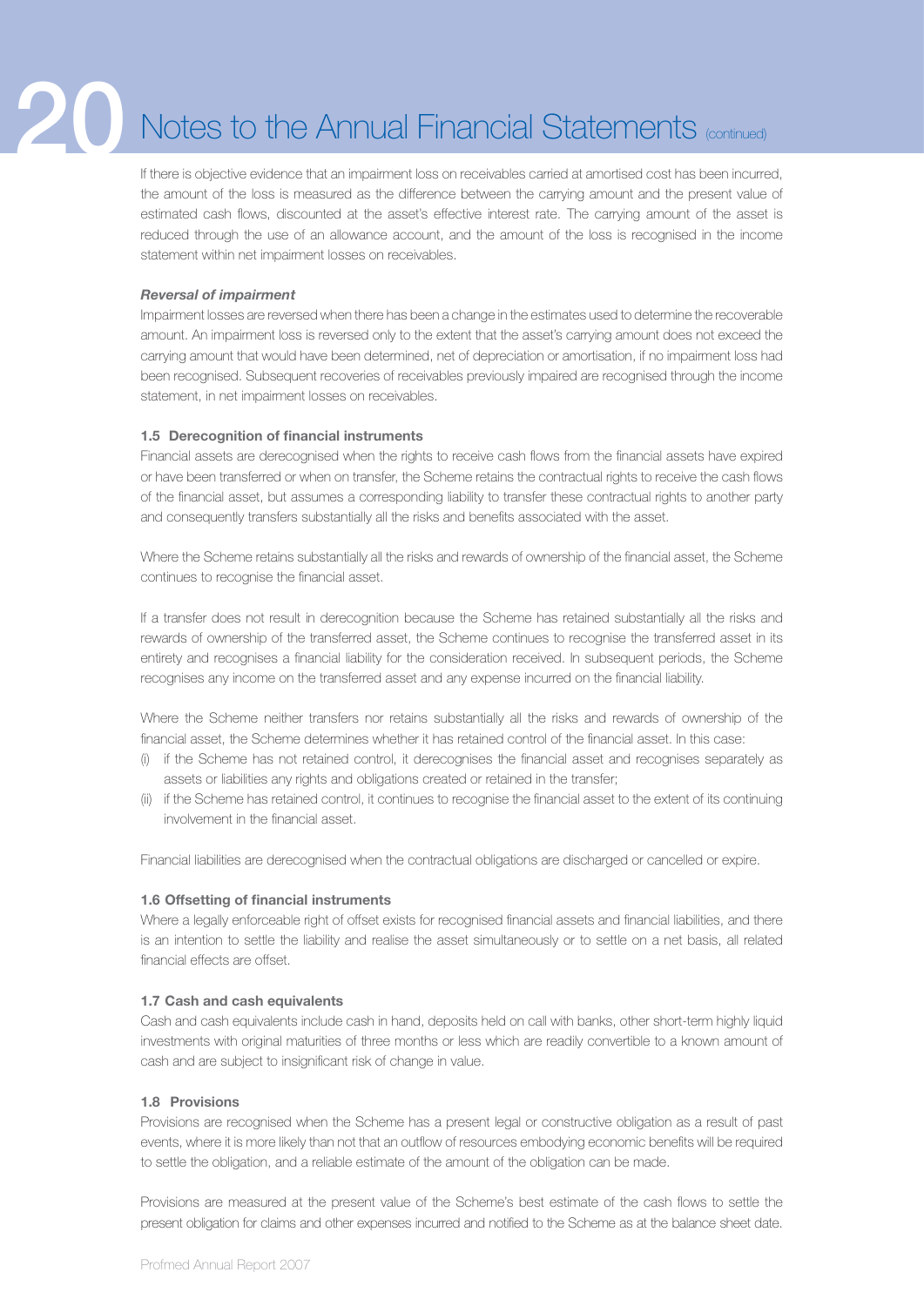If there is objective evidence that an impairment loss on receivables carried at amortised cost has been incurred, the amount of the loss is measured as the difference between the carrying amount and the present value of estimated cash flows, discounted at the asset's effective interest rate. The carrying amount of the asset is reduced through the use of an allowance account, and the amount of the loss is recognised in the income statement within net impairment losses on receivables.

***Reversal of impairment***

Impairment losses are reversed when there has been a change in the estimates used to determine the recoverable amount. An impairment loss is reversed only to the extent that the asset's carrying amount does not exceed the carrying amount that would have been determined, net of depreciation or amortisation, if no impairment loss had been recognised. Subsequent recoveries of receivables previously impaired are recognised through the income statement, in net impairment losses on receivables.

**1.5 Derecognition of financial instruments**

Financial assets are derecognised when the rights to receive cash flows from the financial assets have expired or have been transferred or when on transfer, the Scheme retains the contractual rights to receive the cash flows of the financial asset, but assumes a corresponding liability to transfer these contractual rights to another party and consequently transfers substantially all the risks and benefits associated with the asset.

Where the Scheme retains substantially all the risks and rewards of ownership of the financial asset, the Scheme continues to recognise the financial asset.

If a transfer does not result in derecognition because the Scheme has retained substantially all the risks and rewards of ownership of the transferred asset, the Scheme continues to recognise the transferred asset in its entirety and recognises a financial liability for the consideration received. In subsequent periods, the Scheme recognises any income on the transferred asset and any expense incurred on the financial liability.

Where the Scheme neither transfers nor retains substantially all the risks and rewards of ownership of the financial asset, the Scheme determines whether it has retained control of the financial asset. In this case:

(i) if the Scheme has not retained control, it derecognises the financial asset and recognises separately as assets or liabilities any rights and obligations created or retained in the transfer;
(ii) if the Scheme has retained control, it continues to recognise the financial asset to the extent of its continuing involvement in the financial asset.

Financial liabilities are derecognised when the contractual obligations are discharged or cancelled or expire.

**1.6 Offsetting of financial instruments**

Where a legally enforceable right of offset exists for recognised financial assets and financial liabilities, and there is an intention to settle the liability and realise the asset simultaneously or to settle on a net basis, all related financial effects are offset.

**1.7 Cash and cash equivalents**

Cash and cash equivalents include cash in hand, deposits held on call with banks, other short-term highly liquid investments with original maturities of three months or less which are readily convertible to a known amount of cash and are subject to insignificant risk of change in value.

**1.8 Provisions**

Provisions are recognised when the Scheme has a present legal or constructive obligation as a result of past events, where it is more likely than not that an outflow of resources embodying economic benefits will be required to settle the obligation, and a reliable estimate of the amount of the obligation can be made.

Provisions are measured at the present value of the Scheme's best estimate of the cash flows to settle the present obligation for claims and other expenses incurred and notified to the Scheme as at the balance sheet date.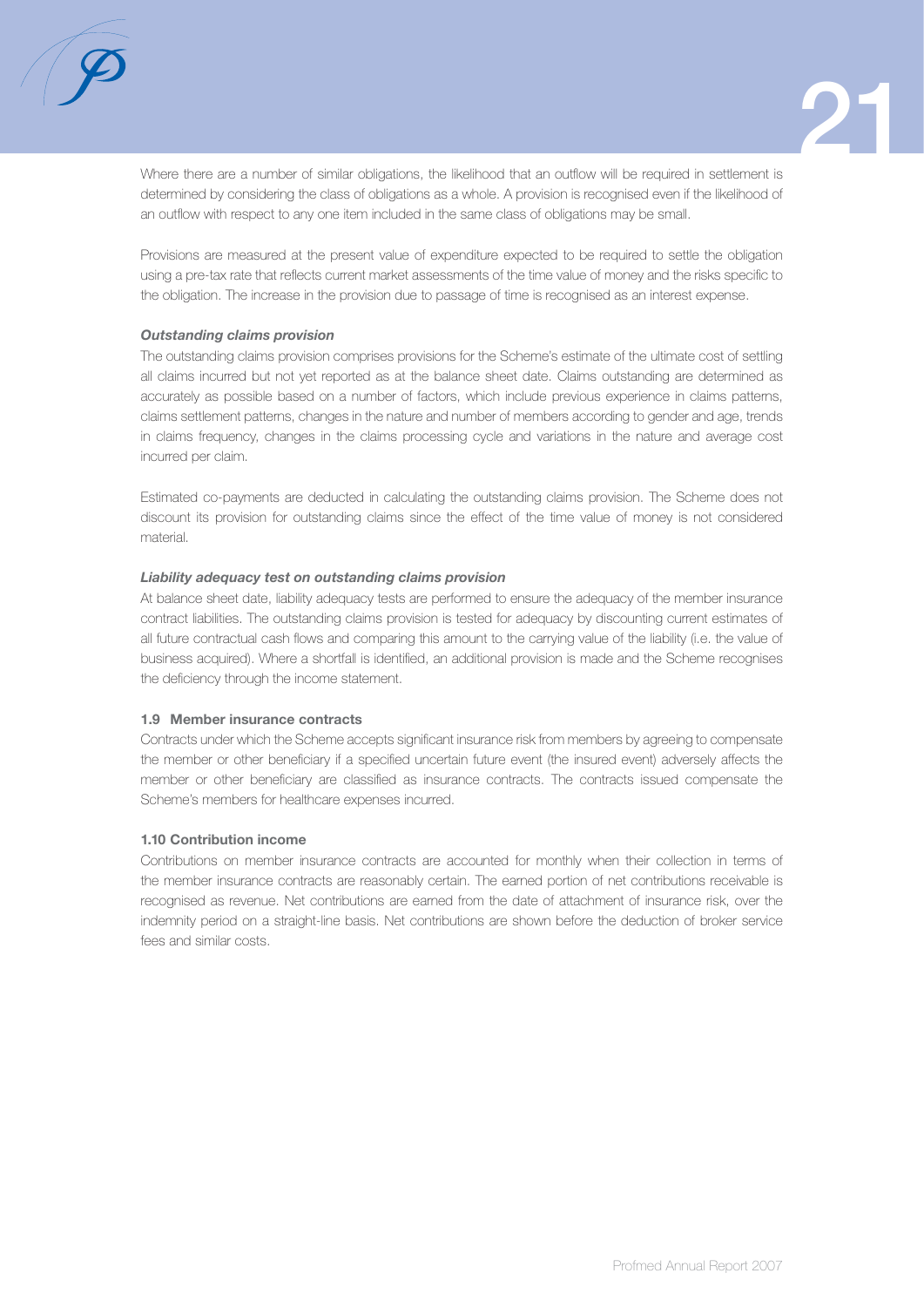Where there are a number of similar obligations, the likelihood that an outflow will be required in settlement is determined by considering the class of obligations as a whole. A provision is recognised even if the likelihood of an outflow with respect to any one item included in the same class of obligations may be small.

Provisions are measured at the present value of expenditure expected to be required to settle the obligation using a pre-tax rate that reflects current market assessments of the time value of money and the risks specific to the obligation. The increase in the provision due to passage of time is recognised as an interest expense.

***Outstanding claims provision***

The outstanding claims provision comprises provisions for the Scheme's estimate of the ultimate cost of settling all claims incurred but not yet reported as at the balance sheet date. Claims outstanding are determined as accurately as possible based on a number of factors, which include previous experience in claims patterns, claims settlement patterns, changes in the nature and number of members according to gender and age, trends in claims frequency, changes in the claims processing cycle and variations in the nature and average cost incurred per claim.

Estimated co-payments are deducted in calculating the outstanding claims provision. The Scheme does not discount its provision for outstanding claims since the effect of the time value of money is not considered material.

***Liability adequacy test on outstanding claims provision***

At balance sheet date, liability adequacy tests are performed to ensure the adequacy of the member insurance contract liabilities. The outstanding claims provision is tested for adequacy by discounting current estimates of all future contractual cash flows and comparing this amount to the carrying value of the liability (i.e. the value of business acquired). Where a shortfall is identified, an additional provision is made and the Scheme recognises the deficiency through the income statement.

**1.9 Member insurance contracts**

Contracts under which the Scheme accepts significant insurance risk from members by agreeing to compensate the member or other beneficiary if a specified uncertain future event (the insured event) adversely affects the member or other beneficiary are classified as insurance contracts. The contracts issued compensate the Scheme's members for healthcare expenses incurred.

**1.10 Contribution income**

Contributions on member insurance contracts are accounted for monthly when their collection in terms of the member insurance contracts are reasonably certain. The earned portion of net contributions receivable is recognised as revenue. Net contributions are earned from the date of attachment of insurance risk, over the indemnity period on a straight-line basis. Net contributions are shown before the deduction of broker service fees and similar costs.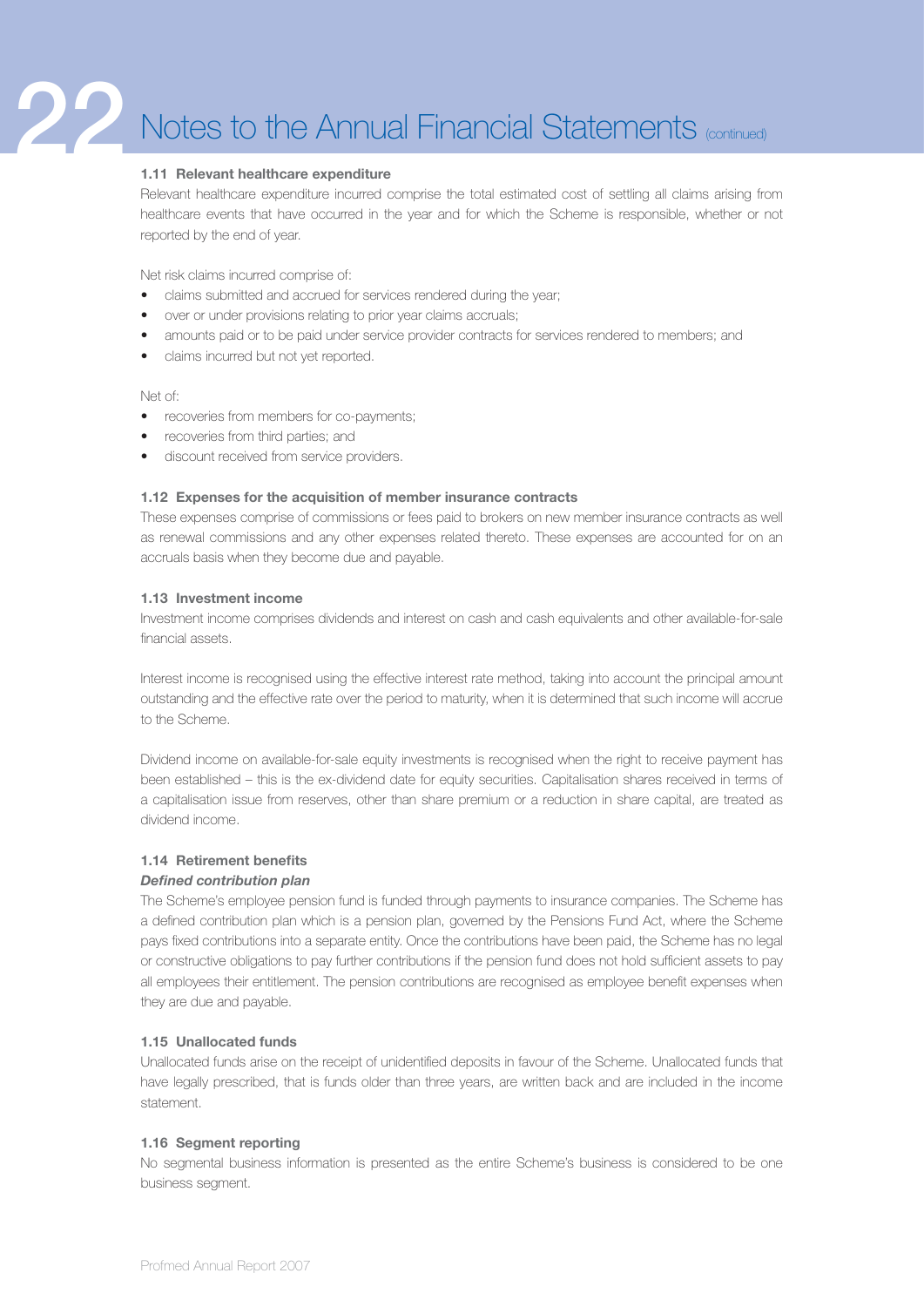## 1.11 Relevant healthcare expenditure

Relevant healthcare expenditure incurred comprise the total estimated cost of settling all claims arising from healthcare events that have occurred in the year and for which the Scheme is responsible, whether or not reported by the end of year.

Net risk claims incurred comprise of:

- claims submitted and accrued for services rendered during the year;
- over or under provisions relating to prior year claims accruals;
- amounts paid or to be paid under service provider contracts for services rendered to members; and
- claims incurred but not yet reported.

Net of:

- recoveries from members for co-payments;
- recoveries from third parties; and
- discount received from service providers.

## 1.12 Expenses for the acquisition of member insurance contracts

These expenses comprise of commissions or fees paid to brokers on new member insurance contracts as well as renewal commissions and any other expenses related thereto. These expenses are accounted for on an accruals basis when they become due and payable.

## 1.13 Investment income

Investment income comprises dividends and interest on cash and cash equivalents and other available-for-sale financial assets.

Interest income is recognised using the effective interest rate method, taking into account the principal amount outstanding and the effective rate over the period to maturity, when it is determined that such income will accrue to the Scheme.

Dividend income on available-for-sale equity investments is recognised when the right to receive payment has been established – this is the ex-dividend date for equity securities. Capitalisation shares received in terms of a capitalisation issue from reserves, other than share premium or a reduction in share capital, are treated as dividend income.

## 1.14 Retirement benefits

***Defined contribution plan***

The Scheme's employee pension fund is funded through payments to insurance companies. The Scheme has a defined contribution plan which is a pension plan, governed by the Pensions Fund Act, where the Scheme pays fixed contributions into a separate entity. Once the contributions have been paid, the Scheme has no legal or constructive obligations to pay further contributions if the pension fund does not hold sufficient assets to pay all employees their entitlement. The pension contributions are recognised as employee benefit expenses when they are due and payable.

## 1.15 Unallocated funds

Unallocated funds arise on the receipt of unidentified deposits in favour of the Scheme. Unallocated funds that have legally prescribed, that is funds older than three years, are written back and are included in the income statement.

## 1.16 Segment reporting

No segmental business information is presented as the entire Scheme's business is considered to be one business segment.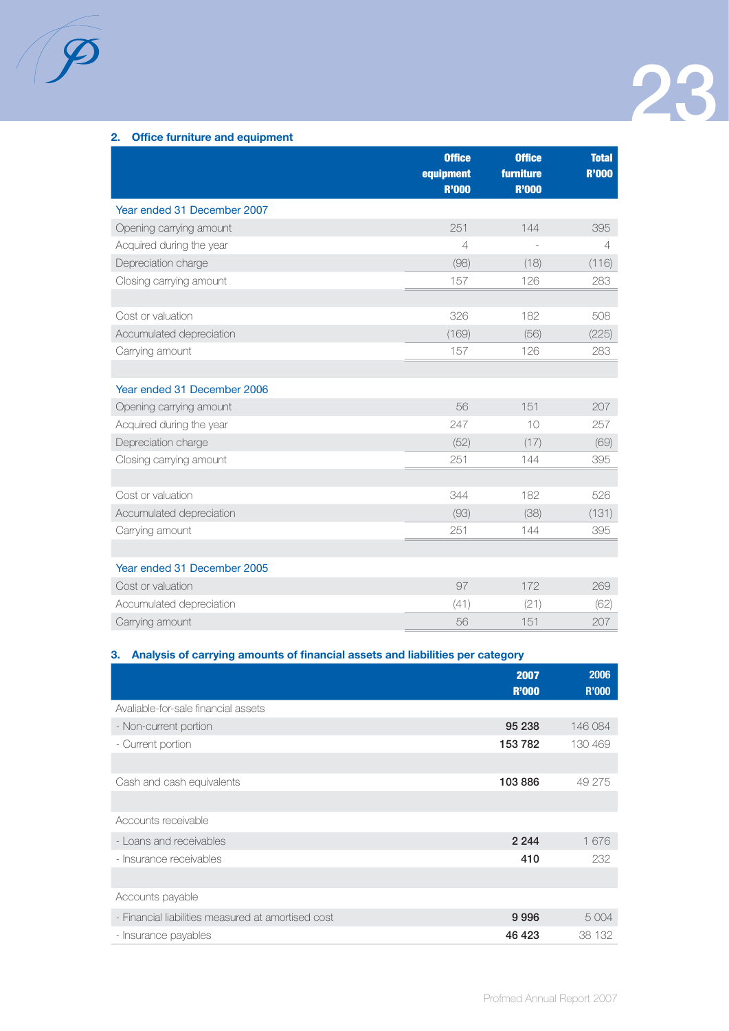## 2. Office furniture and equipment

| | Office equipment R'000 | Office furniture R'000 | Total R'000 |
|---|---|---|---|
| **Year ended 31 December 2007** | | | |
| Opening carrying amount | 251 | 144 | 395 |
| Acquired during the year | 4 | - | 4 |
| Depreciation charge | (98) | (18) | (116) |
| Closing carrying amount | 157 | 126 | 283 |
| | | | |
| Cost or valuation | 326 | 182 | 508 |
| Accumulated depreciation | (169) | (56) | (225) |
| Carrying amount | 157 | 126 | 283 |
| | | | |
| **Year ended 31 December 2006** | | | |
| Opening carrying amount | 56 | 151 | 207 |
| Acquired during the year | 247 | 10 | 257 |
| Depreciation charge | (52) | (17) | (69) |
| Closing carrying amount | 251 | 144 | 395 |
| | | | |
| Cost or valuation | 344 | 182 | 526 |
| Accumulated depreciation | (93) | (38) | (131) |
| Carrying amount | 251 | 144 | 395 |
| | | | |
| **Year ended 31 December 2005** | | | |
| Cost or valuation | 97 | 172 | 269 |
| Accumulated depreciation | (41) | (21) | (62) |
| Carrying amount | 56 | 151 | 207 |

## 3. Analysis of carrying amounts of financial assets and liabilities per category

| | 2007 R'000 | 2006 R'000 |
|---|---|---|
| Avaliable-for-sale financial assets | | |
| - Non-current portion | **95 238** | 146 084 |
| - Current portion | **153 782** | 130 469 |
| | | |
| Cash and cash equivalents | **103 886** | 49 275 |
| | | |
| Accounts receivable | | |
| - Loans and receivables | **2 244** | 1 676 |
| - Insurance receivables | **410** | 232 |
| | | |
| Accounts payable | | |
| - Financial liabilities measured at amortised cost | **9 996** | 5 004 |
| - Insurance payables | **46 423** | 38 132 |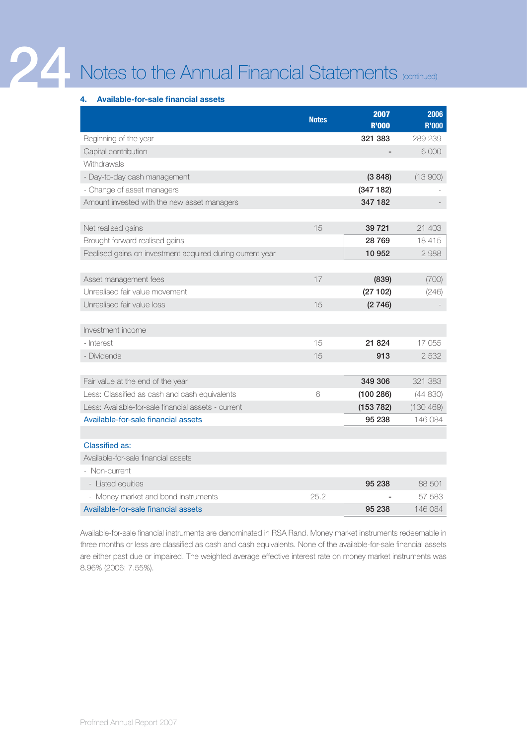#### 4. Available-for-sale financial assets

| | Notes | 2007 R'000 | 2006 R'000 |
|---|---|---|---|
| Beginning of the year | | 321 383 | 289 239 |
| Capital contribution | | - | 6 000 |
| Withdrawals | | | |
| - Day-to-day cash management | | (3 848) | (13 900) |
| - Change of asset managers | | (347 182) | - |
| Amount invested with the new asset managers | | 347 182 | - |
| | | | |
| Net realised gains | 15 | 39 721 | 21 403 |
| Brought forward realised gains | | 28 769 | 18 415 |
| Realised gains on investment acquired during current year | | 10 952 | 2 988 |
| | | | |
| Asset management fees | 17 | (839) | (700) |
| Unrealised fair value movement | | (27 102) | (246) |
| Unrealised fair value loss | 15 | (2 746) | - |
| | | | |
| Investment income | | | |
| - Interest | 15 | 21 824 | 17 055 |
| - Dividends | 15 | 913 | 2 532 |
| | | | |
| Fair value at the end of the year | | 349 306 | 321 383 |
| Less: Classified as cash and cash equivalents | 6 | (100 286) | (44 830) |
| Less: Available-for-sale financial assets - current | | (153 782) | (130 469) |
| Available-for-sale financial assets | | 95 238 | 146 084 |
| | | | |
| Classified as: | | | |
| Available-for-sale financial assets | | | |
| - Non-current | | | |
| - Listed equities | | 95 238 | 88 501 |
| - Money market and bond instruments | 25.2 | - | 57 583 |
| Available-for-sale financial assets | | 95 238 | 146 084 |

Available-for-sale financial instruments are denominated in RSA Rand. Money market instruments redeemable in three months or less are classified as cash and cash equivalents. None of the available-for-sale financial assets are either past due or impaired. The weighted average effective interest rate on money market instruments was 8.96% (2006: 7.55%).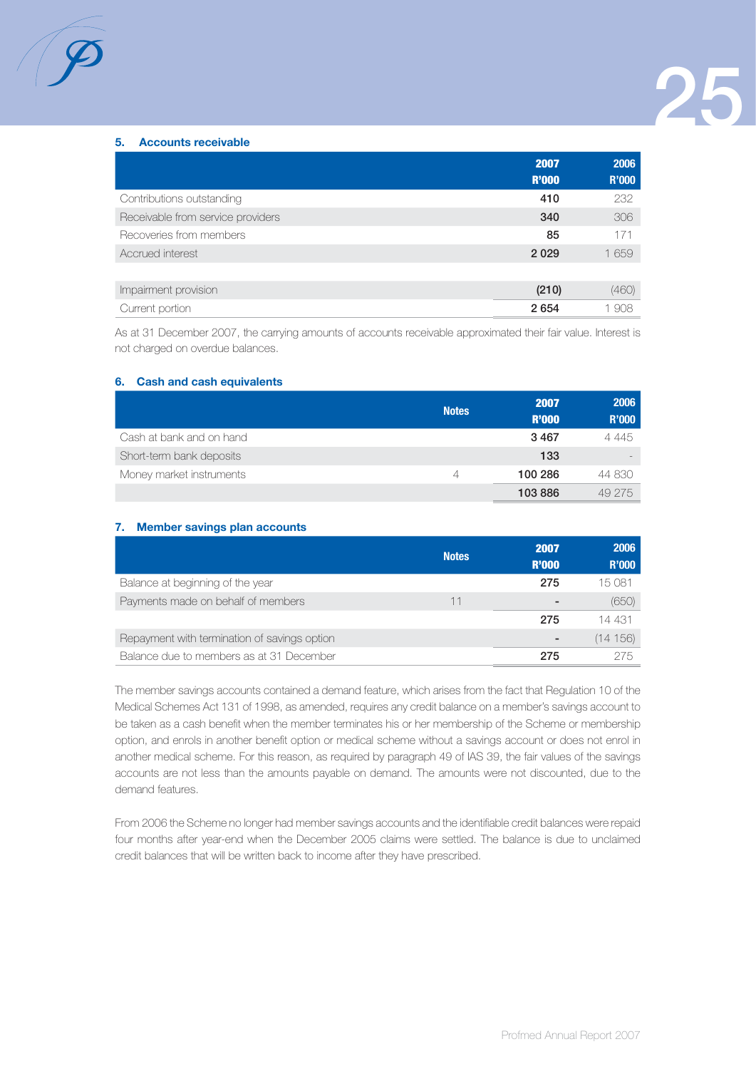### 5. Accounts receivable

| | 2007 R'000 | 2006 R'000 |
|---|---|---|
| Contributions outstanding | 410 | 232 |
| Receivable from service providers | 340 | 306 |
| Recoveries from members | 85 | 171 |
| Accrued interest | 2 029 | 1 659 |
| | | |
| Impairment provision | (210) | (460) |
| Current portion | 2 654 | 1 908 |

As at 31 December 2007, the carrying amounts of accounts receivable approximated their fair value. Interest is not charged on overdue balances.

### 6. Cash and cash equivalents

| | Notes | 2007 R'000 | 2006 R'000 |
|---|---|---|---|
| Cash at bank and on hand | | 3 467 | 4 445 |
| Short-term bank deposits | | 133 | - |
| Money market instruments | 4 | 100 286 | 44 830 |
| | | 103 886 | 49 275 |

### 7. Member savings plan accounts

| | Notes | 2007 R'000 | 2006 R'000 |
|---|---|---|---|
| Balance at beginning of the year | | 275 | 15 081 |
| Payments made on behalf of members | 11 | - | (650) |
| | | 275 | 14 431 |
| Repayment with termination of savings option | | - | (14 156) |
| Balance due to members as at 31 December | | 275 | 275 |

The member savings accounts contained a demand feature, which arises from the fact that Regulation 10 of the Medical Schemes Act 131 of 1998, as amended, requires any credit balance on a member's savings account to be taken as a cash benefit when the member terminates his or her membership of the Scheme or membership option, and enrols in another benefit option or medical scheme without a savings account or does not enrol in another medical scheme. For this reason, as required by paragraph 49 of IAS 39, the fair values of the savings accounts are not less than the amounts payable on demand. The amounts were not discounted, due to the demand features.

From 2006 the Scheme no longer had member savings accounts and the identifiable credit balances were repaid four months after year-end when the December 2005 claims were settled. The balance is due to unclaimed credit balances that will be written back to income after they have prescribed.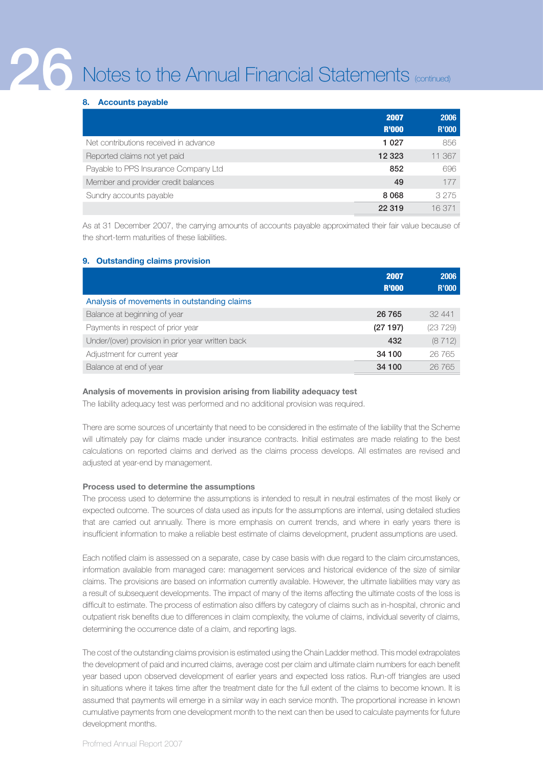## Notes to the Annual Financial Statements (continued)

### 8. Accounts payable

| | 2007 R'000 | 2006 R'000 |
|---|---|---|
| Net contributions received in advance | **1 027** | 856 |
| Reported claims not yet paid | **12 323** | 11 367 |
| Payable to PPS Insurance Company Ltd | **852** | 696 |
| Member and provider credit balances | **49** | 177 |
| Sundry accounts payable | **8 068** | 3 275 |
| | **22 319** | 16 371 |

As at 31 December 2007, the carrying amounts of accounts payable approximated their fair value because of the short-term maturities of these liabilities.

### 9. Outstanding claims provision

| | 2007 R'000 | 2006 R'000 |
|---|---|---|
| Analysis of movements in outstanding claims | | |
| Balance at beginning of year | **26 765** | 32 441 |
| Payments in respect of prior year | **(27 197)** | (23 729) |
| Under/(over) provision in prior year written back | **432** | (8 712) |
| Adjustment for current year | **34 100** | 26 765 |
| Balance at end of year | **34 100** | 26 765 |

**Analysis of movements in provision arising from liability adequacy test**

The liability adequacy test was performed and no additional provision was required.

There are some sources of uncertainty that need to be considered in the estimate of the liability that the Scheme will ultimately pay for claims made under insurance contracts. Initial estimates are made relating to the best calculations on reported claims and derived as the claims process develops. All estimates are revised and adjusted at year-end by management.

**Process used to determine the assumptions**

The process used to determine the assumptions is intended to result in neutral estimates of the most likely or expected outcome. The sources of data used as inputs for the assumptions are internal, using detailed studies that are carried out annually. There is more emphasis on current trends, and where in early years there is insufficient information to make a reliable best estimate of claims development, prudent assumptions are used.

Each notified claim is assessed on a separate, case by case basis with due regard to the claim circumstances, information available from managed care: management services and historical evidence of the size of similar claims. The provisions are based on information currently available. However, the ultimate liabilities may vary as a result of subsequent developments. The impact of many of the items affecting the ultimate costs of the loss is difficult to estimate. The process of estimation also differs by category of claims such as in-hospital, chronic and outpatient risk benefits due to differences in claim complexity, the volume of claims, individual severity of claims, determining the occurrence date of a claim, and reporting lags.

The cost of the outstanding claims provision is estimated using the Chain Ladder method. This model extrapolates the development of paid and incurred claims, average cost per claim and ultimate claim numbers for each benefit year based upon observed development of earlier years and expected loss ratios. Run-off triangles are used in situations where it takes time after the treatment date for the full extent of the claims to become known. It is assumed that payments will emerge in a similar way in each service month. The proportional increase in known cumulative payments from one development month to the next can then be used to calculate payments for future development months.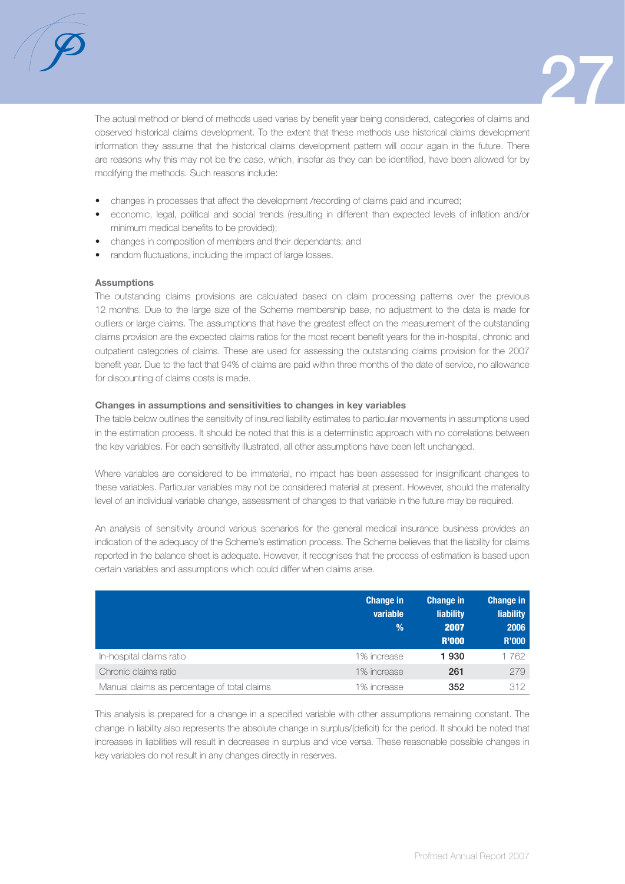The actual method or blend of methods used varies by benefit year being considered, categories of claims and observed historical claims development. To the extent that these methods use historical claims development information they assume that the historical claims development pattern will occur again in the future. There are reasons why this may not be the case, which, insofar as they can be identified, have been allowed for by modifying the methods. Such reasons include:

- changes in processes that affect the development /recording of claims paid and incurred;
- economic, legal, political and social trends (resulting in different than expected levels of inflation and/or minimum medical benefits to be provided);
- changes in composition of members and their dependants; and
- random fluctuations, including the impact of large losses.

**Assumptions**

The outstanding claims provisions are calculated based on claim processing patterns over the previous 12 months. Due to the large size of the Scheme membership base, no adjustment to the data is made for outliers or large claims. The assumptions that have the greatest effect on the measurement of the outstanding claims provision are the expected claims ratios for the most recent benefit years for the in-hospital, chronic and outpatient categories of claims. These are used for assessing the outstanding claims provision for the 2007 benefit year. Due to the fact that 94% of claims are paid within three months of the date of service, no allowance for discounting of claims costs is made.

**Changes in assumptions and sensitivities to changes in key variables**

The table below outlines the sensitivity of insured liability estimates to particular movements in assumptions used in the estimation process. It should be noted that this is a deterministic approach with no correlations between the key variables. For each sensitivity illustrated, all other assumptions have been left unchanged.

Where variables are considered to be immaterial, no impact has been assessed for insignificant changes to these variables. Particular variables may not be considered material at present. However, should the materiality level of an individual variable change, assessment of changes to that variable in the future may be required.

An analysis of sensitivity around various scenarios for the general medical insurance business provides an indication of the adequacy of the Scheme's estimation process. The Scheme believes that the liability for claims reported in the balance sheet is adequate. However, it recognises that the process of estimation is based upon certain variables and assumptions which could differ when claims arise.

| | Change in variable % | Change in liability 2007 R'000 | Change in liability 2006 R'000 |
|---|---|---|---|
| In-hospital claims ratio | 1% increase | **1 930** | 1 762 |
| Chronic claims ratio | 1% increase | **261** | 279 |
| Manual claims as percentage of total claims | 1% increase | **352** | 312 |

This analysis is prepared for a change in a specified variable with other assumptions remaining constant. The change in liability also represents the absolute change in surplus/(deficit) for the period. It should be noted that increases in liabilities will result in decreases in surplus and vice versa. These reasonable possible changes in key variables do not result in any changes directly in reserves.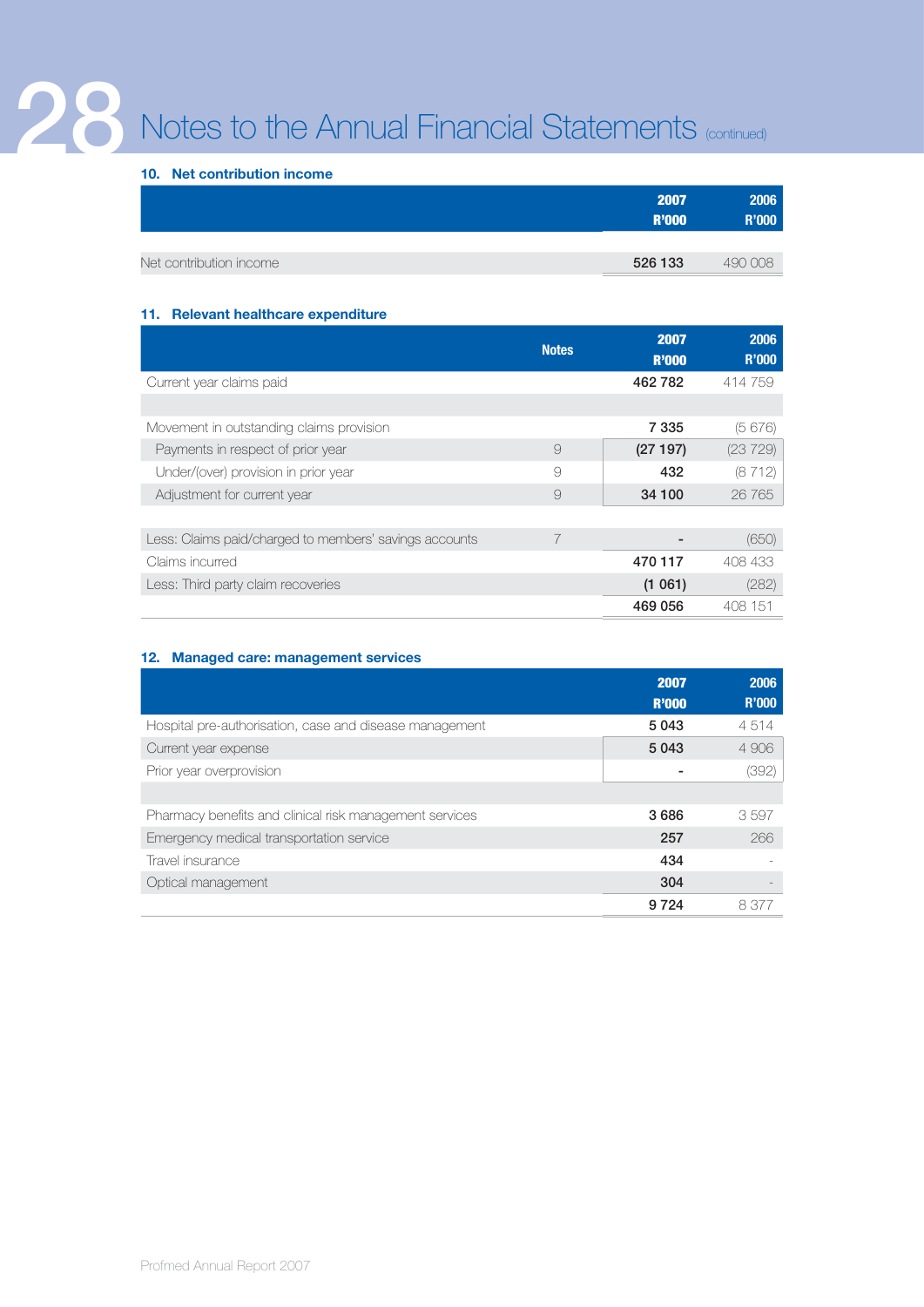# Notes to the Annual Financial Statements (continued)

## 10. Net contribution income

| | 2007 R'000 | 2006 R'000 |
|---|---|---|
| Net contribution income | 526 133 | 490 008 |

## 11. Relevant healthcare expenditure

| | Notes | 2007 R'000 | 2006 R'000 |
|---|---|---|---|
| Current year claims paid | | 462 782 | 414 759 |
| | | | |
| Movement in outstanding claims provision | | 7 335 | (5 676) |
| Payments in respect of prior year | 9 | (27 197) | (23 729) |
| Under/(over) provision in prior year | 9 | 432 | (8 712) |
| Adjustment for current year | 9 | 34 100 | 26 765 |
| | | | |
| Less: Claims paid/charged to members' savings accounts | 7 | - | (650) |
| Claims incurred | | 470 117 | 408 433 |
| Less: Third party claim recoveries | | (1 061) | (282) |
| | | 469 056 | 408 151 |

## 12. Managed care: management services

| | 2007 R'000 | 2006 R'000 |
|---|---|---|
| Hospital pre-authorisation, case and disease management | 5 043 | 4 514 |
| Current year expense | 5 043 | 4 906 |
| Prior year overprovision | - | (392) |
| | | |
| Pharmacy benefits and clinical risk management services | 3 686 | 3 597 |
| Emergency medical transportation service | 257 | 266 |
| Travel insurance | 434 | - |
| Optical management | 304 | - |
| | 9 724 | 8 377 |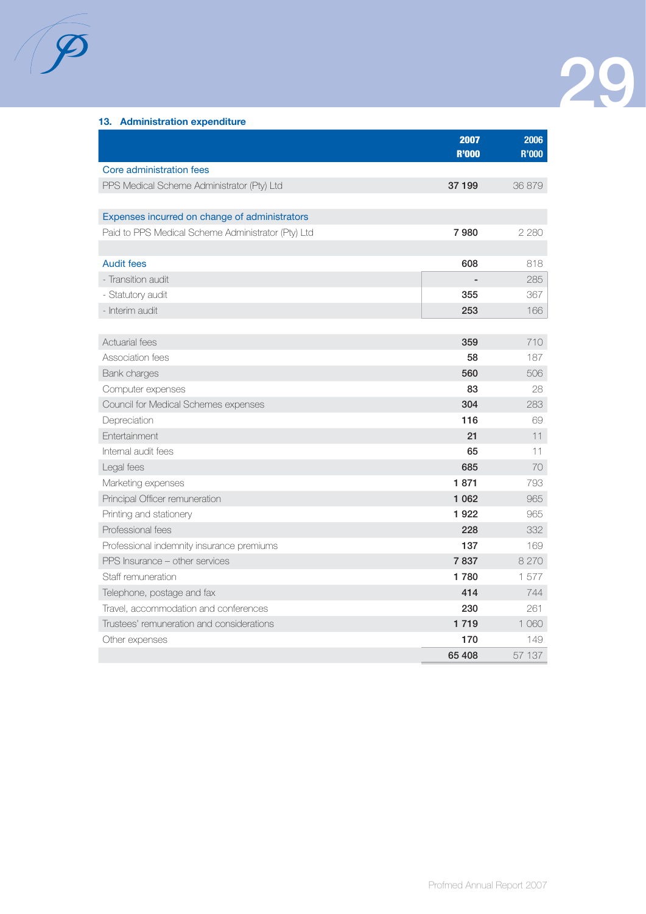## 13. Administration expenditure

| | 2007 R'000 | 2006 R'000 |
|---|---|---|
| **Core administration fees** | | |
| PPS Medical Scheme Administrator (Pty) Ltd | **37 199** | 36 879 |
| | | |
| **Expenses incurred on change of administrators** | | |
| Paid to PPS Medical Scheme Administrator (Pty) Ltd | **7 980** | 2 280 |
| | | |
| **Audit fees** | **608** | 818 |
| - Transition audit | **-** | 285 |
| - Statutory audit | **355** | 367 |
| - Interim audit | **253** | 166 |
| | | |
| Actuarial fees | **359** | 710 |
| Association fees | **58** | 187 |
| Bank charges | **560** | 506 |
| Computer expenses | **83** | 28 |
| Council for Medical Schemes expenses | **304** | 283 |
| Depreciation | **116** | 69 |
| Entertainment | **21** | 11 |
| Internal audit fees | **65** | 11 |
| Legal fees | **685** | 70 |
| Marketing expenses | **1 871** | 793 |
| Principal Officer remuneration | **1 062** | 965 |
| Printing and stationery | **1 922** | 965 |
| Professional fees | **228** | 332 |
| Professional indemnity insurance premiums | **137** | 169 |
| PPS Insurance – other services | **7 837** | 8 270 |
| Staff remuneration | **1 780** | 1 577 |
| Telephone, postage and fax | **414** | 744 |
| Travel, accommodation and conferences | **230** | 261 |
| Trustees' remuneration and considerations | **1 719** | 1 060 |
| Other expenses | **170** | 149 |
| | **65 408** | 57 137 |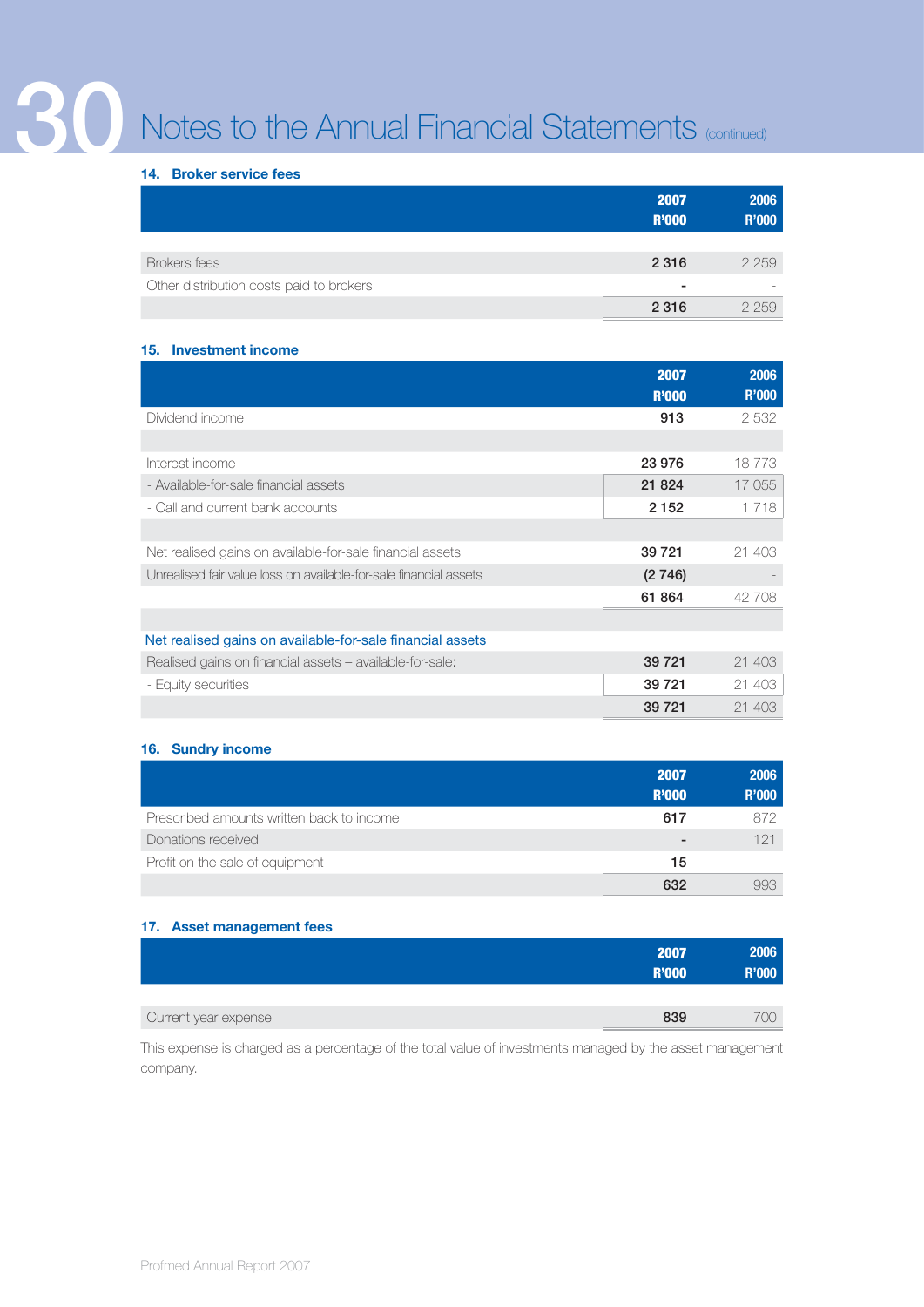# Notes to the Annual Financial Statements (continued)

### 14. Broker service fees

| | 2007 R'000 | 2006 R'000 |
|---|---|---|
| Brokers fees | 2 316 | 2 259 |
| Other distribution costs paid to brokers | - | - |
| | 2 316 | 2 259 |

### 15. Investment income

| | 2007 R'000 | 2006 R'000 |
|---|---|---|
| Dividend income | 913 | 2 532 |
| | | |
| Interest income | 23 976 | 18 773 |
| - Available-for-sale financial assets | 21 824 | 17 055 |
| - Call and current bank accounts | 2 152 | 1 718 |
| | | |
| Net realised gains on available-for-sale financial assets | 39 721 | 21 403 |
| Unrealised fair value loss on available-for-sale financial assets | (2 746) | - |
| | 61 864 | 42 708 |
| | | |
| **Net realised gains on available-for-sale financial assets** | | |
| Realised gains on financial assets – available-for-sale: | 39 721 | 21 403 |
| - Equity securities | 39 721 | 21 403 |
| | 39 721 | 21 403 |

### 16. Sundry income

| | 2007 R'000 | 2006 R'000 |
|---|---|---|
| Prescribed amounts written back to income | 617 | 872 |
| Donations received | - | 121 |
| Profit on the sale of equipment | 15 | - |
| | 632 | 993 |

### 17. Asset management fees

| | 2007 R'000 | 2006 R'000 |
|---|---|---|
| Current year expense | 839 | 700 |

This expense is charged as a percentage of the total value of investments managed by the asset management company.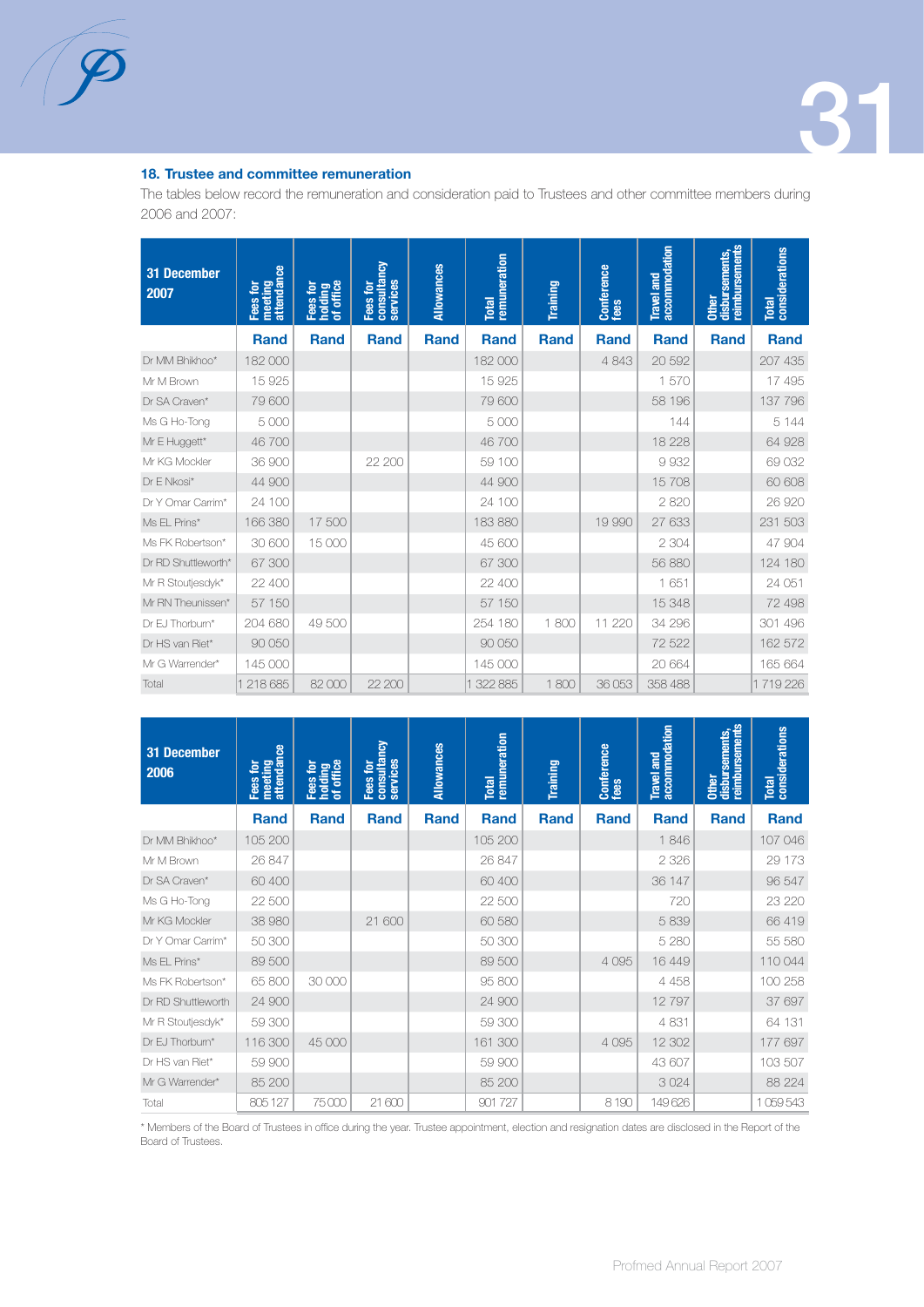## 18. Trustee and committee remuneration

The tables below record the remuneration and consideration paid to Trustees and other committee members during 2006 and 2007:

| 31 December 2007 | Fees for meeting attendance | Fees for holding of office | Fees for consultancy services | Allowances | Total remuneration | Training | Conference fees | Travel and accommodation | Other disbursements, reimbursements | Total considerations |
|---|---|---|---|---|---|---|---|---|---|---|
| | Rand | Rand | Rand | Rand | Rand | Rand | Rand | Rand | Rand | Rand |
| Dr MM Bhikhoo* | 182 000 | | | | 182 000 | | 4 843 | 20 592 | | 207 435 |
| Mr M Brown | 15 925 | | | | 15 925 | | | 1 570 | | 17 495 |
| Dr SA Craven* | 79 600 | | | | 79 600 | | | 58 196 | | 137 796 |
| Ms G Ho-Tong | 5 000 | | | | 5 000 | | | 144 | | 5 144 |
| Mr E Huggett* | 46 700 | | | | 46 700 | | | 18 228 | | 64 928 |
| Mr KG Mockler | 36 900 | | 22 200 | | 59 100 | | | 9 932 | | 69 032 |
| Dr E Nkosi* | 44 900 | | | | 44 900 | | | 15 708 | | 60 608 |
| Dr Y Omar Carrim* | 24 100 | | | | 24 100 | | | 2 820 | | 26 920 |
| Ms EL Prins* | 166 380 | 17 500 | | | 183 880 | | 19 990 | 27 633 | | 231 503 |
| Ms FK Robertson* | 30 600 | 15 000 | | | 45 600 | | | 2 304 | | 47 904 |
| Dr RD Shuttleworth* | 67 300 | | | | 67 300 | | | 56 880 | | 124 180 |
| Mr R Stoutjesdyk* | 22 400 | | | | 22 400 | | | 1 651 | | 24 051 |
| Mr RN Theunissen* | 57 150 | | | | 57 150 | | | 15 348 | | 72 498 |
| Dr EJ Thorburn* | 204 680 | 49 500 | | | 254 180 | 1 800 | 11 220 | 34 296 | | 301 496 |
| Dr HS van Riet* | 90 050 | | | | 90 050 | | | 72 522 | | 162 572 |
| Mr G Warrender* | 145 000 | | | | 145 000 | | | 20 664 | | 165 664 |
| Total | 1 218 685 | 82 000 | 22 200 | | 1 322 885 | 1 800 | 36 053 | 358 488 | | 1 719 226 |

| 31 December 2006 | Fees for meeting attendance | Fees for holding of office | Fees for consultancy services | Allowances | Total remuneration | Training | Conference fees | Travel and accommodation | Other disbursements, reimbursements | Total considerations |
|---|---|---|---|---|---|---|---|---|---|---|
| | Rand | Rand | Rand | Rand | Rand | Rand | Rand | Rand | Rand | Rand |
| Dr MM Bhikhoo* | 105 200 | | | | 105 200 | | | 1 846 | | 107 046 |
| Mr M Brown | 26 847 | | | | 26 847 | | | 2 326 | | 29 173 |
| Dr SA Craven* | 60 400 | | | | 60 400 | | | 36 147 | | 96 547 |
| Ms G Ho-Tong | 22 500 | | | | 22 500 | | | 720 | | 23 220 |
| Mr KG Mockler | 38 980 | | 21 600 | | 60 580 | | | 5 839 | | 66 419 |
| Dr Y Omar Carrim* | 50 300 | | | | 50 300 | | | 5 280 | | 55 580 |
| Ms EL Prins* | 89 500 | | | | 89 500 | | 4 095 | 16 449 | | 110 044 |
| Ms FK Robertson* | 65 800 | 30 000 | | | 95 800 | | | 4 458 | | 100 258 |
| Dr RD Shuttleworth | 24 900 | | | | 24 900 | | | 12 797 | | 37 697 |
| Mr R Stoutjesdyk* | 59 300 | | | | 59 300 | | | 4 831 | | 64 131 |
| Dr EJ Thorburn* | 116 300 | 45 000 | | | 161 300 | | 4 095 | 12 302 | | 177 697 |
| Dr HS van Riet* | 59 900 | | | | 59 900 | | | 43 607 | | 103 507 |
| Mr G Warrender* | 85 200 | | | | 85 200 | | | 3 024 | | 88 224 |
| Total | 805 127 | 75 000 | 21 600 | | 901 727 | | 8 190 | 149 626 | | 1 059 543 |

* Members of the Board of Trustees in office during the year. Trustee appointment, election and resignation dates are disclosed in the Report of the Board of Trustees.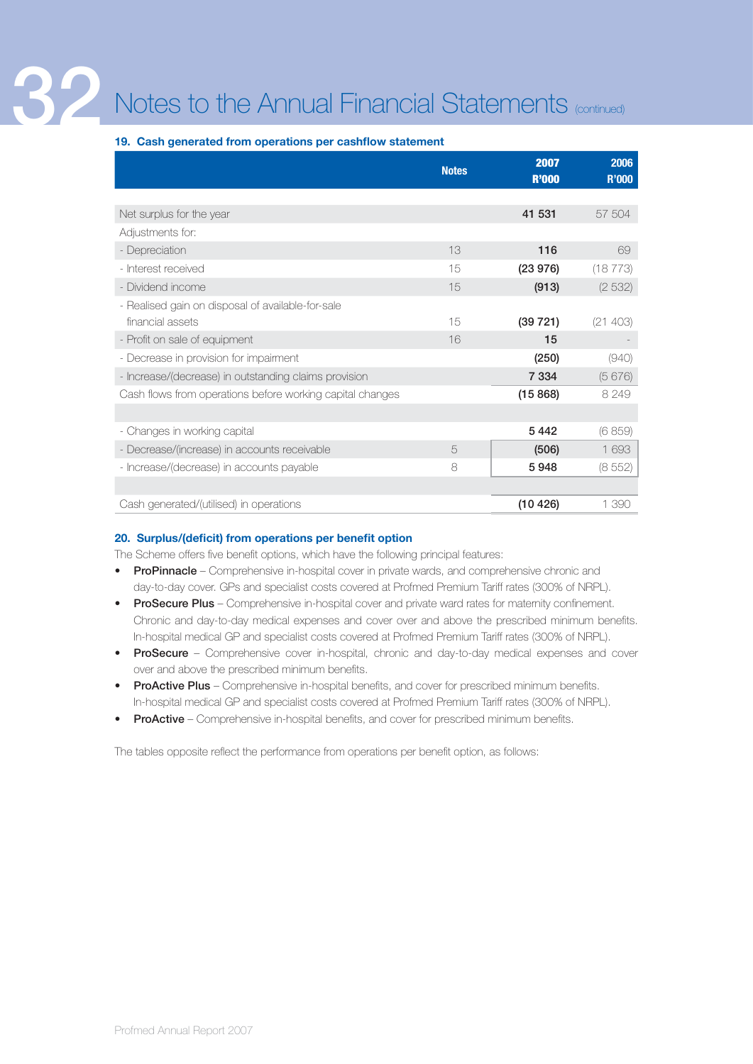# Notes to the Annual Financial Statements (continued)

### 19. Cash generated from operations per cashflow statement

| | Notes | 2007 R'000 | 2006 R'000 |
|---|---|---|---|
| Net surplus for the year | | **41 531** | 57 504 |
| Adjustments for: | | | |
| - Depreciation | 13 | **116** | 69 |
| - Interest received | 15 | **(23 976)** | (18 773) |
| - Dividend income | 15 | **(913)** | (2 532) |
| - Realised gain on disposal of available-for-sale financial assets | 15 | **(39 721)** | (21 403) |
| - Profit on sale of equipment | 16 | **15** | - |
| - Decrease in provision for impairment | | **(250)** | (940) |
| - Increase/(decrease) in outstanding claims provision | | **7 334** | (5 676) |
| Cash flows from operations before working capital changes | | **(15 868)** | 8 249 |
| | | | |
| - Changes in working capital | | **5 442** | (6 859) |
| - Decrease/(increase) in accounts receivable | 5 | **(506)** | 1 693 |
| - Increase/(decrease) in accounts payable | 8 | **5 948** | (8 552) |
| | | | |
| Cash generated/(utilised) in operations | | **(10 426)** | 1 390 |

### 20. Surplus/(deficit) from operations per benefit option

The Scheme offers five benefit options, which have the following principal features:

- **ProPinnacle** – Comprehensive in-hospital cover in private wards, and comprehensive chronic and day-to-day cover. GPs and specialist costs covered at Profmed Premium Tariff rates (300% of NRPL).
- **ProSecure Plus** – Comprehensive in-hospital cover and private ward rates for maternity confinement. Chronic and day-to-day medical expenses and cover over and above the prescribed minimum benefits. In-hospital medical GP and specialist costs covered at Profmed Premium Tariff rates (300% of NRPL).
- **ProSecure** – Comprehensive cover in-hospital, chronic and day-to-day medical expenses and cover over and above the prescribed minimum benefits.
- **ProActive Plus** – Comprehensive in-hospital benefits, and cover for prescribed minimum benefits. In-hospital medical GP and specialist costs covered at Profmed Premium Tariff rates (300% of NRPL).
- **ProActive** – Comprehensive in-hospital benefits, and cover for prescribed minimum benefits.

The tables opposite reflect the performance from operations per benefit option, as follows: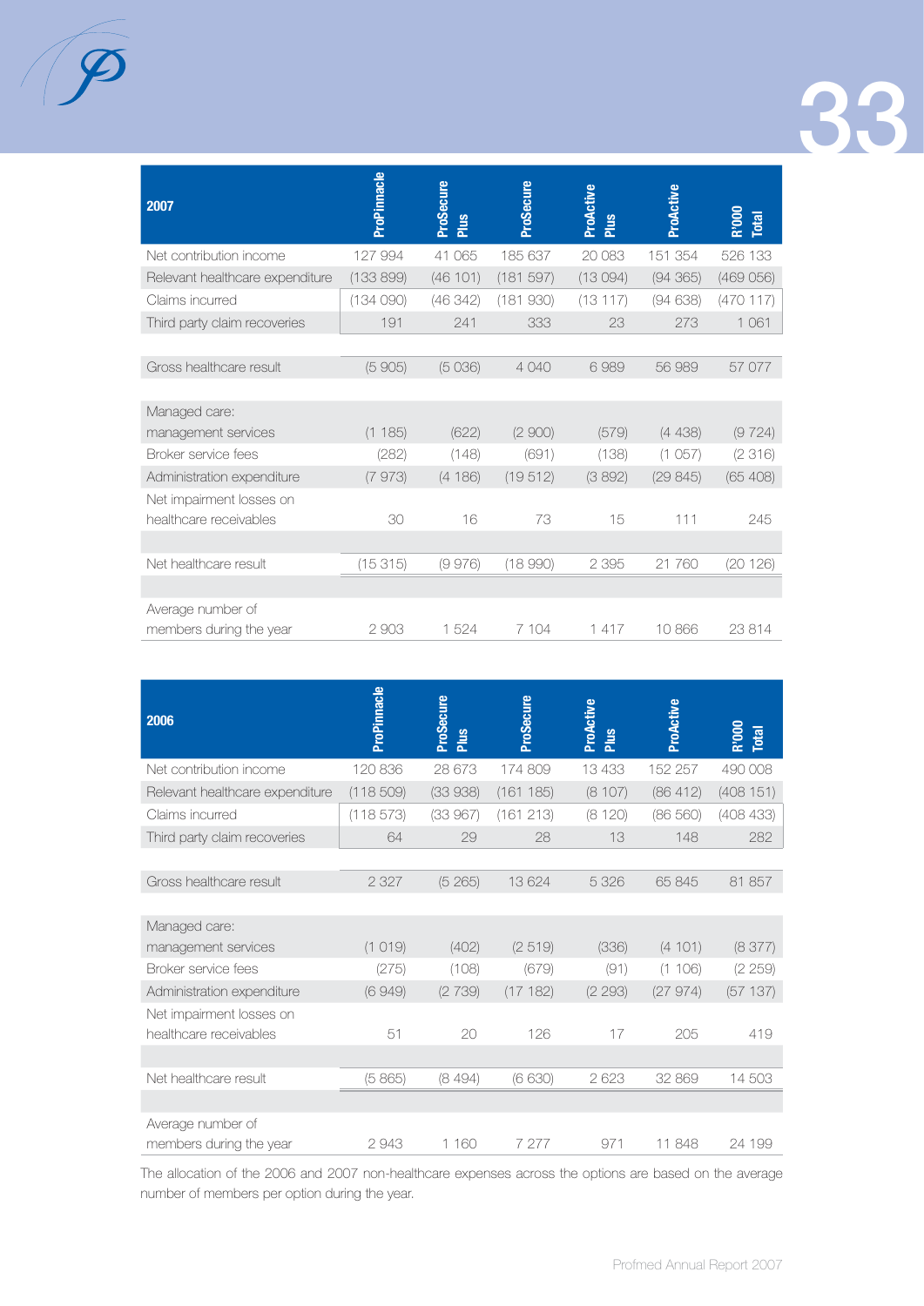| 2007 | ProPinnacle | ProSecure Plus | ProSecure | ProActive Plus | ProActive | R'000 Total |
|---|---|---|---|---|---|---|
| Net contribution income | 127 994 | 41 065 | 185 637 | 20 083 | 151 354 | 526 133 |
| Relevant healthcare expenditure | (133 899) | (46 101) | (181 597) | (13 094) | (94 365) | (469 056) |
| Claims incurred | (134 090) | (46 342) | (181 930) | (13 117) | (94 638) | (470 117) |
| Third party claim recoveries | 191 | 241 | 333 | 23 | 273 | 1 061 |
| Gross healthcare result | (5 905) | (5 036) | 4 040 | 6 989 | 56 989 | 57 077 |
| Managed care: management services | (1 185) | (622) | (2 900) | (579) | (4 438) | (9 724) |
| Broker service fees | (282) | (148) | (691) | (138) | (1 057) | (2 316) |
| Administration expenditure | (7 973) | (4 186) | (19 512) | (3 892) | (29 845) | (65 408) |
| Net impairment losses on healthcare receivables | 30 | 16 | 73 | 15 | 111 | 245 |
| Net healthcare result | (15 315) | (9 976) | (18 990) | 2 395 | 21 760 | (20 126) |
| Average number of members during the year | 2 903 | 1 524 | 7 104 | 1 417 | 10 866 | 23 814 |

| 2006 | ProPinnacle | ProSecure Plus | ProSecure | ProActive Plus | ProActive | R'000 Total |
|---|---|---|---|---|---|---|
| Net contribution income | 120 836 | 28 673 | 174 809 | 13 433 | 152 257 | 490 008 |
| Relevant healthcare expenditure | (118 509) | (33 938) | (161 185) | (8 107) | (86 412) | (408 151) |
| Claims incurred | (118 573) | (33 967) | (161 213) | (8 120) | (86 560) | (408 433) |
| Third party claim recoveries | 64 | 29 | 28 | 13 | 148 | 282 |
| Gross healthcare result | 2 327 | (5 265) | 13 624 | 5 326 | 65 845 | 81 857 |
| Managed care: management services | (1 019) | (402) | (2 519) | (336) | (4 101) | (8 377) |
| Broker service fees | (275) | (108) | (679) | (91) | (1 106) | (2 259) |
| Administration expenditure | (6 949) | (2 739) | (17 182) | (2 293) | (27 974) | (57 137) |
| Net impairment losses on healthcare receivables | 51 | 20 | 126 | 17 | 205 | 419 |
| Net healthcare result | (5 865) | (8 494) | (6 630) | 2 623 | 32 869 | 14 503 |
| Average number of members during the year | 2 943 | 1 160 | 7 277 | 971 | 11 848 | 24 199 |

The allocation of the 2006 and 2007 non-healthcare expenses across the options are based on the average number of members per option during the year.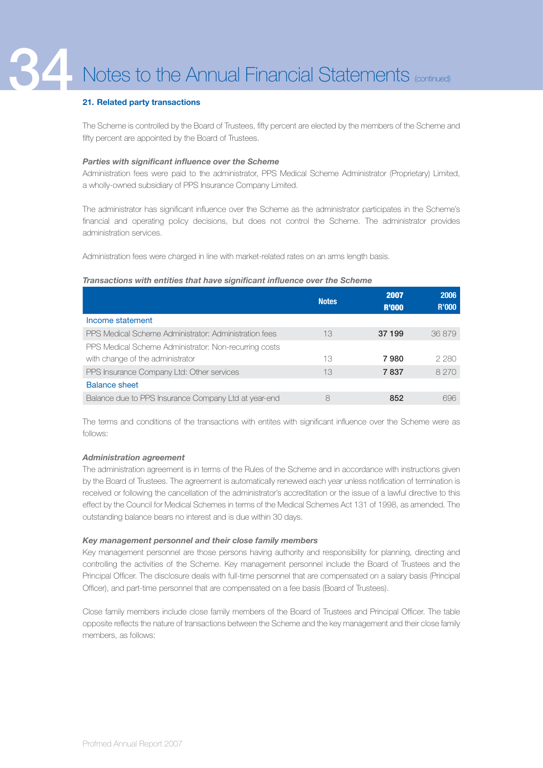## 21. Related party transactions

The Scheme is controlled by the Board of Trustees, fifty percent are elected by the members of the Scheme and fifty percent are appointed by the Board of Trustees.

***Parties with significant influence over the Scheme***

Administration fees were paid to the administrator, PPS Medical Scheme Administrator (Proprietary) Limited, a wholly-owned subsidiary of PPS Insurance Company Limited.

The administrator has significant influence over the Scheme as the administrator participates in the Scheme's financial and operating policy decisions, but does not control the Scheme. The administrator provides administration services.

Administration fees were charged in line with market-related rates on an arms length basis.

***Transactions with entities that have significant influence over the Scheme***

| | Notes | 2007 R'000 | 2006 R'000 |
|---|---|---|---|
| Income statement | | | |
| PPS Medical Scheme Administrator: Administration fees | 13 | **37 199** | 36 879 |
| PPS Medical Scheme Administrator: Non-recurring costs with change of the administrator | 13 | **7 980** | 2 280 |
| PPS Insurance Company Ltd: Other services | 13 | **7 837** | 8 270 |
| Balance sheet | | | |
| Balance due to PPS Insurance Company Ltd at year-end | 8 | **852** | 696 |

The terms and conditions of the transactions with entites with significant influence over the Scheme were as follows:

***Administration agreement***

The administration agreement is in terms of the Rules of the Scheme and in accordance with instructions given by the Board of Trustees. The agreement is automatically renewed each year unless notification of termination is received or following the cancellation of the administrator's accreditation or the issue of a lawful directive to this effect by the Council for Medical Schemes in terms of the Medical Schemes Act 131 of 1998, as amended. The outstanding balance bears no interest and is due within 30 days.

***Key management personnel and their close family members***

Key management personnel are those persons having authority and responsibility for planning, directing and controlling the activities of the Scheme. Key management personnel include the Board of Trustees and the Principal Officer. The disclosure deals with full-time personnel that are compensated on a salary basis (Principal Officer), and part-time personnel that are compensated on a fee basis (Board of Trustees).

Close family members include close family members of the Board of Trustees and Principal Officer. The table opposite reflects the nature of transactions between the Scheme and the key management and their close family members, as follows: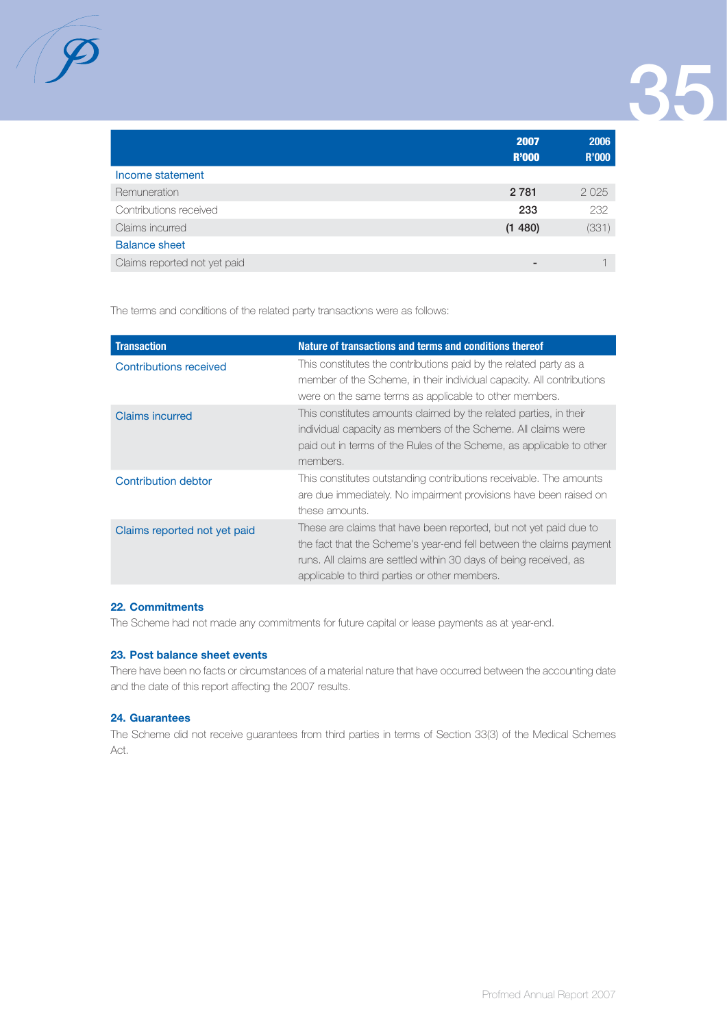| | 2007 R'000 | 2006 R'000 |
|---|---|---|
| **Income statement** | | |
| Remuneration | **2 781** | 2 025 |
| Contributions received | **233** | 232 |
| Claims incurred | **(1 480)** | (331) |
| **Balance sheet** | | |
| Claims reported not yet paid | **-** | 1 |

The terms and conditions of the related party transactions were as follows:

| Transaction | Nature of transactions and terms and conditions thereof |
|---|---|
| Contributions received | This constitutes the contributions paid by the related party as a member of the Scheme, in their individual capacity. All contributions were on the same terms as applicable to other members. |
| Claims incurred | This constitutes amounts claimed by the related parties, in their individual capacity as members of the Scheme. All claims were paid out in terms of the Rules of the Scheme, as applicable to other members. |
| Contribution debtor | This constitutes outstanding contributions receivable. The amounts are due immediately. No impairment provisions have been raised on these amounts. |
| Claims reported not yet paid | These are claims that have been reported, but not yet paid due to the fact that the Scheme's year-end fell between the claims payment runs. All claims are settled within 30 days of being received, as applicable to third parties or other members. |

### 22. Commitments

The Scheme had not made any commitments for future capital or lease payments as at year-end.

### 23. Post balance sheet events

There have been no facts or circumstances of a material nature that have occurred between the accounting date and the date of this report affecting the 2007 results.

### 24. Guarantees

The Scheme did not receive guarantees from third parties in terms of Section 33(3) of the Medical Schemes Act.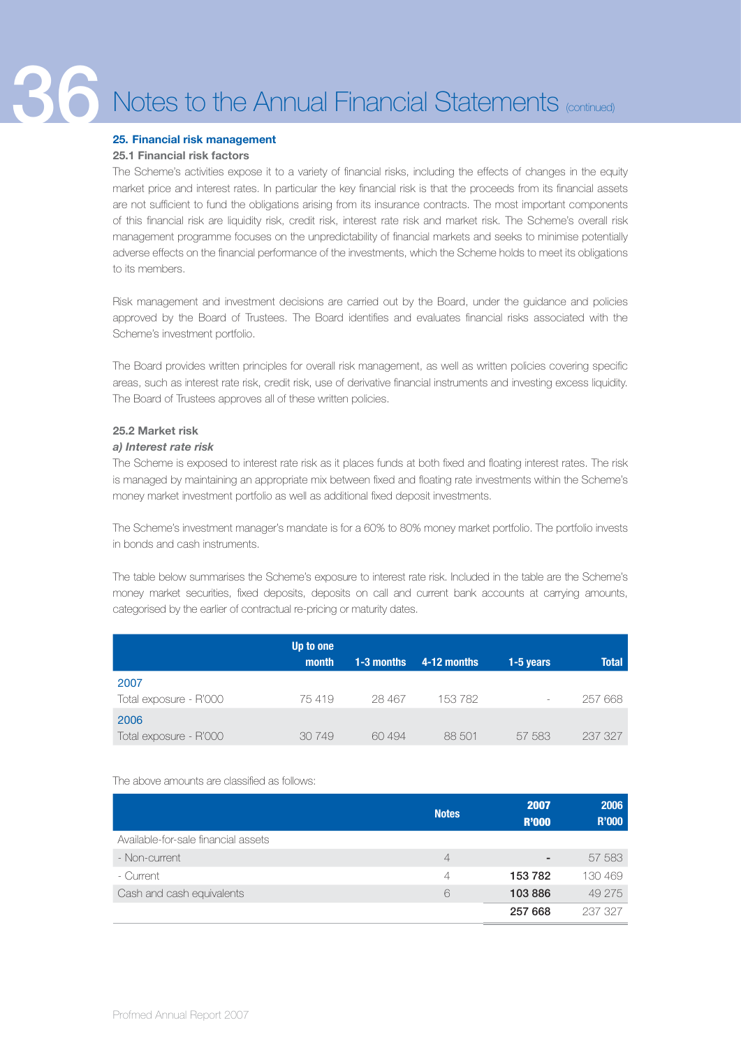## 25. Financial risk management

### 25.1 Financial risk factors

The Scheme's activities expose it to a variety of financial risks, including the effects of changes in the equity market price and interest rates. In particular the key financial risk is that the proceeds from its financial assets are not sufficient to fund the obligations arising from its insurance contracts. The most important components of this financial risk are liquidity risk, credit risk, interest rate risk and market risk. The Scheme's overall risk management programme focuses on the unpredictability of financial markets and seeks to minimise potentially adverse effects on the financial performance of the investments, which the Scheme holds to meet its obligations to its members.

Risk management and investment decisions are carried out by the Board, under the guidance and policies approved by the Board of Trustees. The Board identifies and evaluates financial risks associated with the Scheme's investment portfolio.

The Board provides written principles for overall risk management, as well as written policies covering specific areas, such as interest rate risk, credit risk, use of derivative financial instruments and investing excess liquidity. The Board of Trustees approves all of these written policies.

### 25.2 Market risk

***a) Interest rate risk***

The Scheme is exposed to interest rate risk as it places funds at both fixed and floating interest rates. The risk is managed by maintaining an appropriate mix between fixed and floating rate investments within the Scheme's money market investment portfolio as well as additional fixed deposit investments.

The Scheme's investment manager's mandate is for a 60% to 80% money market portfolio. The portfolio invests in bonds and cash instruments.

The table below summarises the Scheme's exposure to interest rate risk. Included in the table are the Scheme's money market securities, fixed deposits, deposits on call and current bank accounts at carrying amounts, categorised by the earlier of contractual re-pricing or maturity dates.

| | Up to one month | 1-3 months | 4-12 months | 1-5 years | Total |
|---|---|---|---|---|---|
| 2007 | | | | | |
| Total exposure - R'000 | 75 419 | 28 467 | 153 782 | - | 257 668 |
| 2006 | | | | | |
| Total exposure - R'000 | 30 749 | 60 494 | 88 501 | 57 583 | 237 327 |

The above amounts are classified as follows:

| | Notes | 2007 R'000 | 2006 R'000 |
|---|---|---|---|
| Available-for-sale financial assets | | | |
| - Non-current | 4 | **-** | 57 583 |
| - Current | 4 | **153 782** | 130 469 |
| Cash and cash equivalents | 6 | **103 886** | 49 275 |
| | | **257 668** | 237 327 |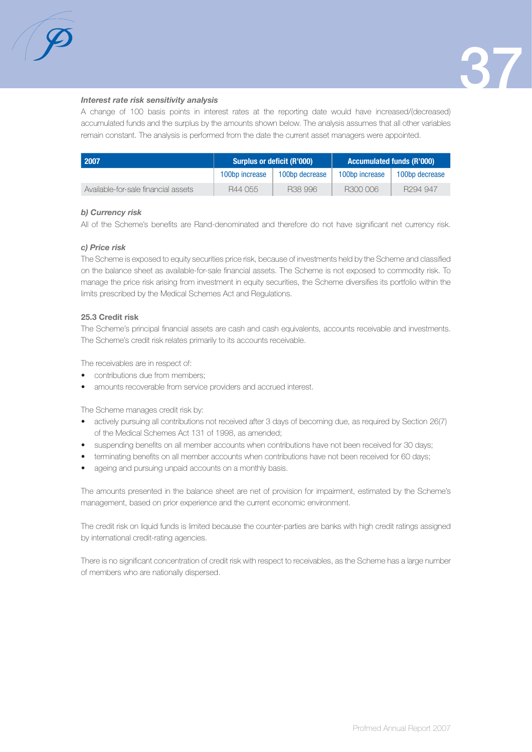***Interest rate risk sensitivity analysis***

A change of 100 basis points in interest rates at the reporting date would have increased/(decreased) accumulated funds and the surplus by the amounts shown below. The analysis assumes that all other variables remain constant. The analysis is performed from the date the current asset managers were appointed.

| 2007 | Surplus or deficit (R'000) | | Accumulated funds (R'000) | |
|---|---|---|---|---|
| | 100bp increase | 100bp decrease | 100bp increase | 100bp decrease |
| Available-for-sale financial assets | R44 055 | R38 996 | R300 006 | R294 947 |

***b) Currency risk***

All of the Scheme's benefits are Rand-denominated and therefore do not have significant net currency risk.

***c) Price risk***

The Scheme is exposed to equity securities price risk, because of investments held by the Scheme and classified on the balance sheet as available-for-sale financial assets. The Scheme is not exposed to commodity risk. To manage the price risk arising from investment in equity securities, the Scheme diversifies its portfolio within the limits prescribed by the Medical Schemes Act and Regulations.

**25.3 Credit risk**

The Scheme's principal financial assets are cash and cash equivalents, accounts receivable and investments. The Scheme's credit risk relates primarily to its accounts receivable.

The receivables are in respect of:

- contributions due from members;
- amounts recoverable from service providers and accrued interest.

The Scheme manages credit risk by:

- actively pursuing all contributions not received after 3 days of becoming due, as required by Section 26(7) of the Medical Schemes Act 131 of 1998, as amended;
- suspending benefits on all member accounts when contributions have not been received for 30 days;
- terminating benefits on all member accounts when contributions have not been received for 60 days;
- ageing and pursuing unpaid accounts on a monthly basis.

The amounts presented in the balance sheet are net of provision for impairment, estimated by the Scheme's management, based on prior experience and the current economic environment.

The credit risk on liquid funds is limited because the counter-parties are banks with high credit ratings assigned by international credit-rating agencies.

There is no significant concentration of credit risk with respect to receivables, as the Scheme has a large number of members who are nationally dispersed.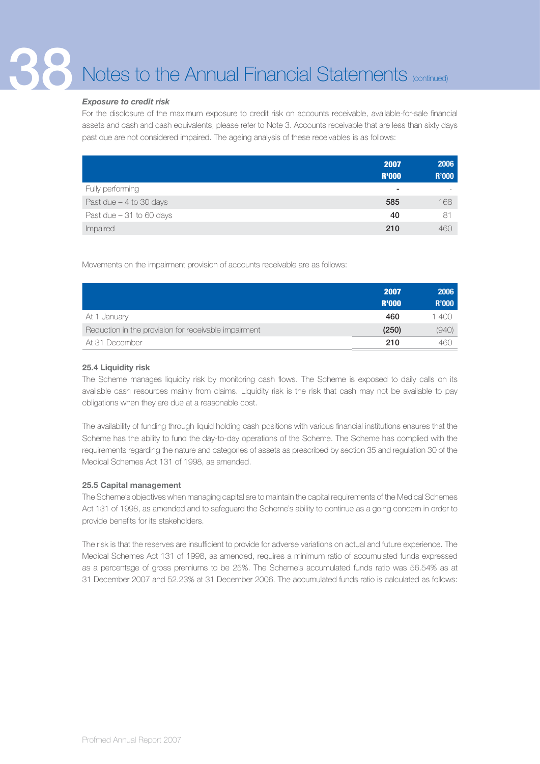***Exposure to credit risk***

For the disclosure of the maximum exposure to credit risk on accounts receivable, available-for-sale financial assets and cash and cash equivalents, please refer to Note 3. Accounts receivable that are less than sixty days past due are not considered impaired. The ageing analysis of these receivables is as follows:

| | 2007 R'000 | 2006 R'000 |
|---|---|---|
| Fully performing | - | - |
| Past due – 4 to 30 days | 585 | 168 |
| Past due – 31 to 60 days | 40 | 81 |
| Impaired | 210 | 460 |

Movements on the impairment provision of accounts receivable are as follows:

| | 2007 R'000 | 2006 R'000 |
|---|---|---|
| At 1 January | 460 | 1 400 |
| Reduction in the provision for receivable impairment | (250) | (940) |
| At 31 December | 210 | 460 |

**25.4 Liquidity risk**

The Scheme manages liquidity risk by monitoring cash flows. The Scheme is exposed to daily calls on its available cash resources mainly from claims. Liquidity risk is the risk that cash may not be available to pay obligations when they are due at a reasonable cost.

The availability of funding through liquid holding cash positions with various financial institutions ensures that the Scheme has the ability to fund the day-to-day operations of the Scheme. The Scheme has complied with the requirements regarding the nature and categories of assets as prescribed by section 35 and regulation 30 of the Medical Schemes Act 131 of 1998, as amended.

**25.5 Capital management**

The Scheme's objectives when managing capital are to maintain the capital requirements of the Medical Schemes Act 131 of 1998, as amended and to safeguard the Scheme's ability to continue as a going concern in order to provide benefits for its stakeholders.

The risk is that the reserves are insufficient to provide for adverse variations on actual and future experience. The Medical Schemes Act 131 of 1998, as amended, requires a minimum ratio of accumulated funds expressed as a percentage of gross premiums to be 25%. The Scheme's accumulated funds ratio was 56.54% as at 31 December 2007 and 52.23% at 31 December 2006. The accumulated funds ratio is calculated as follows: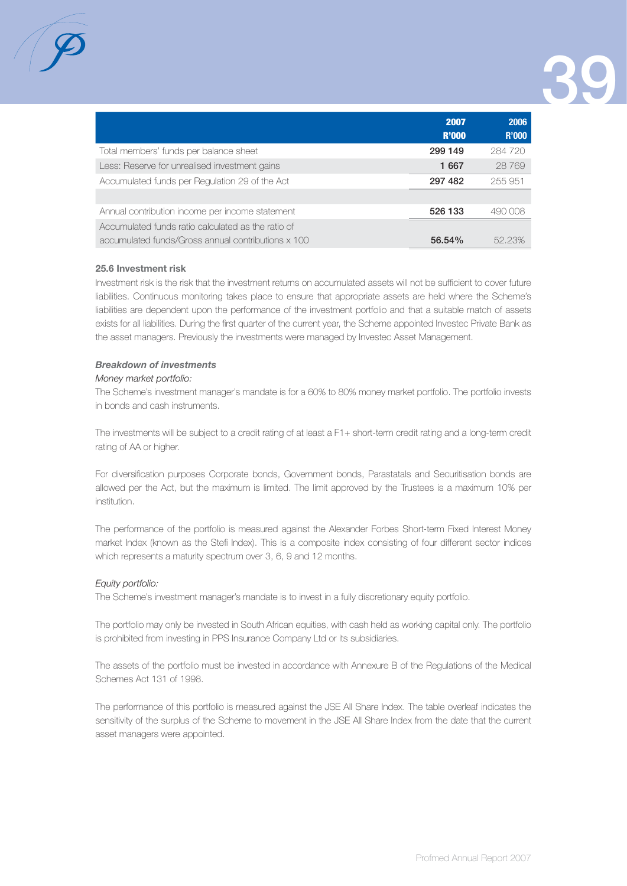| | 2007<br>R'000 | 2006<br>R'000 |
|---|---|---|
| Total members' funds per balance sheet | **299 149** | 284 720 |
| Less: Reserve for unrealised investment gains | **1 667** | 28 769 |
| Accumulated funds per Regulation 29 of the Act | **297 482** | 255 951 |
| | | |
| Annual contribution income per income statement | **526 133** | 490 008 |
| Accumulated funds ratio calculated as the ratio of accumulated funds/Gross annual contributions x 100 | **56.54%** | 52.23% |

**25.6 Investment risk**

Investment risk is the risk that the investment returns on accumulated assets will not be sufficient to cover future liabilities. Continuous monitoring takes place to ensure that appropriate assets are held where the Scheme's liabilities are dependent upon the performance of the investment portfolio and that a suitable match of assets exists for all liabilities. During the first quarter of the current year, the Scheme appointed Investec Private Bank as the asset managers. Previously the investments were managed by Investec Asset Management.

***Breakdown of investments***

*Money market portfolio:*

The Scheme's investment manager's mandate is for a 60% to 80% money market portfolio. The portfolio invests in bonds and cash instruments.

The investments will be subject to a credit rating of at least a F1+ short-term credit rating and a long-term credit rating of AA or higher.

For diversification purposes Corporate bonds, Government bonds, Parastatals and Securitisation bonds are allowed per the Act, but the maximum is limited. The limit approved by the Trustees is a maximum 10% per institution.

The performance of the portfolio is measured against the Alexander Forbes Short-term Fixed Interest Money market Index (known as the Stefi Index). This is a composite index consisting of four different sector indices which represents a maturity spectrum over 3, 6, 9 and 12 months.

*Equity portfolio:*

The Scheme's investment manager's mandate is to invest in a fully discretionary equity portfolio.

The portfolio may only be invested in South African equities, with cash held as working capital only. The portfolio is prohibited from investing in PPS Insurance Company Ltd or its subsidiaries.

The assets of the portfolio must be invested in accordance with Annexure B of the Regulations of the Medical Schemes Act 131 of 1998.

The performance of this portfolio is measured against the JSE All Share Index. The table overleaf indicates the sensitivity of the surplus of the Scheme to movement in the JSE All Share Index from the date that the current asset managers were appointed.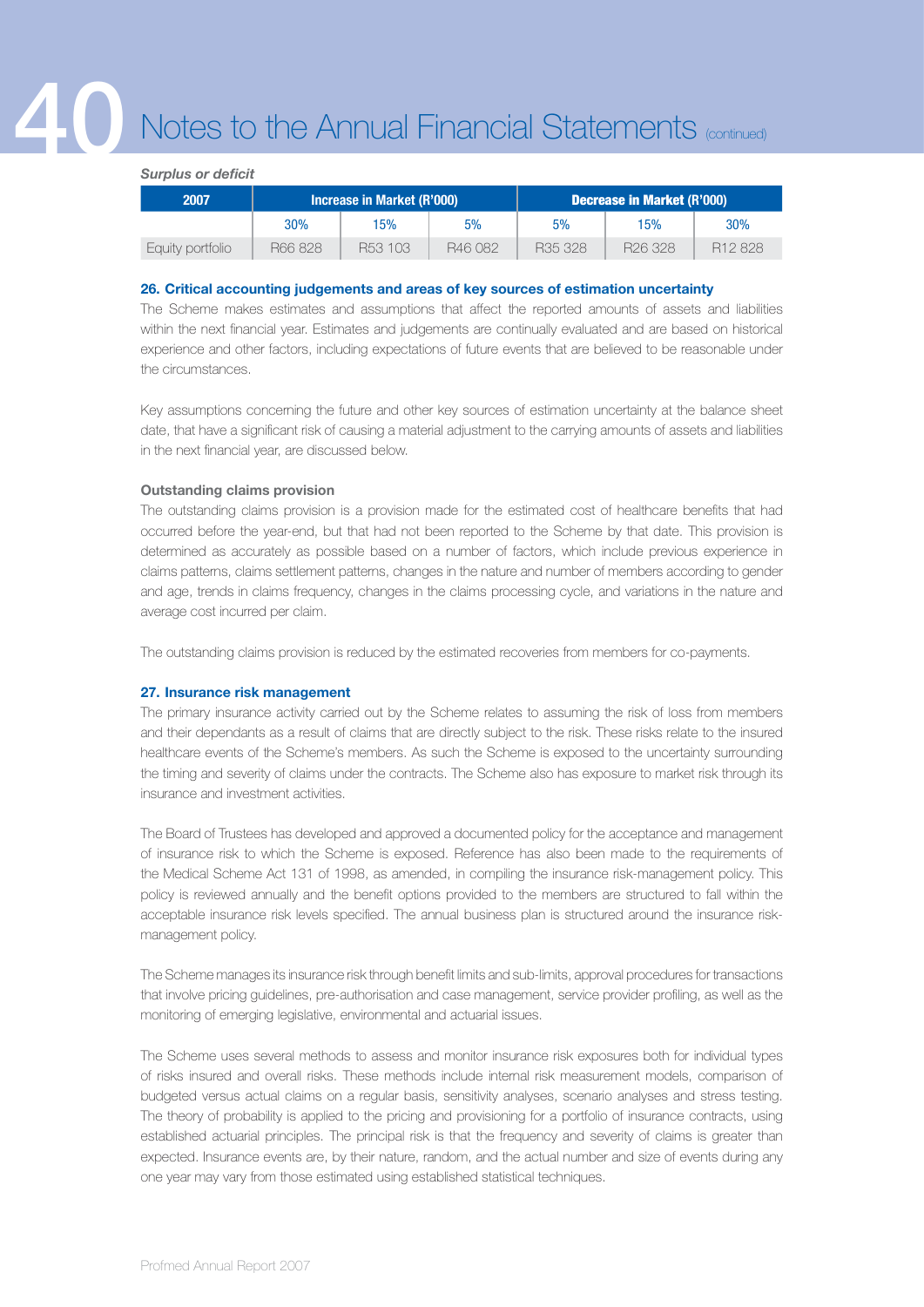*Surplus or deficit*

| 2007 | Increase in Market (R'000) | | | Decrease in Market (R'000) | | |
|---|---|---|---|---|---|---|
| | 30% | 15% | 5% | 5% | 15% | 30% |
| Equity portfolio | R66 828 | R53 103 | R46 082 | R35 328 | R26 328 | R12 828 |

## 26. Critical accounting judgements and areas of key sources of estimation uncertainty

The Scheme makes estimates and assumptions that affect the reported amounts of assets and liabilities within the next financial year. Estimates and judgements are continually evaluated and are based on historical experience and other factors, including expectations of future events that are believed to be reasonable under the circumstances.

Key assumptions concerning the future and other key sources of estimation uncertainty at the balance sheet date, that have a significant risk of causing a material adjustment to the carrying amounts of assets and liabilities in the next financial year, are discussed below.

**Outstanding claims provision**

The outstanding claims provision is a provision made for the estimated cost of healthcare benefits that had occurred before the year-end, but that had not been reported to the Scheme by that date. This provision is determined as accurately as possible based on a number of factors, which include previous experience in claims patterns, claims settlement patterns, changes in the nature and number of members according to gender and age, trends in claims frequency, changes in the claims processing cycle, and variations in the nature and average cost incurred per claim.

The outstanding claims provision is reduced by the estimated recoveries from members for co-payments.

## 27. Insurance risk management

The primary insurance activity carried out by the Scheme relates to assuming the risk of loss from members and their dependants as a result of claims that are directly subject to the risk. These risks relate to the insured healthcare events of the Scheme's members. As such the Scheme is exposed to the uncertainty surrounding the timing and severity of claims under the contracts. The Scheme also has exposure to market risk through its insurance and investment activities.

The Board of Trustees has developed and approved a documented policy for the acceptance and management of insurance risk to which the Scheme is exposed. Reference has also been made to the requirements of the Medical Scheme Act 131 of 1998, as amended, in compiling the insurance risk-management policy. This policy is reviewed annually and the benefit options provided to the members are structured to fall within the acceptable insurance risk levels specified. The annual business plan is structured around the insurance risk-management policy.

The Scheme manages its insurance risk through benefit limits and sub-limits, approval procedures for transactions that involve pricing guidelines, pre-authorisation and case management, service provider profiling, as well as the monitoring of emerging legislative, environmental and actuarial issues.

The Scheme uses several methods to assess and monitor insurance risk exposures both for individual types of risks insured and overall risks. These methods include internal risk measurement models, comparison of budgeted versus actual claims on a regular basis, sensitivity analyses, scenario analyses and stress testing. The theory of probability is applied to the pricing and provisioning for a portfolio of insurance contracts, using established actuarial principles. The principal risk is that the frequency and severity of claims is greater than expected. Insurance events are, by their nature, random, and the actual number and size of events during any one year may vary from those estimated using established statistical techniques.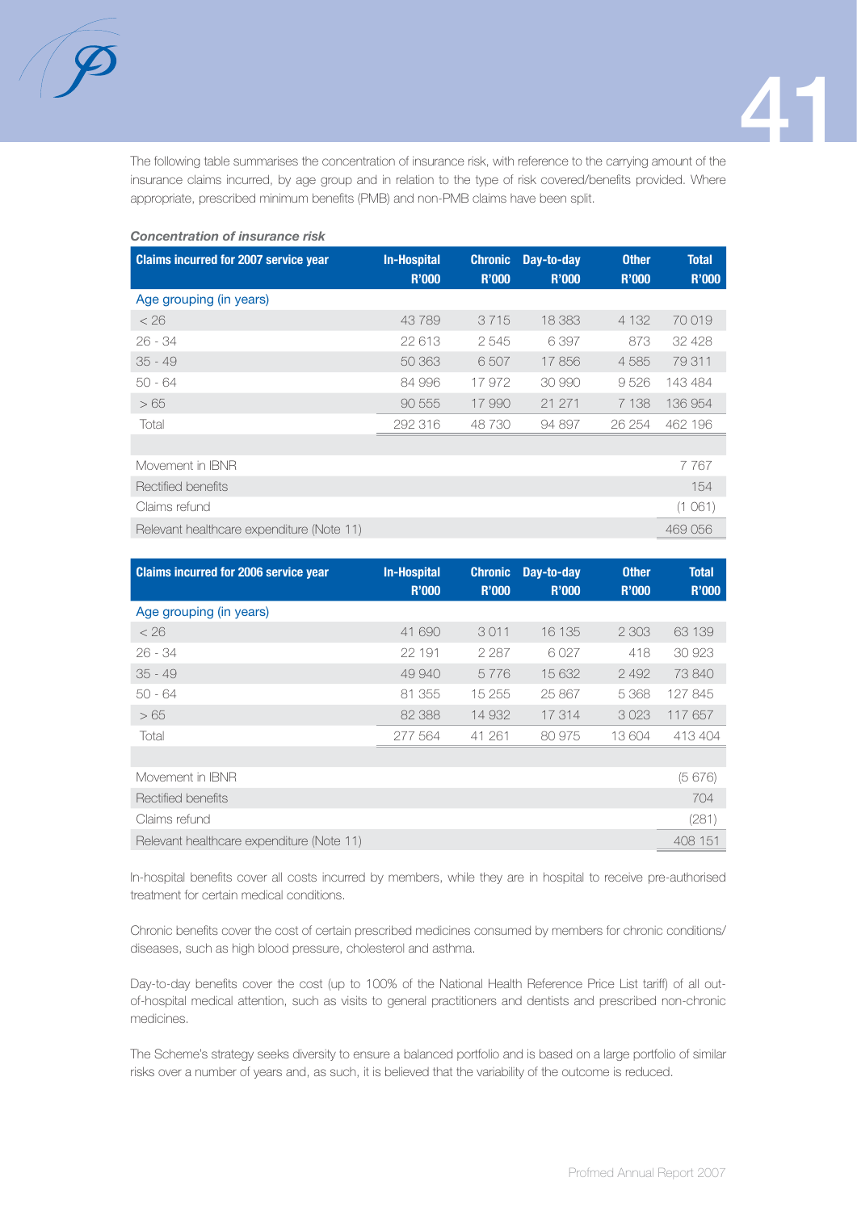The following table summarises the concentration of insurance risk, with reference to the carrying amount of the insurance claims incurred, by age group and in relation to the type of risk covered/benefits provided. Where appropriate, prescribed minimum benefits (PMB) and non-PMB claims have been split.

***Concentration of insurance risk***

| Claims incurred for 2007 service year | In-Hospital R'000 | Chronic R'000 | Day-to-day R'000 | Other R'000 | Total R'000 |
|---|---|---|---|---|---|
| Age grouping (in years) | | | | | |
| < 26 | 43 789 | 3 715 | 18 383 | 4 132 | 70 019 |
| 26 - 34 | 22 613 | 2 545 | 6 397 | 873 | 32 428 |
| 35 - 49 | 50 363 | 6 507 | 17 856 | 4 585 | 79 311 |
| 50 - 64 | 84 996 | 17 972 | 30 990 | 9 526 | 143 484 |
| > 65 | 90 555 | 17 990 | 21 271 | 7 138 | 136 954 |
| Total | 292 316 | 48 730 | 94 897 | 26 254 | 462 196 |
| | | | | | |
| Movement in IBNR | | | | | 7 767 |
| Rectified benefits | | | | | 154 |
| Claims refund | | | | | (1 061) |
| Relevant healthcare expenditure (Note 11) | | | | | 469 056 |

| Claims incurred for 2006 service year | In-Hospital R'000 | Chronic R'000 | Day-to-day R'000 | Other R'000 | Total R'000 |
|---|---|---|---|---|---|
| Age grouping (in years) | | | | | |
| < 26 | 41 690 | 3 011 | 16 135 | 2 303 | 63 139 |
| 26 - 34 | 22 191 | 2 287 | 6 027 | 418 | 30 923 |
| 35 - 49 | 49 940 | 5 776 | 15 632 | 2 492 | 73 840 |
| 50 - 64 | 81 355 | 15 255 | 25 867 | 5 368 | 127 845 |
| > 65 | 82 388 | 14 932 | 17 314 | 3 023 | 117 657 |
| Total | 277 564 | 41 261 | 80 975 | 13 604 | 413 404 |
| | | | | | |
| Movement in IBNR | | | | | (5 676) |
| Rectified benefits | | | | | 704 |
| Claims refund | | | | | (281) |
| Relevant healthcare expenditure (Note 11) | | | | | 408 151 |

In-hospital benefits cover all costs incurred by members, while they are in hospital to receive pre-authorised treatment for certain medical conditions.

Chronic benefits cover the cost of certain prescribed medicines consumed by members for chronic conditions/ diseases, such as high blood pressure, cholesterol and asthma.

Day-to-day benefits cover the cost (up to 100% of the National Health Reference Price List tariff) of all out-of-hospital medical attention, such as visits to general practitioners and dentists and prescribed non-chronic medicines.

The Scheme's strategy seeks diversity to ensure a balanced portfolio and is based on a large portfolio of similar risks over a number of years and, as such, it is believed that the variability of the outcome is reduced.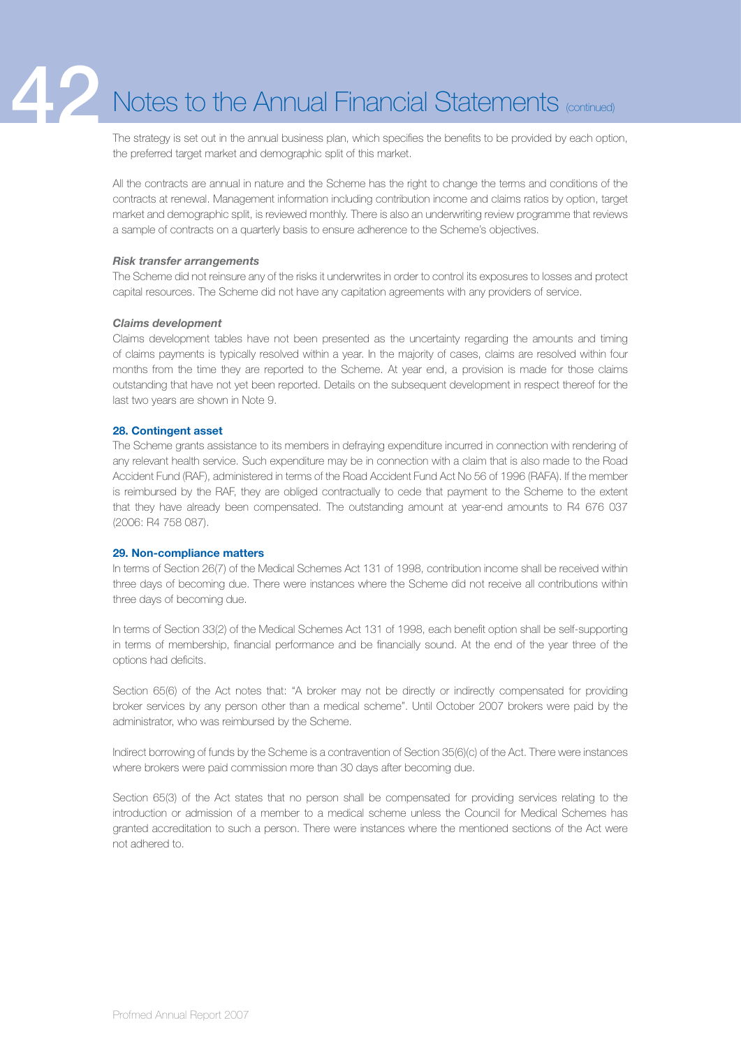The strategy is set out in the annual business plan, which specifies the benefits to be provided by each option, the preferred target market and demographic split of this market.

All the contracts are annual in nature and the Scheme has the right to change the terms and conditions of the contracts at renewal. Management information including contribution income and claims ratios by option, target market and demographic split, is reviewed monthly. There is also an underwriting review programme that reviews a sample of contracts on a quarterly basis to ensure adherence to the Scheme's objectives.

***Risk transfer arrangements***

The Scheme did not reinsure any of the risks it underwrites in order to control its exposures to losses and protect capital resources. The Scheme did not have any capitation agreements with any providers of service.

***Claims development***

Claims development tables have not been presented as the uncertainty regarding the amounts and timing of claims payments is typically resolved within a year. In the majority of cases, claims are resolved within four months from the time they are reported to the Scheme. At year end, a provision is made for those claims outstanding that have not yet been reported. Details on the subsequent development in respect thereof for the last two years are shown in Note 9.

## 28. Contingent asset

The Scheme grants assistance to its members in defraying expenditure incurred in connection with rendering of any relevant health service. Such expenditure may be in connection with a claim that is also made to the Road Accident Fund (RAF), administered in terms of the Road Accident Fund Act No 56 of 1996 (RAFA). If the member is reimbursed by the RAF, they are obliged contractually to cede that payment to the Scheme to the extent that they have already been compensated. The outstanding amount at year-end amounts to R4 676 037 (2006: R4 758 087).

## 29. Non-compliance matters

In terms of Section 26(7) of the Medical Schemes Act 131 of 1998, contribution income shall be received within three days of becoming due. There were instances where the Scheme did not receive all contributions within three days of becoming due.

In terms of Section 33(2) of the Medical Schemes Act 131 of 1998, each benefit option shall be self-supporting in terms of membership, financial performance and be financially sound. At the end of the year three of the options had deficits.

Section 65(6) of the Act notes that: "A broker may not be directly or indirectly compensated for providing broker services by any person other than a medical scheme". Until October 2007 brokers were paid by the administrator, who was reimbursed by the Scheme.

Indirect borrowing of funds by the Scheme is a contravention of Section 35(6)(c) of the Act. There were instances where brokers were paid commission more than 30 days after becoming due.

Section 65(3) of the Act states that no person shall be compensated for providing services relating to the introduction or admission of a member to a medical scheme unless the Council for Medical Schemes has granted accreditation to such a person. There were instances where the mentioned sections of the Act were not adhered to.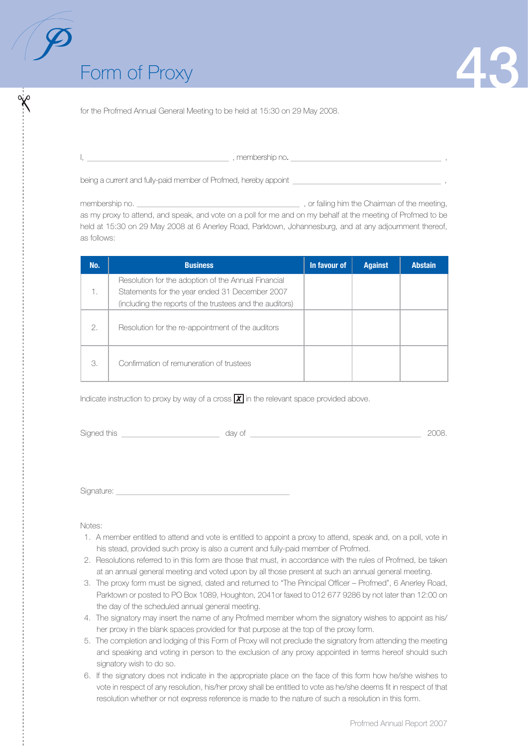# Form of Proxy

for the Profmed Annual General Meeting to be held at 15:30 on 29 May 2008.

I, \_\_\_\_\_\_\_\_\_\_\_\_\_\_\_\_\_\_\_\_\_\_\_\_\_\_\_\_\_\_\_\_\_\_\_\_ , membership no. \_\_\_\_\_\_\_\_\_\_\_\_\_\_\_\_\_\_\_\_\_\_\_\_\_\_\_\_\_\_\_\_\_\_\_\_\_\_ ,

being a current and fully-paid member of Profmed, hereby appoint \_\_\_\_\_\_\_\_\_\_\_\_\_\_\_\_\_\_\_\_\_\_\_\_\_\_\_\_\_\_\_\_\_\_\_\_\_\_ ,

membership no. \_\_\_\_\_\_\_\_\_\_\_\_\_\_\_\_\_\_\_\_\_\_\_\_\_\_\_\_\_\_\_\_\_\_\_\_\_\_\_\_ , or failing him the Chairman of the meeting, as my proxy to attend, and speak, and vote on a poll for me and on my behalf at the meeting of Profmed to be held at 15:30 on 29 May 2008 at 6 Anerley Road, Parktown, Johannesburg, and at any adjournment thereof, as follows:

| No. | Business | In favour of | Against | Abstain |
|---|---|---|---|---|
| 1. | Resolution for the adoption of the Annual Financial Statements for the year ended 31 December 2007 (including the reports of the trustees and the auditors) | | | |
| 2. | Resolution for the re-appointment of the auditors | | | |
| 3. | Confirmation of remuneration of trustees | | | |

Indicate instruction to proxy by way of a cross ☒ in the relevant space provided above.

Signed this \_\_\_\_\_\_\_\_\_\_\_\_\_\_\_\_\_\_\_\_\_\_\_\_ day of \_\_\_\_\_\_\_\_\_\_\_\_\_\_\_\_\_\_\_\_\_\_\_\_\_\_\_\_\_\_\_\_\_\_\_\_\_\_\_\_\_\_ 2008.

Signature: \_\_\_\_\_\_\_\_\_\_\_\_\_\_\_\_\_\_\_\_\_\_\_\_\_\_\_\_\_\_\_\_\_\_\_\_\_\_\_\_\_\_

Notes:

1. A member entitled to attend and vote is entitled to appoint a proxy to attend, speak and, on a poll, vote in his stead, provided such proxy is also a current and fully-paid member of Profmed.
2. Resolutions referred to in this form are those that must, in accordance with the rules of Profmed, be taken at an annual general meeting and voted upon by all those present at such an annual general meeting.
3. The proxy form must be signed, dated and returned to "The Principal Officer – Profmed", 6 Anerley Road, Parktown or posted to PO Box 1089, Houghton, 2041or faxed to 012 677 9286 by not later than 12:00 on the day of the scheduled annual general meeting.
4. The signatory may insert the name of any Profmed member whom the signatory wishes to appoint as his/her proxy in the blank spaces provided for that purpose at the top of the proxy form.
5. The completion and lodging of this Form of Proxy will not preclude the signatory from attending the meeting and speaking and voting in person to the exclusion of any proxy appointed in terms hereof should such signatory wish to do so.
6. If the signatory does not indicate in the appropriate place on the face of this form how he/she wishes to vote in respect of any resolution, his/her proxy shall be entitled to vote as he/she deems fit in respect of that resolution whether or not express reference is made to the nature of such a resolution in this form.